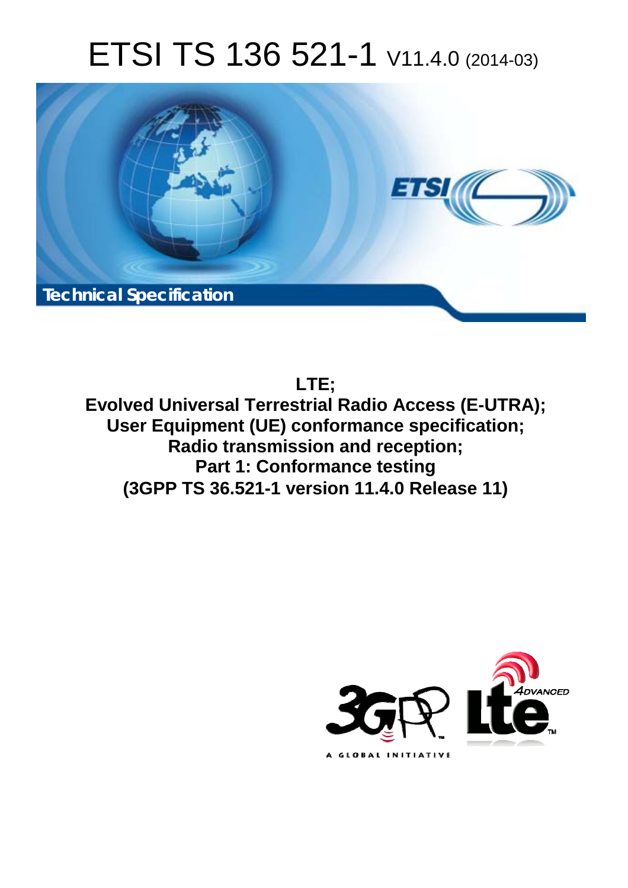# ETSI TS 136 521-1 V11.4.0 (2014-03)

Technical Specification

**LTE;**
**Evolved Universal Terrestrial Radio Access (E-UTRA);**
**User Equipment (UE) conformance specification;**
**Radio transmission and reception;**
**Part 1: Conformance testing**
**(3GPP TS 36.521-1 version 11.4.0 Release 11)**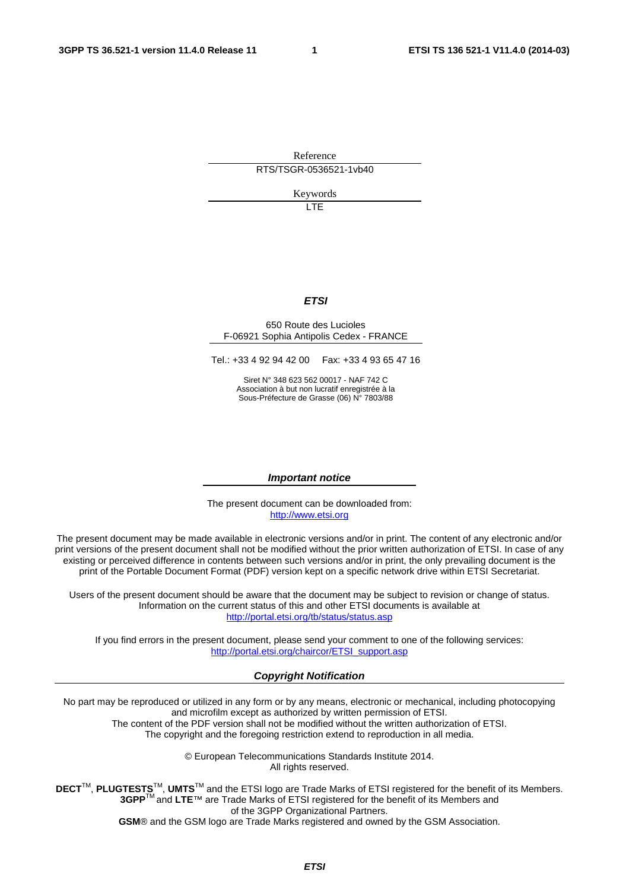Reference

RTS/TSGR-0536521-1vb40

Keywords

LTE

***ETSI***

650 Route des Lucioles
F-06921 Sophia Antipolis Cedex - FRANCE

Tel.: +33 4 92 94 42 00 Fax: +33 4 93 65 47 16

Siret N° 348 623 562 00017 - NAF 742 C
Association à but non lucratif enregistrée à la
Sous-Préfecture de Grasse (06) N° 7803/88

***Important notice***

The present document can be downloaded from:
http://www.etsi.org

The present document may be made available in electronic versions and/or in print. The content of any electronic and/or print versions of the present document shall not be modified without the prior written authorization of ETSI. In case of any existing or perceived difference in contents between such versions and/or in print, the only prevailing document is the print of the Portable Document Format (PDF) version kept on a specific network drive within ETSI Secretariat.

Users of the present document should be aware that the document may be subject to revision or change of status. Information on the current status of this and other ETSI documents is available at
http://portal.etsi.org/tb/status/status.asp

If you find errors in the present document, please send your comment to one of the following services:
http://portal.etsi.org/chaircor/ETSI_support.asp

***Copyright Notification***

No part may be reproduced or utilized in any form or by any means, electronic or mechanical, including photocopying and microfilm except as authorized by written permission of ETSI.
The content of the PDF version shall not be modified without the written authorization of ETSI.
The copyright and the foregoing restriction extend to reproduction in all media.

© European Telecommunications Standards Institute 2014.
All rights reserved.

**DECT**™, **PLUGTESTS**™, **UMTS**™ and the ETSI logo are Trade Marks of ETSI registered for the benefit of its Members.
**3GPP**™ and **LTE**™ are Trade Marks of ETSI registered for the benefit of its Members and of the 3GPP Organizational Partners.
**GSM**® and the GSM logo are Trade Marks registered and owned by the GSM Association.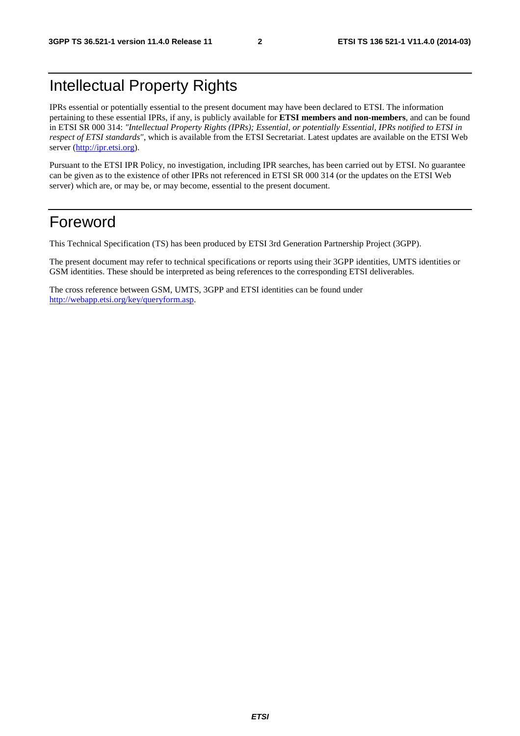# Intellectual Property Rights

IPRs essential or potentially essential to the present document may have been declared to ETSI. The information pertaining to these essential IPRs, if any, is publicly available for **ETSI members and non-members**, and can be found in ETSI SR 000 314: *"Intellectual Property Rights (IPRs); Essential, or potentially Essential, IPRs notified to ETSI in respect of ETSI standards"*, which is available from the ETSI Secretariat. Latest updates are available on the ETSI Web server (http://ipr.etsi.org).

Pursuant to the ETSI IPR Policy, no investigation, including IPR searches, has been carried out by ETSI. No guarantee can be given as to the existence of other IPRs not referenced in ETSI SR 000 314 (or the updates on the ETSI Web server) which are, or may be, or may become, essential to the present document.

# Foreword

This Technical Specification (TS) has been produced by ETSI 3rd Generation Partnership Project (3GPP).

The present document may refer to technical specifications or reports using their 3GPP identities, UMTS identities or GSM identities. These should be interpreted as being references to the corresponding ETSI deliverables.

The cross reference between GSM, UMTS, 3GPP and ETSI identities can be found under http://webapp.etsi.org/key/queryform.asp.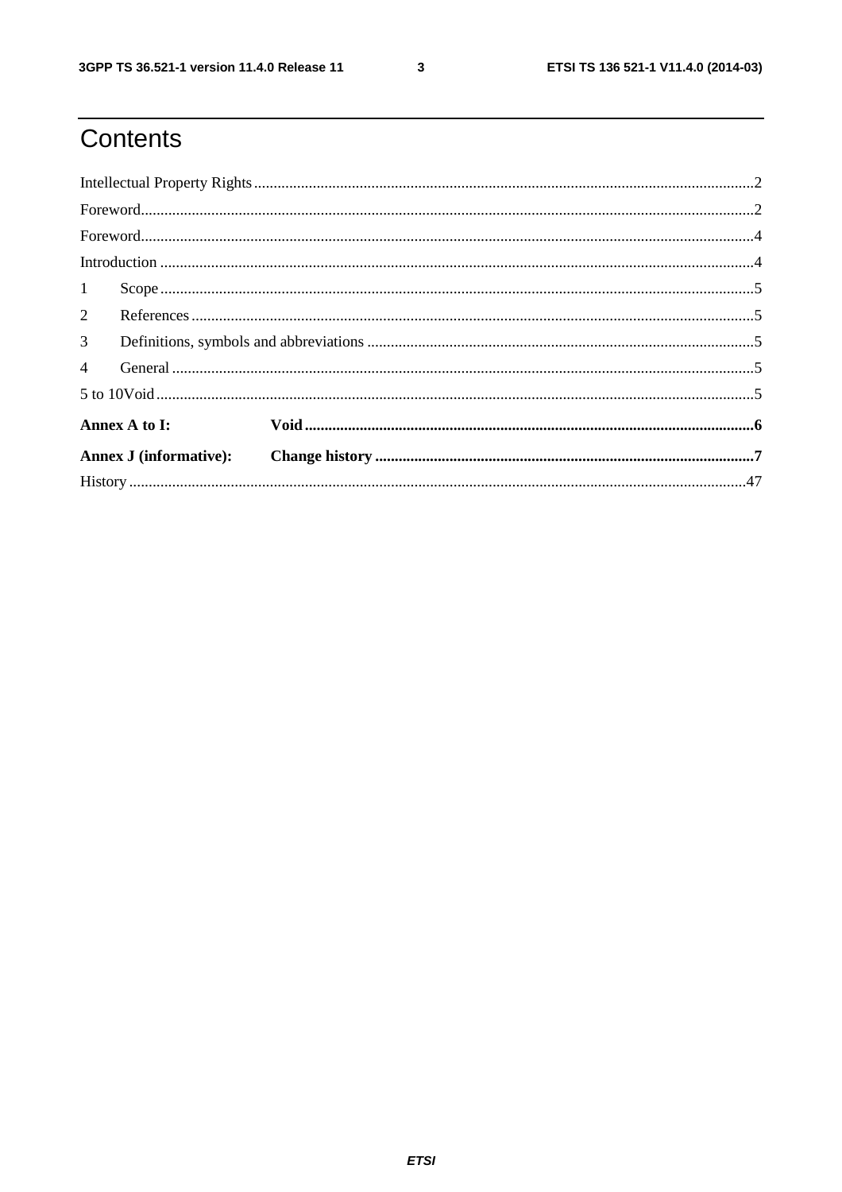# Contents

Intellectual Property Rights ..... 2

Foreword ..... 2

Foreword ..... 4

Introduction ..... 4

1 Scope ..... 5

2 References ..... 5

3 Definitions, symbols and abbreviations ..... 5

4 General ..... 5

5 to 10Void ..... 5

**Annex A to I: Void ..... 6**

**Annex J (informative): Change history ..... 7**

History ..... 47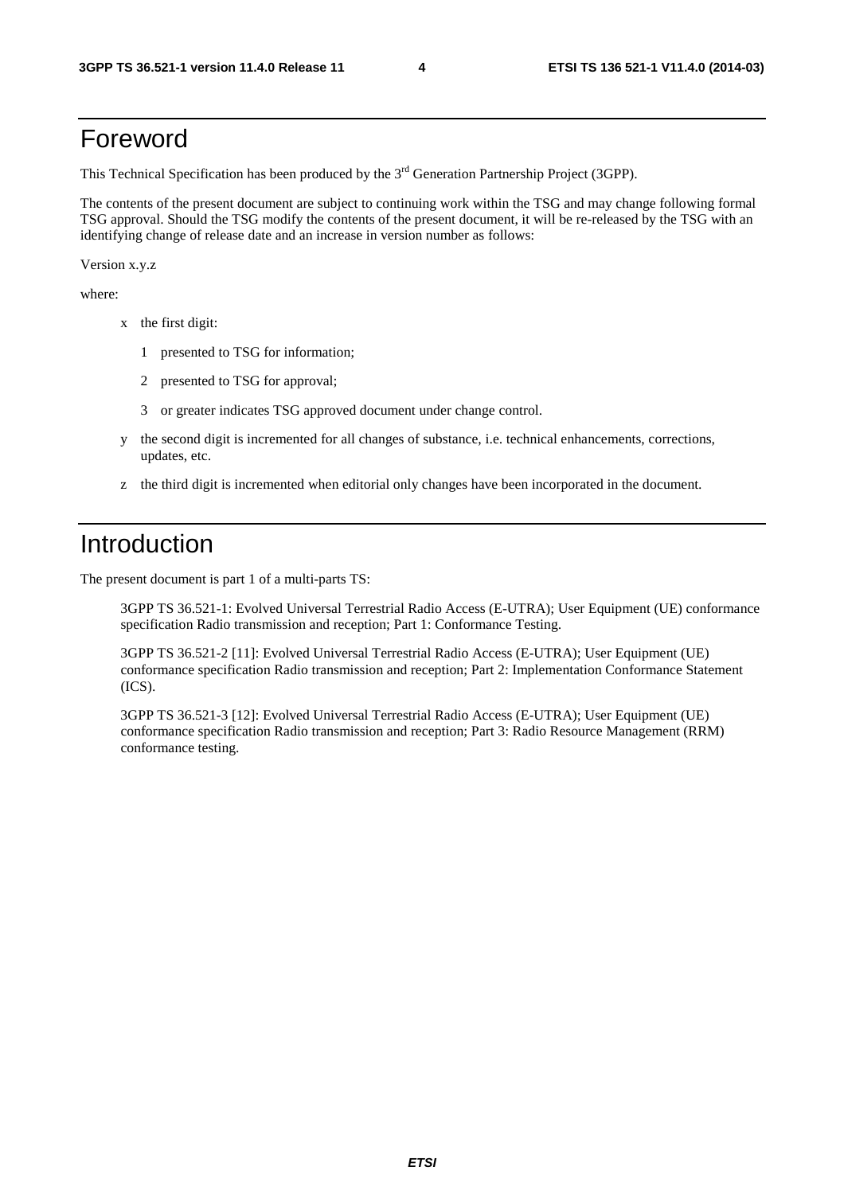# Foreword

This Technical Specification has been produced by the 3rd Generation Partnership Project (3GPP).

The contents of the present document are subject to continuing work within the TSG and may change following formal TSG approval. Should the TSG modify the contents of the present document, it will be re-released by the TSG with an identifying change of release date and an increase in version number as follows:

Version x.y.z

where:

- x the first digit:
  - 1 presented to TSG for information;
  - 2 presented to TSG for approval;
  - 3 or greater indicates TSG approved document under change control.
- y the second digit is incremented for all changes of substance, i.e. technical enhancements, corrections, updates, etc.
- z the third digit is incremented when editorial only changes have been incorporated in the document.

# Introduction

The present document is part 1 of a multi-parts TS:

3GPP TS 36.521-1: Evolved Universal Terrestrial Radio Access (E-UTRA); User Equipment (UE) conformance specification Radio transmission and reception; Part 1: Conformance Testing.

3GPP TS 36.521-2 [11]: Evolved Universal Terrestrial Radio Access (E-UTRA); User Equipment (UE) conformance specification Radio transmission and reception; Part 2: Implementation Conformance Statement (ICS).

3GPP TS 36.521-3 [12]: Evolved Universal Terrestrial Radio Access (E-UTRA); User Equipment (UE) conformance specification Radio transmission and reception; Part 3: Radio Resource Management (RRM) conformance testing.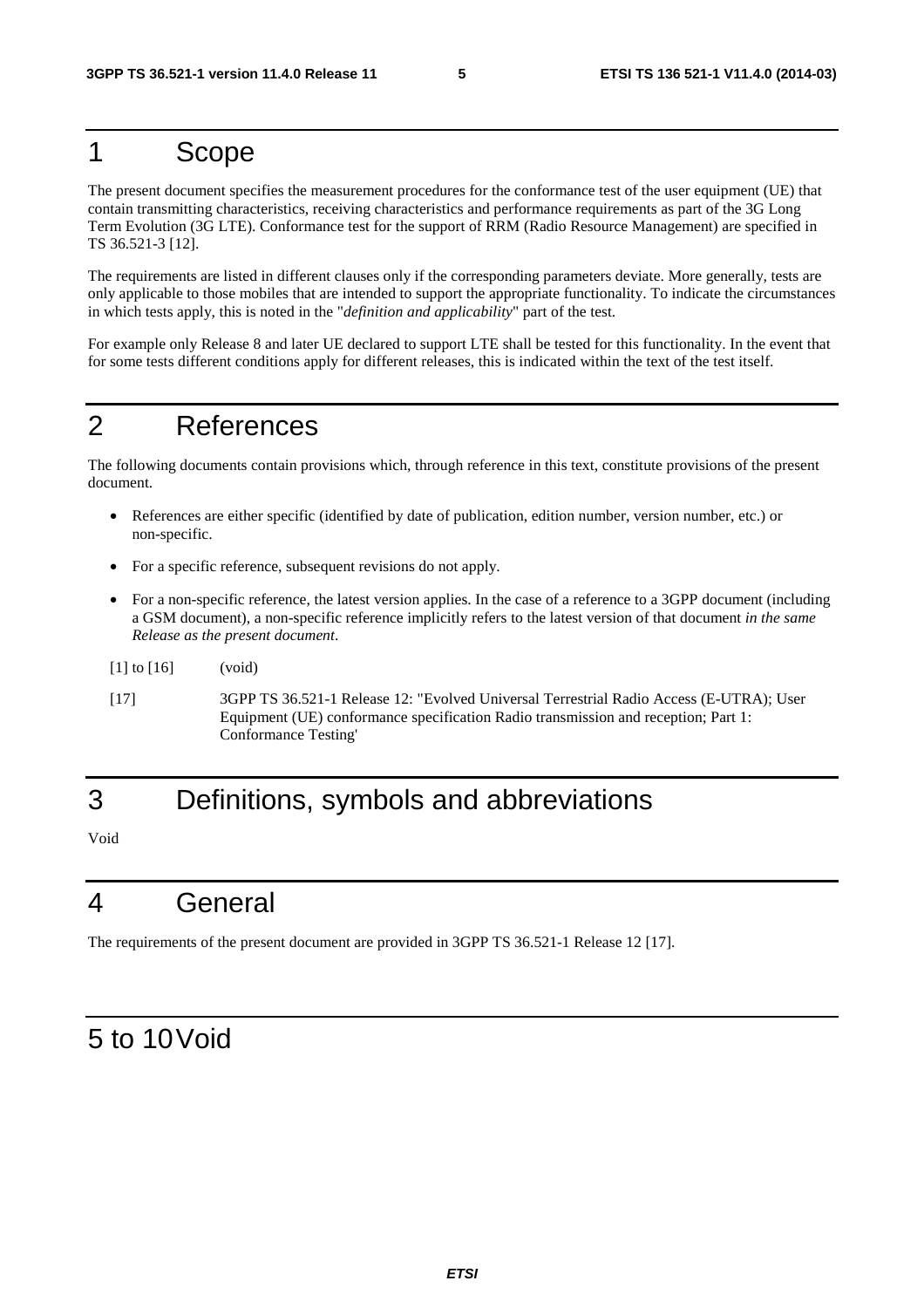# 1 Scope

The present document specifies the measurement procedures for the conformance test of the user equipment (UE) that contain transmitting characteristics, receiving characteristics and performance requirements as part of the 3G Long Term Evolution (3G LTE). Conformance test for the support of RRM (Radio Resource Management) are specified in TS 36.521-3 [12].

The requirements are listed in different clauses only if the corresponding parameters deviate. More generally, tests are only applicable to those mobiles that are intended to support the appropriate functionality. To indicate the circumstances in which tests apply, this is noted in the "*definition and applicability*" part of the test.

For example only Release 8 and later UE declared to support LTE shall be tested for this functionality. In the event that for some tests different conditions apply for different releases, this is indicated within the text of the test itself.

# 2 References

The following documents contain provisions which, through reference in this text, constitute provisions of the present document.

- References are either specific (identified by date of publication, edition number, version number, etc.) or non-specific.
- For a specific reference, subsequent revisions do not apply.
- For a non-specific reference, the latest version applies. In the case of a reference to a 3GPP document (including a GSM document), a non-specific reference implicitly refers to the latest version of that document *in the same Release as the present document*.

[1] to [16] (void)

[17] 3GPP TS 36.521-1 Release 12: "Evolved Universal Terrestrial Radio Access (E-UTRA); User Equipment (UE) conformance specification Radio transmission and reception; Part 1: Conformance Testing'

# 3 Definitions, symbols and abbreviations

Void

# 4 General

The requirements of the present document are provided in 3GPP TS 36.521-1 Release 12 [17].

# 5 to 10 Void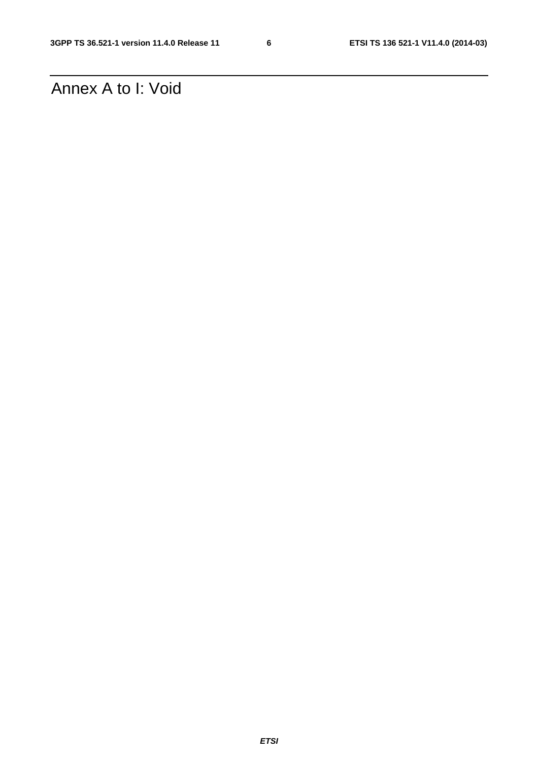# Annex A to I: Void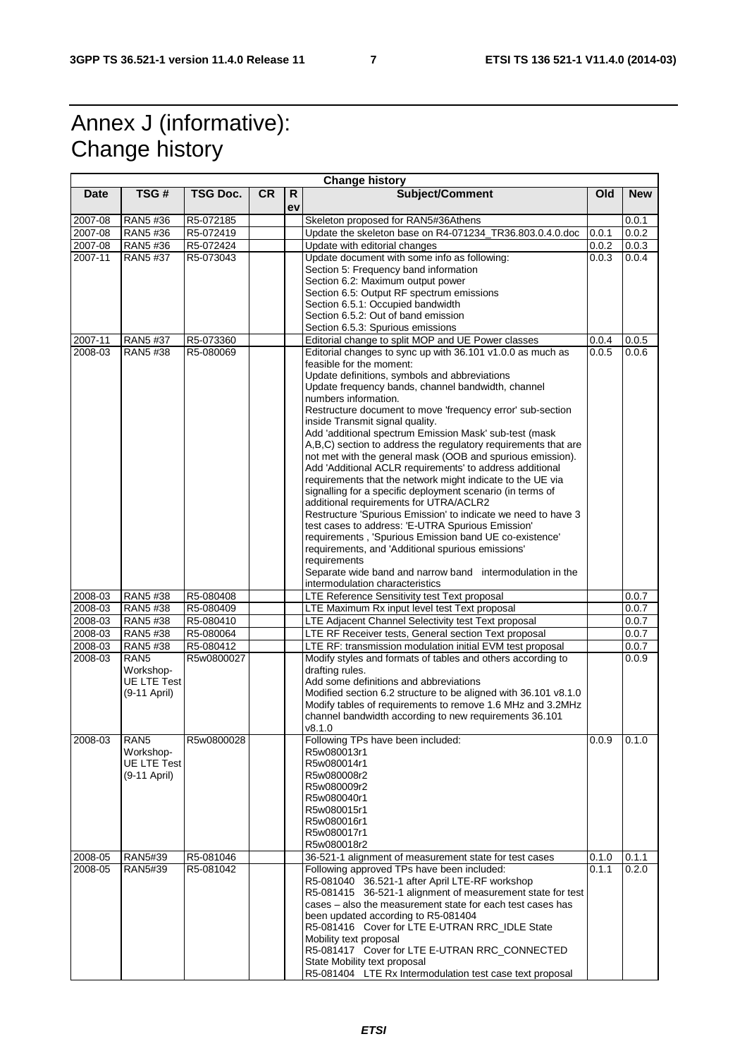# Annex J (informative): Change history

| Change history | | | | | | | |
|---|---|---|---|---|---|---|---|
| **Date** | **TSG #** | **TSG Doc.** | **CR** | **Rev** | **Subject/Comment** | **Old** | **New** |
| 2007-08 | RAN5 #36 | R5-072185 | | | Skeleton proposed for RAN5#36Athens | | 0.0.1 |
| 2007-08 | RAN5 #36 | R5-072419 | | | Update the skeleton base on R4-071234_TR36.803.0.4.0.doc | 0.0.1 | 0.0.2 |
| 2007-08 | RAN5 #36 | R5-072424 | | | Update with editorial changes | 0.0.2 | 0.0.3 |
| 2007-11 | RAN5 #37 | R5-073043 | | | Update document with some info as following:<br>Section 5: Frequency band information<br>Section 6.2: Maximum output power<br>Section 6.5: Output RF spectrum emissions<br>Section 6.5.1: Occupied bandwidth<br>Section 6.5.2: Out of band emission<br>Section 6.5.3: Spurious emissions | 0.0.3 | 0.0.4 |
| 2007-11 | RAN5 #37 | R5-073360 | | | Editorial change to split MOP and UE Power classes | 0.0.4 | 0.0.5 |
| 2008-03 | RAN5 #38 | R5-080069 | | | Editorial changes to sync up with 36.101 v1.0.0 as much as feasible for the moment:<br>Update definitions, symbols and abbreviations<br>Update frequency bands, channel bandwidth, channel numbers information.<br>Restructure document to move 'frequency error' sub-section inside Transmit signal quality.<br>Add 'additional spectrum Emission Mask' sub-test (mask A,B,C) section to address the regulatory requirements that are not met with the general mask (OOB and spurious emission).<br>Add 'Additional ACLR requirements' to address additional requirements that the network might indicate to the UE via signalling for a specific deployment scenario (in terms of additional requirements for UTRA/ACLR2<br>Restructure 'Spurious Emission' to indicate we need to have 3 test cases to address: 'E-UTRA Spurious Emission' requirements , 'Spurious Emission band UE co-existence' requirements, and 'Additional spurious emissions' requirements<br>Separate wide band and narrow band intermodulation in the intermodulation characteristics | 0.0.5 | 0.0.6 |
| 2008-03 | RAN5 #38 | R5-080408 | | | LTE Reference Sensitivity test Text proposal | | 0.0.7 |
| 2008-03 | RAN5 #38 | R5-080409 | | | LTE Maximum Rx input level test Text proposal | | 0.0.7 |
| 2008-03 | RAN5 #38 | R5-080410 | | | LTE Adjacent Channel Selectivity test Text proposal | | 0.0.7 |
| 2008-03 | RAN5 #38 | R5-080064 | | | LTE RF Receiver tests, General section Text proposal | | 0.0.7 |
| 2008-03 | RAN5 #38 | R5-080412 | | | LTE RF: transmission modulation initial EVM test proposal | | 0.0.7 |
| 2008-03 | RAN5 Workshop-UE LTE Test (9-11 April) | R5w0800027 | | | Modify styles and formats of tables and others according to drafting rules.<br>Add some definitions and abbreviations<br>Modified section 6.2 structure to be aligned with 36.101 v8.1.0<br>Modify tables of requirements to remove 1.6 MHz and 3.2MHz channel bandwidth according to new requirements 36.101 v8.1.0 | | 0.0.9 |
| 2008-03 | RAN5 Workshop-UE LTE Test (9-11 April) | R5w0800028 | | | Following TPs have been included:<br>R5w080013r1<br>R5w080014r1<br>R5w080008r2<br>R5w080009r2<br>R5w080040r1<br>R5w080015r1<br>R5w080016r1<br>R5w080017r1<br>R5w080018r2 | 0.0.9 | 0.1.0 |
| 2008-05 | RAN5#39 | R5-081046 | | | 36-521-1 alignment of measurement state for test cases | 0.1.0 | 0.1.1 |
| 2008-05 | RAN5#39 | R5-081042 | | | Following approved TPs have been included:<br>R5-081040 36.521-1 after April LTE-RF workshop<br>R5-081415 36-521-1 alignment of measurement state for test cases – also the measurement state for each test cases has been updated according to R5-081404<br>R5-081416 Cover for LTE E-UTRAN RRC_IDLE State Mobility text proposal<br>R5-081417 Cover for LTE E-UTRAN RRC_CONNECTED State Mobility text proposal<br>R5-081404 LTE Rx Intermodulation test case text proposal | 0.1.1 | 0.2.0 |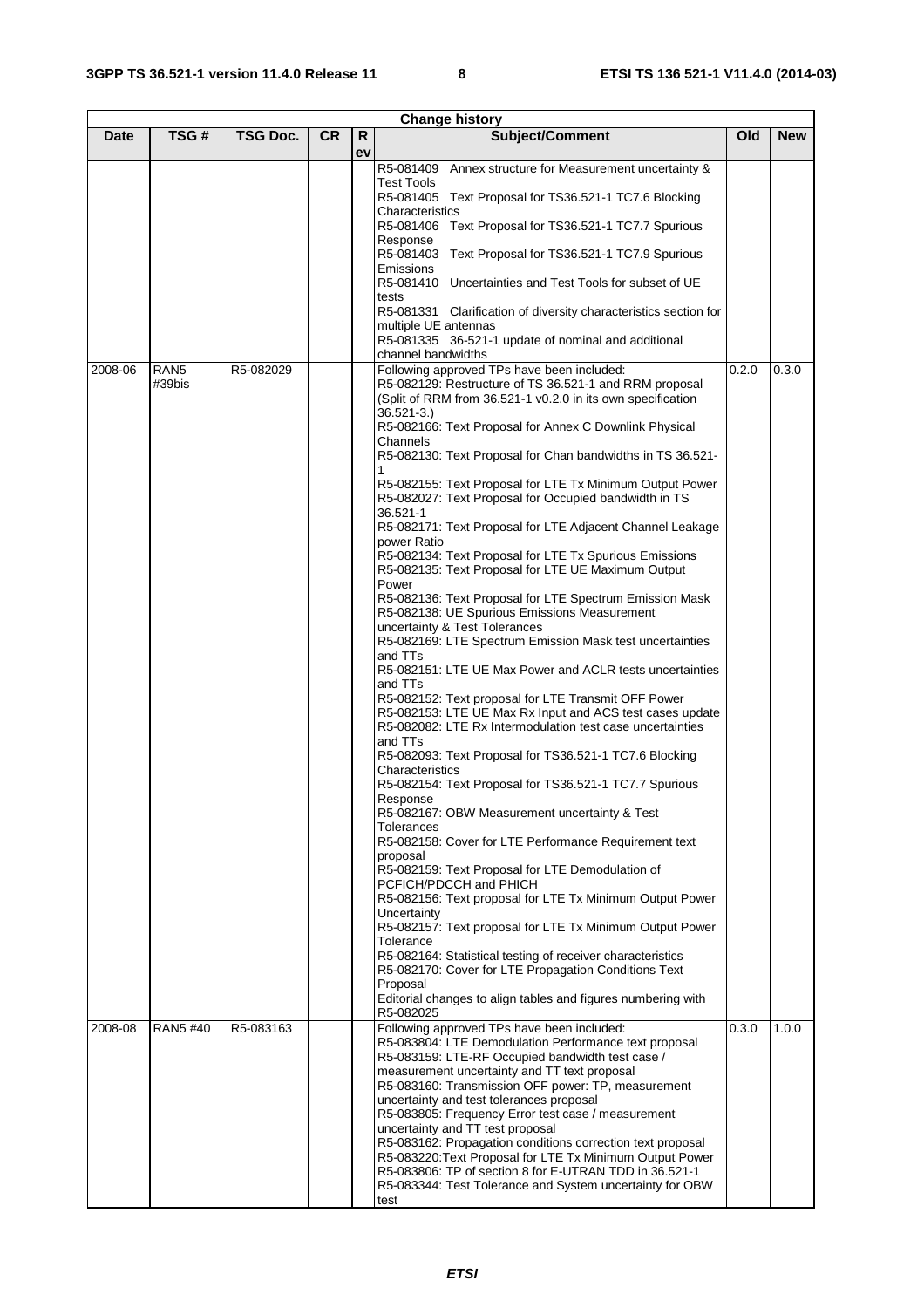| Change history | | | | | | | |
|---|---|---|---|---|---|---|---|
| Date | TSG # | TSG Doc. | CR | Rev | Subject/Comment | Old | New |
| | | | | | R5-081409 Annex structure for Measurement uncertainty & Test Tools<br>R5-081405 Text Proposal for TS36.521-1 TC7.6 Blocking Characteristics<br>R5-081406 Text Proposal for TS36.521-1 TC7.7 Spurious Response<br>R5-081403 Text Proposal for TS36.521-1 TC7.9 Spurious Emissions<br>R5-081410 Uncertainties and Test Tools for subset of UE tests<br>R5-081331 Clarification of diversity characteristics section for multiple UE antennas<br>R5-081335 36-521-1 update of nominal and additional channel bandwidths | | |
| 2008-06 | RAN5 #39bis | R5-082029 | | | Following approved TPs have been included:<br>R5-082129: Restructure of TS 36.521-1 and RRM proposal (Split of RRM from 36.521-1 v0.2.0 in its own specification 36.521-3.)<br>R5-082166: Text Proposal for Annex C Downlink Physical Channels<br>R5-082130: Text Proposal for Chan bandwidths in TS 36.521-1<br>R5-082155: Text Proposal for LTE Tx Minimum Output Power<br>R5-082027: Text Proposal for Occupied bandwidth in TS 36.521-1<br>R5-082171: Text Proposal for LTE Adjacent Channel Leakage power Ratio<br>R5-082134: Text Proposal for LTE Tx Spurious Emissions<br>R5-082135: Text Proposal for LTE UE Maximum Output Power<br>R5-082136: Text Proposal for LTE Spectrum Emission Mask<br>R5-082138: UE Spurious Emissions Measurement uncertainty & Test Tolerances<br>R5-082169: LTE Spectrum Emission Mask test uncertainties and TTs<br>R5-082151: LTE UE Max Power and ACLR tests uncertainties and TTs<br>R5-082152: Text proposal for LTE Transmit OFF Power<br>R5-082153: LTE UE Max Rx Input and ACS test cases update<br>R5-082082: LTE Rx Intermodulation test case uncertainties and TTs<br>R5-082093: Text Proposal for TS36.521-1 TC7.6 Blocking Characteristics<br>R5-082154: Text Proposal for TS36.521-1 TC7.7 Spurious Response<br>R5-082167: OBW Measurement uncertainty & Test Tolerances<br>R5-082158: Cover for LTE Performance Requirement text proposal<br>R5-082159: Text Proposal for LTE Demodulation of PCFICH/PDCCH and PHICH<br>R5-082156: Text proposal for LTE Tx Minimum Output Power Uncertainty<br>R5-082157: Text proposal for LTE Tx Minimum Output Power Tolerance<br>R5-082164: Statistical testing of receiver characteristics<br>R5-082170: Cover for LTE Propagation Conditions Text Proposal<br>Editorial changes to align tables and figures numbering with R5-082025 | 0.2.0 | 0.3.0 |
| 2008-08 | RAN5 #40 | R5-083163 | | | Following approved TPs have been included:<br>R5-083804: LTE Demodulation Performance text proposal<br>R5-083159: LTE-RF Occupied bandwidth test case / measurement uncertainty and TT text proposal<br>R5-083160: Transmission OFF power: TP, measurement uncertainty and test tolerances proposal<br>R5-083805: Frequency Error test case / measurement uncertainty and TT test proposal<br>R5-083162: Propagation conditions correction text proposal<br>R5-083220:Text Proposal for LTE Tx Minimum Output Power<br>R5-083806: TP of section 8 for E-UTRAN TDD in 36.521-1<br>R5-083344: Test Tolerance and System uncertainty for OBW test | 0.3.0 | 1.0.0 |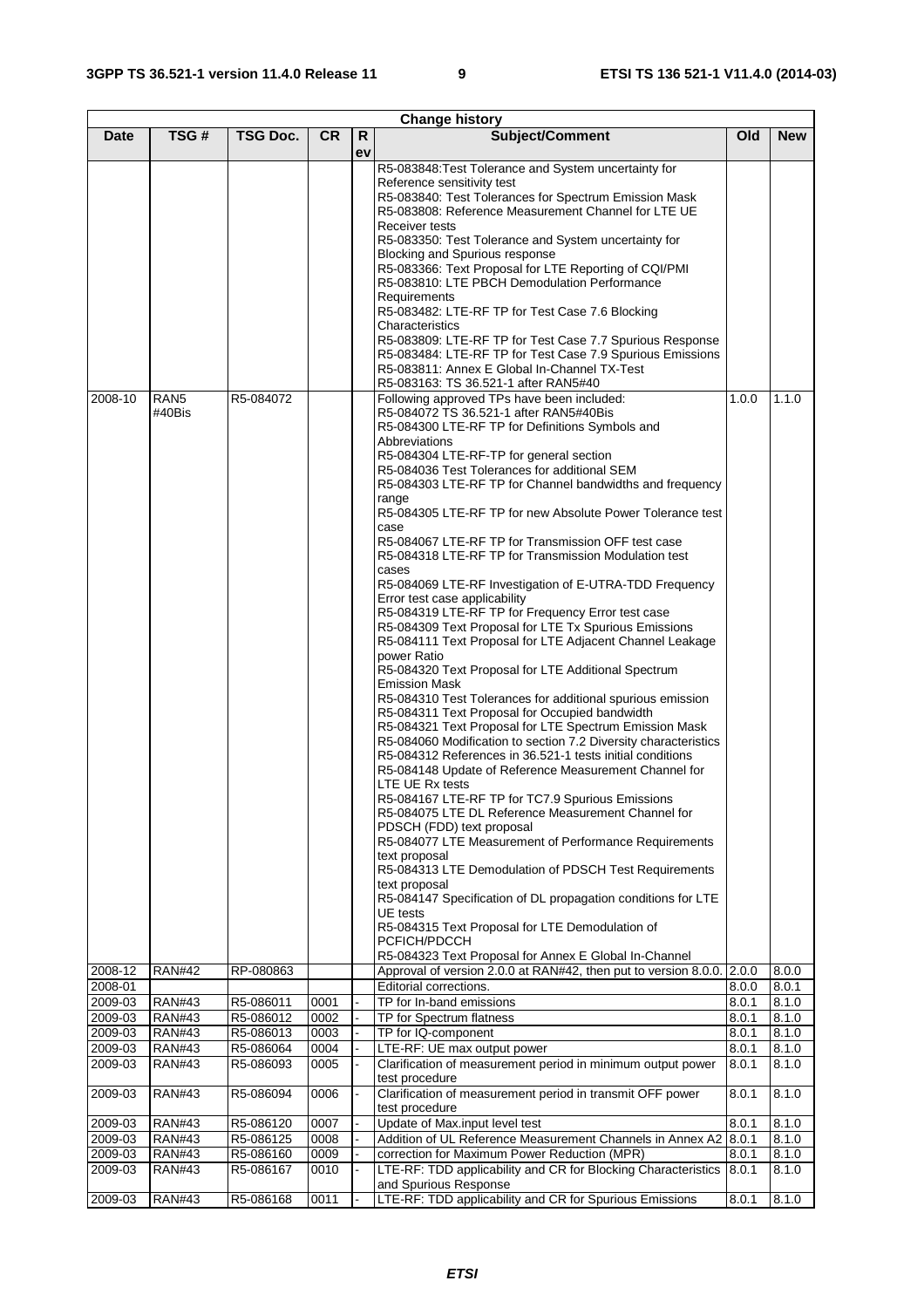| Change history | | | | | | | |
|---|---|---|---|---|---|---|---|
| Date | TSG # | TSG Doc. | CR | Rev | Subject/Comment | Old | New |
| | | | | | R5-083848:Test Tolerance and System uncertainty for Reference sensitivity test<br>R5-083840: Test Tolerances for Spectrum Emission Mask<br>R5-083808: Reference Measurement Channel for LTE UE Receiver tests<br>R5-083350: Test Tolerance and System uncertainty for Blocking and Spurious response<br>R5-083366: Text Proposal for LTE Reporting of CQI/PMI<br>R5-083810: LTE PBCH Demodulation Performance Requirements<br>R5-083482: LTE-RF TP for Test Case 7.6 Blocking Characteristics<br>R5-083809: LTE-RF TP for Test Case 7.7 Spurious Response<br>R5-083484: LTE-RF TP for Test Case 7.9 Spurious Emissions<br>R5-083811: Annex E Global In-Channel TX-Test<br>R5-083163: TS 36.521-1 after RAN5#40 | | |
| 2008-10 | RAN5 #40Bis | R5-084072 | | | Following approved TPs have been included:<br>R5-084072 TS 36.521-1 after RAN5#40Bis<br>R5-084300 LTE-RF TP for Definitions Symbols and Abbreviations<br>R5-084304 LTE-RF-TP for general section<br>R5-084036 Test Tolerances for additional SEM<br>R5-084303 LTE-RF TP for Channel bandwidths and frequency range<br>R5-084305 LTE-RF TP for new Absolute Power Tolerance test case<br>R5-084067 LTE-RF TP for Transmission OFF test case<br>R5-084318 LTE-RF TP for Transmission Modulation test cases<br>R5-084069 LTE-RF Investigation of E-UTRA-TDD Frequency Error test case applicability<br>R5-084319 LTE-RF TP for Frequency Error test case<br>R5-084309 Text Proposal for LTE Tx Spurious Emissions<br>R5-084111 Text Proposal for LTE Adjacent Channel Leakage power Ratio<br>R5-084320 Text Proposal for LTE Additional Spectrum Emission Mask<br>R5-084310 Test Tolerances for additional spurious emission<br>R5-084311 Text Proposal for Occupied bandwidth<br>R5-084321 Text Proposal for LTE Spectrum Emission Mask<br>R5-084060 Modification to section 7.2 Diversity characteristics<br>R5-084312 References in 36.521-1 tests initial conditions<br>R5-084148 Update of Reference Measurement Channel for LTE UE Rx tests<br>R5-084167 LTE-RF TP for TC7.9 Spurious Emissions<br>R5-084075 LTE DL Reference Measurement Channel for PDSCH (FDD) text proposal<br>R5-084077 LTE Measurement of Performance Requirements text proposal<br>R5-084313 LTE Demodulation of PDSCH Test Requirements text proposal<br>R5-084147 Specification of DL propagation conditions for LTE UE tests<br>R5-084315 Text Proposal for LTE Demodulation of PCFICH/PDCCH<br>R5-084323 Text Proposal for Annex E Global In-Channel | 1.0.0 | 1.1.0 |
| 2008-12 | RAN#42 | RP-080863 | | | Approval of version 2.0.0 at RAN#42, then put to version 8.0.0. | 2.0.0 | 8.0.0 |
| 2008-01 | | | | | Editorial corrections. | 8.0.0 | 8.0.1 |
| 2009-03 | RAN#43 | R5-086011 | 0001 | - | TP for In-band emissions | 8.0.1 | 8.1.0 |
| 2009-03 | RAN#43 | R5-086012 | 0002 | - | TP for Spectrum flatness | 8.0.1 | 8.1.0 |
| 2009-03 | RAN#43 | R5-086013 | 0003 | - | TP for IQ-component | 8.0.1 | 8.1.0 |
| 2009-03 | RAN#43 | R5-086064 | 0004 | - | LTE-RF: UE max output power | 8.0.1 | 8.1.0 |
| 2009-03 | RAN#43 | R5-086093 | 0005 | - | Clarification of measurement period in minimum output power test procedure | 8.0.1 | 8.1.0 |
| 2009-03 | RAN#43 | R5-086094 | 0006 | - | Clarification of measurement period in transmit OFF power test procedure | 8.0.1 | 8.1.0 |
| 2009-03 | RAN#43 | R5-086120 | 0007 | - | Update of Max.input level test | 8.0.1 | 8.1.0 |
| 2009-03 | RAN#43 | R5-086125 | 0008 | - | Addition of UL Reference Measurement Channels in Annex A2 | 8.0.1 | 8.1.0 |
| 2009-03 | RAN#43 | R5-086160 | 0009 | - | correction for Maximum Power Reduction (MPR) | 8.0.1 | 8.1.0 |
| 2009-03 | RAN#43 | R5-086167 | 0010 | - | LTE-RF: TDD applicability and CR for Blocking Characteristics and Spurious Response | 8.0.1 | 8.1.0 |
| 2009-03 | RAN#43 | R5-086168 | 0011 | - | LTE-RF: TDD applicability and CR for Spurious Emissions | 8.0.1 | 8.1.0 |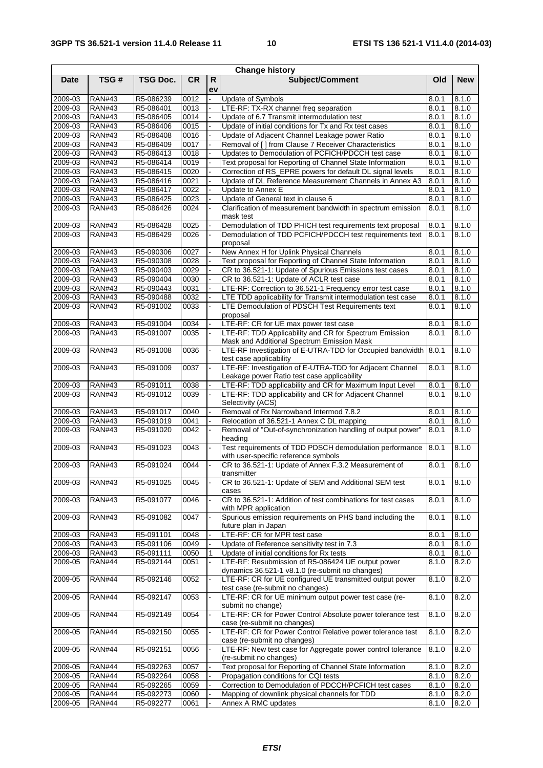| Change history | | | | | | | |
|---|---|---|---|---|---|---|---|
| Date | TSG # | TSG Doc. | CR | Rev | Subject/Comment | Old | New |
| 2009-03 | RAN#43 | R5-086239 | 0012 | - | Update of Symbols | 8.0.1 | 8.1.0 |
| 2009-03 | RAN#43 | R5-086401 | 0013 | - | LTE-RF: TX-RX channel freq separation | 8.0.1 | 8.1.0 |
| 2009-03 | RAN#43 | R5-086405 | 0014 | - | Update of 6.7 Transmit intermodulation test | 8.0.1 | 8.1.0 |
| 2009-03 | RAN#43 | R5-086406 | 0015 | - | Update of initial conditions for Tx and Rx test cases | 8.0.1 | 8.1.0 |
| 2009-03 | RAN#43 | R5-086408 | 0016 | - | Update of Adjacent Channel Leakage power Ratio | 8.0.1 | 8.1.0 |
| 2009-03 | RAN#43 | R5-086409 | 0017 | - | Removal of [ ] from Clause 7 Receiver Characteristics | 8.0.1 | 8.1.0 |
| 2009-03 | RAN#43 | R5-086413 | 0018 | - | Updates to Demodulation of PCFICH/PDCCH test case | 8.0.1 | 8.1.0 |
| 2009-03 | RAN#43 | R5-086414 | 0019 | - | Text proposal for Reporting of Channel State Information | 8.0.1 | 8.1.0 |
| 2009-03 | RAN#43 | R5-086415 | 0020 | - | Correction of RS_EPRE powers for default DL signal levels | 8.0.1 | 8.1.0 |
| 2009-03 | RAN#43 | R5-086416 | 0021 | - | Update of DL Reference Measurement Channels in Annex A3 | 8.0.1 | 8.1.0 |
| 2009-03 | RAN#43 | R5-086417 | 0022 | - | Update to Annex E | 8.0.1 | 8.1.0 |
| 2009-03 | RAN#43 | R5-086425 | 0023 | - | Update of General text in clause 6 | 8.0.1 | 8.1.0 |
| 2009-03 | RAN#43 | R5-086426 | 0024 | - | Clarification of measurement bandwidth in spectrum emission mask test | 8.0.1 | 8.1.0 |
| 2009-03 | RAN#43 | R5-086428 | 0025 | - | Demodulation of TDD PHICH test requirements text proposal | 8.0.1 | 8.1.0 |
| 2009-03 | RAN#43 | R5-086429 | 0026 | - | Demodulation of TDD PCFICH/PDCCH test requirements text proposal | 8.0.1 | 8.1.0 |
| 2009-03 | RAN#43 | R5-090306 | 0027 | - | New Annex H for Uplink Physical Channels | 8.0.1 | 8.1.0 |
| 2009-03 | RAN#43 | R5-090308 | 0028 | - | Text proposal for Reporting of Channel State Information | 8.0.1 | 8.1.0 |
| 2009-03 | RAN#43 | R5-090403 | 0029 | - | CR to 36.521-1: Update of Spurious Emissions test cases | 8.0.1 | 8.1.0 |
| 2009-03 | RAN#43 | R5-090404 | 0030 | - | CR to 36.521-1: Update of ACLR test case | 8.0.1 | 8.1.0 |
| 2009-03 | RAN#43 | R5-090443 | 0031 | - | LTE-RF: Correction to 36.521-1 Frequency error test case | 8.0.1 | 8.1.0 |
| 2009-03 | RAN#43 | R5-090488 | 0032 | - | LTE TDD applicability for Transmit intermodulation test case | 8.0.1 | 8.1.0 |
| 2009-03 | RAN#43 | R5-091002 | 0033 | - | LTE Demodulation of PDSCH Test Requirements text proposal | 8.0.1 | 8.1.0 |
| 2009-03 | RAN#43 | R5-091004 | 0034 | - | LTE-RF: CR for UE max power test case | 8.0.1 | 8.1.0 |
| 2009-03 | RAN#43 | R5-091007 | 0035 | - | LTE-RF: TDD Applicability and CR for Spectrum Emission Mask and Additional Spectrum Emission Mask | 8.0.1 | 8.1.0 |
| 2009-03 | RAN#43 | R5-091008 | 0036 | - | LTE-RF Investigation of E-UTRA-TDD for Occupied bandwidth test case applicability | 8.0.1 | 8.1.0 |
| 2009-03 | RAN#43 | R5-091009 | 0037 | - | LTE-RF: Investigation of E-UTRA-TDD for Adjacent Channel Leakage power Ratio test case applicability | 8.0.1 | 8.1.0 |
| 2009-03 | RAN#43 | R5-091011 | 0038 | - | LTE-RF: TDD applicability and CR for Maximum Input Level | 8.0.1 | 8.1.0 |
| 2009-03 | RAN#43 | R5-091012 | 0039 | - | LTE-RF: TDD applicability and CR for Adjacent Channel Selectivity (ACS) | 8.0.1 | 8.1.0 |
| 2009-03 | RAN#43 | R5-091017 | 0040 | - | Removal of Rx Narrowband Intermod 7.8.2 | 8.0.1 | 8.1.0 |
| 2009-03 | RAN#43 | R5-091019 | 0041 | - | Relocation of 36.521-1 Annex C DL mapping | 8.0.1 | 8.1.0 |
| 2009-03 | RAN#43 | R5-091020 | 0042 | - | Removal of "Out-of-synchronization handling of output power" heading | 8.0.1 | 8.1.0 |
| 2009-03 | RAN#43 | R5-091023 | 0043 | - | Test requirements of TDD PDSCH demodulation performance with user-specific reference symbols | 8.0.1 | 8.1.0 |
| 2009-03 | RAN#43 | R5-091024 | 0044 | - | CR to 36.521-1: Update of Annex F.3.2 Measurement of transmitter | 8.0.1 | 8.1.0 |
| 2009-03 | RAN#43 | R5-091025 | 0045 | - | CR to 36.521-1: Update of SEM and Additional SEM test cases | 8.0.1 | 8.1.0 |
| 2009-03 | RAN#43 | R5-091077 | 0046 | - | CR to 36.521-1: Addition of test combinations for test cases with MPR application | 8.0.1 | 8.1.0 |
| 2009-03 | RAN#43 | R5-091082 | 0047 | - | Spurious emission requirements on PHS band including the future plan in Japan | 8.0.1 | 8.1.0 |
| 2009-03 | RAN#43 | R5-091101 | 0048 | - | LTE-RF: CR for MPR test case | 8.0.1 | 8.1.0 |
| 2009-03 | RAN#43 | R5-091106 | 0049 | - | Update of Reference sensitivity test in 7.3 | 8.0.1 | 8.1.0 |
| 2009-03 | RAN#43 | R5-091111 | 0050 | 1 | Update of initial conditions for Rx tests | 8.0.1 | 8.1.0 |
| 2009-05 | RAN#44 | R5-092144 | 0051 | - | LTE-RF: Resubmission of R5-086424 UE output power dynamics 36.521-1 v8.1.0 (re-submit no changes) | 8.1.0 | 8.2.0 |
| 2009-05 | RAN#44 | R5-092146 | 0052 | - | LTE-RF: CR for UE configured UE transmitted output power test case (re-submit no changes) | 8.1.0 | 8.2.0 |
| 2009-05 | RAN#44 | R5-092147 | 0053 | - | LTE-RF: CR for UE minimum output power test case (re-submit no change) | 8.1.0 | 8.2.0 |
| 2009-05 | RAN#44 | R5-092149 | 0054 | - | LTE-RF: CR for Power Control Absolute power tolerance test case (re-submit no changes) | 8.1.0 | 8.2.0 |
| 2009-05 | RAN#44 | R5-092150 | 0055 | - | LTE-RF: CR for Power Control Relative power tolerance test case (re-submit no changes) | 8.1.0 | 8.2.0 |
| 2009-05 | RAN#44 | R5-092151 | 0056 | - | LTE-RF: New test case for Aggregate power control tolerance (re-submit no changes) | 8.1.0 | 8.2.0 |
| 2009-05 | RAN#44 | R5-092263 | 0057 | - | Text proposal for Reporting of Channel State Information | 8.1.0 | 8.2.0 |
| 2009-05 | RAN#44 | R5-092264 | 0058 | - | Propagation conditions for CQI tests | 8.1.0 | 8.2.0 |
| 2009-05 | RAN#44 | R5-092265 | 0059 | - | Correction to Demodulation of PDCCH/PCFICH test cases | 8.1.0 | 8.2.0 |
| 2009-05 | RAN#44 | R5-092273 | 0060 | - | Mapping of downlink physical channels for TDD | 8.1.0 | 8.2.0 |
| 2009-05 | RAN#44 | R5-092277 | 0061 | - | Annex A RMC updates | 8.1.0 | 8.2.0 |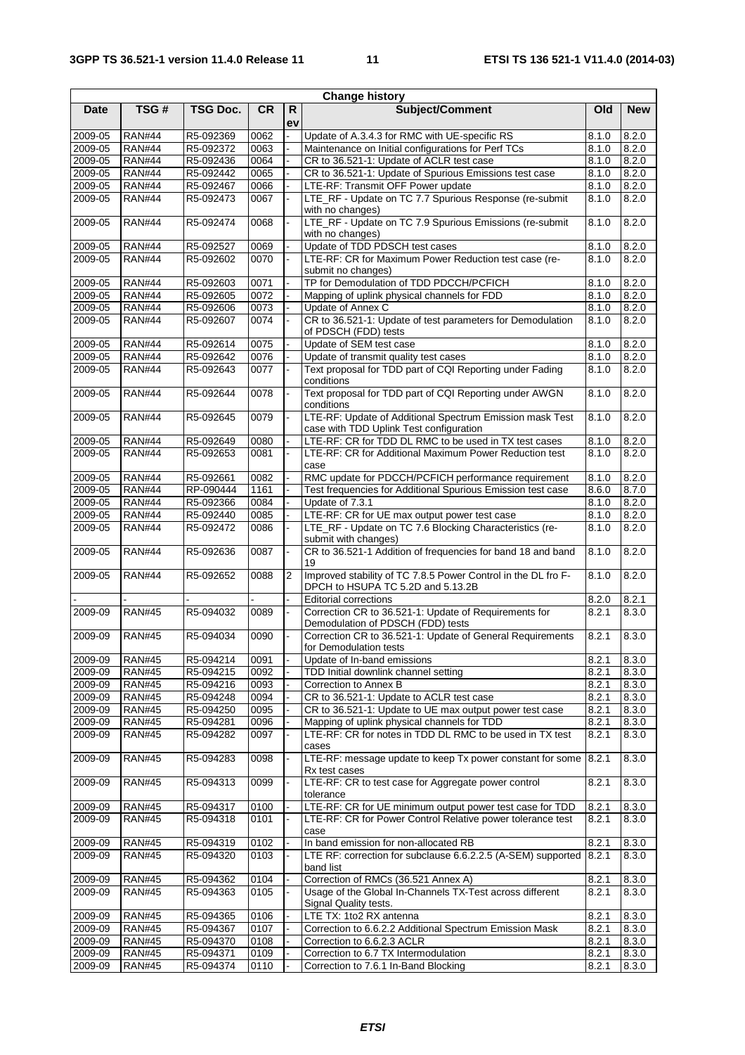| Change history | | | | | | | |
|---|---|---|---|---|---|---|---|
| Date | TSG # | TSG Doc. | CR | Rev | Subject/Comment | Old | New |
| 2009-05 | RAN#44 | R5-092369 | 0062 | - | Update of A.3.4.3 for RMC with UE-specific RS | 8.1.0 | 8.2.0 |
| 2009-05 | RAN#44 | R5-092372 | 0063 | - | Maintenance on Initial configurations for Perf TCs | 8.1.0 | 8.2.0 |
| 2009-05 | RAN#44 | R5-092436 | 0064 | - | CR to 36.521-1: Update of ACLR test case | 8.1.0 | 8.2.0 |
| 2009-05 | RAN#44 | R5-092442 | 0065 | - | CR to 36.521-1: Update of Spurious Emissions test case | 8.1.0 | 8.2.0 |
| 2009-05 | RAN#44 | R5-092467 | 0066 | - | LTE-RF: Transmit OFF Power update | 8.1.0 | 8.2.0 |
| 2009-05 | RAN#44 | R5-092473 | 0067 | - | LTE_RF - Update on TC 7.7 Spurious Response (re-submit with no changes) | 8.1.0 | 8.2.0 |
| 2009-05 | RAN#44 | R5-092474 | 0068 | - | LTE_RF - Update on TC 7.9 Spurious Emissions (re-submit with no changes) | 8.1.0 | 8.2.0 |
| 2009-05 | RAN#44 | R5-092527 | 0069 | - | Update of TDD PDSCH test cases | 8.1.0 | 8.2.0 |
| 2009-05 | RAN#44 | R5-092602 | 0070 | - | LTE-RF: CR for Maximum Power Reduction test case (re-submit no changes) | 8.1.0 | 8.2.0 |
| 2009-05 | RAN#44 | R5-092603 | 0071 | - | TP for Demodulation of TDD PDCCH/PCFICH | 8.1.0 | 8.2.0 |
| 2009-05 | RAN#44 | R5-092605 | 0072 | - | Mapping of uplink physical channels for FDD | 8.1.0 | 8.2.0 |
| 2009-05 | RAN#44 | R5-092606 | 0073 | - | Update of Annex C | 8.1.0 | 8.2.0 |
| 2009-05 | RAN#44 | R5-092607 | 0074 | - | CR to 36.521-1: Update of test parameters for Demodulation of PDSCH (FDD) tests | 8.1.0 | 8.2.0 |
| 2009-05 | RAN#44 | R5-092614 | 0075 | - | Update of SEM test case | 8.1.0 | 8.2.0 |
| 2009-05 | RAN#44 | R5-092642 | 0076 | - | Update of transmit quality test cases | 8.1.0 | 8.2.0 |
| 2009-05 | RAN#44 | R5-092643 | 0077 | - | Text proposal for TDD part of CQI Reporting under Fading conditions | 8.1.0 | 8.2.0 |
| 2009-05 | RAN#44 | R5-092644 | 0078 | - | Text proposal for TDD part of CQI Reporting under AWGN conditions | 8.1.0 | 8.2.0 |
| 2009-05 | RAN#44 | R5-092645 | 0079 | - | LTE-RF: Update of Additional Spectrum Emission mask Test case with TDD Uplink Test configuration | 8.1.0 | 8.2.0 |
| 2009-05 | RAN#44 | R5-092649 | 0080 | - | LTE-RF: CR for TDD DL RMC to be used in TX test cases | 8.1.0 | 8.2.0 |
| 2009-05 | RAN#44 | R5-092653 | 0081 | - | LTE-RF: CR for Additional Maximum Power Reduction test case | 8.1.0 | 8.2.0 |
| 2009-05 | RAN#44 | R5-092661 | 0082 | - | RMC update for PDCCH/PCFICH performance requirement | 8.1.0 | 8.2.0 |
| 2009-05 | RAN#44 | RP-090444 | 1161 | - | Test frequencies for Additional Spurious Emission test case | 8.6.0 | 8.7.0 |
| 2009-05 | RAN#44 | R5-092366 | 0084 | - | Update of 7.3.1 | 8.1.0 | 8.2.0 |
| 2009-05 | RAN#44 | R5-092440 | 0085 | - | LTE-RF: CR for UE max output power test case | 8.1.0 | 8.2.0 |
| 2009-05 | RAN#44 | R5-092472 | 0086 | - | LTE_RF - Update on TC 7.6 Blocking Characteristics (re-submit with changes) | 8.1.0 | 8.2.0 |
| 2009-05 | RAN#44 | R5-092636 | 0087 | - | CR to 36.521-1 Addition of frequencies for band 18 and band 19 | 8.1.0 | 8.2.0 |
| 2009-05 | RAN#44 | R5-092652 | 0088 | 2 | Improved stability of TC 7.8.5 Power Control in the DL fro F-DPCH to HSUPA TC 5.2D and 5.13.2B | 8.1.0 | 8.2.0 |
| - | - | - | - | - | Editorial corrections | 8.2.0 | 8.2.1 |
| 2009-09 | RAN#45 | R5-094032 | 0089 | - | Correction CR to 36.521-1: Update of Requirements for Demodulation of PDSCH (FDD) tests | 8.2.1 | 8.3.0 |
| 2009-09 | RAN#45 | R5-094034 | 0090 | - | Correction CR to 36.521-1: Update of General Requirements for Demodulation tests | 8.2.1 | 8.3.0 |
| 2009-09 | RAN#45 | R5-094214 | 0091 | - | Update of In-band emissions | 8.2.1 | 8.3.0 |
| 2009-09 | RAN#45 | R5-094215 | 0092 | - | TDD Initial downlink channel setting | 8.2.1 | 8.3.0 |
| 2009-09 | RAN#45 | R5-094216 | 0093 | - | Correction to Annex B | 8.2.1 | 8.3.0 |
| 2009-09 | RAN#45 | R5-094248 | 0094 | - | CR to 36.521-1: Update to ACLR test case | 8.2.1 | 8.3.0 |
| 2009-09 | RAN#45 | R5-094250 | 0095 | - | CR to 36.521-1: Update to UE max output power test case | 8.2.1 | 8.3.0 |
| 2009-09 | RAN#45 | R5-094281 | 0096 | - | Mapping of uplink physical channels for TDD | 8.2.1 | 8.3.0 |
| 2009-09 | RAN#45 | R5-094282 | 0097 | - | LTE-RF: CR for notes in TDD DL RMC to be used in TX test cases | 8.2.1 | 8.3.0 |
| 2009-09 | RAN#45 | R5-094283 | 0098 | - | LTE-RF: message update to keep Tx power constant for some Rx test cases | 8.2.1 | 8.3.0 |
| 2009-09 | RAN#45 | R5-094313 | 0099 | - | LTE-RF: CR to test case for Aggregate power control tolerance | 8.2.1 | 8.3.0 |
| 2009-09 | RAN#45 | R5-094317 | 0100 | - | LTE-RF: CR for UE minimum output power test case for TDD | 8.2.1 | 8.3.0 |
| 2009-09 | RAN#45 | R5-094318 | 0101 | - | LTE-RF: CR for Power Control Relative power tolerance test case | 8.2.1 | 8.3.0 |
| 2009-09 | RAN#45 | R5-094319 | 0102 | - | In band emission for non-allocated RB | 8.2.1 | 8.3.0 |
| 2009-09 | RAN#45 | R5-094320 | 0103 | - | LTE RF: correction for subclause 6.6.2.2.5 (A-SEM) supported band list | 8.2.1 | 8.3.0 |
| 2009-09 | RAN#45 | R5-094362 | 0104 | - | Correction of RMCs (36.521 Annex A) | 8.2.1 | 8.3.0 |
| 2009-09 | RAN#45 | R5-094363 | 0105 | - | Usage of the Global In-Channels TX-Test across different Signal Quality tests. | 8.2.1 | 8.3.0 |
| 2009-09 | RAN#45 | R5-094365 | 0106 | - | LTE TX: 1to2 RX antenna | 8.2.1 | 8.3.0 |
| 2009-09 | RAN#45 | R5-094367 | 0107 | - | Correction to 6.6.2.2 Additional Spectrum Emission Mask | 8.2.1 | 8.3.0 |
| 2009-09 | RAN#45 | R5-094370 | 0108 | - | Correction to 6.6.2.3 ACLR | 8.2.1 | 8.3.0 |
| 2009-09 | RAN#45 | R5-094371 | 0109 | - | Correction to 6.7 TX Intermodulation | 8.2.1 | 8.3.0 |
| 2009-09 | RAN#45 | R5-094374 | 0110 | - | Correction to 7.6.1 In-Band Blocking | 8.2.1 | 8.3.0 |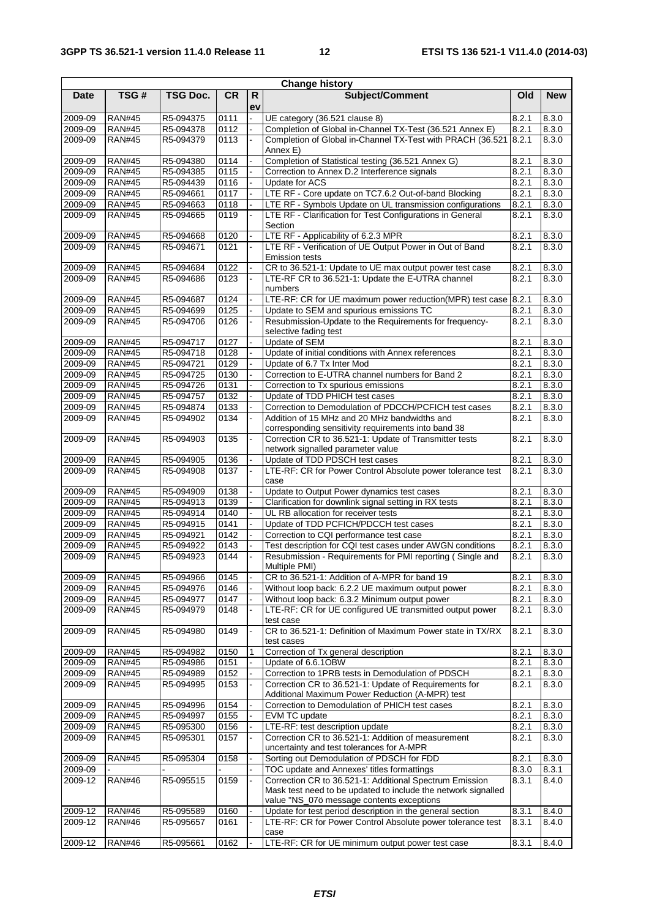| Change history | | | | | | | |
|---|---|---|---|---|---|---|---|
| **Date** | **TSG #** | **TSG Doc.** | **CR** | **Rev** | **Subject/Comment** | **Old** | **New** |
| 2009-09 | RAN#45 | R5-094375 | 0111 | - | UE category (36.521 clause 8) | 8.2.1 | 8.3.0 |
| 2009-09 | RAN#45 | R5-094378 | 0112 | - | Completion of Global in-Channel TX-Test (36.521 Annex E) | 8.2.1 | 8.3.0 |
| 2009-09 | RAN#45 | R5-094379 | 0113 | - | Completion of Global in-Channel TX-Test with PRACH (36.521 Annex E) | 8.2.1 | 8.3.0 |
| 2009-09 | RAN#45 | R5-094380 | 0114 | - | Completion of Statistical testing (36.521 Annex G) | 8.2.1 | 8.3.0 |
| 2009-09 | RAN#45 | R5-094385 | 0115 | - | Correction to Annex D.2 Interference signals | 8.2.1 | 8.3.0 |
| 2009-09 | RAN#45 | R5-094439 | 0116 | - | Update for ACS | 8.2.1 | 8.3.0 |
| 2009-09 | RAN#45 | R5-094661 | 0117 | - | LTE RF - Core update on TC7.6.2 Out-of-band Blocking | 8.2.1 | 8.3.0 |
| 2009-09 | RAN#45 | R5-094663 | 0118 | - | LTE RF - Symbols Update on UL transmission configurations | 8.2.1 | 8.3.0 |
| 2009-09 | RAN#45 | R5-094665 | 0119 | - | LTE RF - Clarification for Test Configurations in General Section | 8.2.1 | 8.3.0 |
| 2009-09 | RAN#45 | R5-094668 | 0120 | - | LTE RF - Applicability of 6.2.3 MPR | 8.2.1 | 8.3.0 |
| 2009-09 | RAN#45 | R5-094671 | 0121 | - | LTE RF - Verification of UE Output Power in Out of Band Emission tests | 8.2.1 | 8.3.0 |
| 2009-09 | RAN#45 | R5-094684 | 0122 | - | CR to 36.521-1: Update to UE max output power test case | 8.2.1 | 8.3.0 |
| 2009-09 | RAN#45 | R5-094686 | 0123 | - | LTE-RF CR to 36.521-1: Update the E-UTRA channel numbers | 8.2.1 | 8.3.0 |
| 2009-09 | RAN#45 | R5-094687 | 0124 | - | LTE-RF: CR for UE maximum power reduction(MPR) test case | 8.2.1 | 8.3.0 |
| 2009-09 | RAN#45 | R5-094699 | 0125 | - | Update to SEM and spurious emissions TC | 8.2.1 | 8.3.0 |
| 2009-09 | RAN#45 | R5-094706 | 0126 | - | Resubmission-Update to the Requirements for frequency-selective fading test | 8.2.1 | 8.3.0 |
| 2009-09 | RAN#45 | R5-094717 | 0127 | - | Update of SEM | 8.2.1 | 8.3.0 |
| 2009-09 | RAN#45 | R5-094718 | 0128 | - | Update of initial conditions with Annex references | 8.2.1 | 8.3.0 |
| 2009-09 | RAN#45 | R5-094721 | 0129 | - | Update of 6.7 Tx Inter Mod | 8.2.1 | 8.3.0 |
| 2009-09 | RAN#45 | R5-094725 | 0130 | - | Correction to E-UTRA channel numbers for Band 2 | 8.2.1 | 8.3.0 |
| 2009-09 | RAN#45 | R5-094726 | 0131 | - | Correction to Tx spurious emissions | 8.2.1 | 8.3.0 |
| 2009-09 | RAN#45 | R5-094757 | 0132 | - | Update of TDD PHICH test cases | 8.2.1 | 8.3.0 |
| 2009-09 | RAN#45 | R5-094874 | 0133 | - | Correction to Demodulation of PDCCH/PCFICH test cases | 8.2.1 | 8.3.0 |
| 2009-09 | RAN#45 | R5-094902 | 0134 | - | Addition of 15 MHz and 20 MHz bandwidths and corresponding sensitivity requirements into band 38 | 8.2.1 | 8.3.0 |
| 2009-09 | RAN#45 | R5-094903 | 0135 | - | Correction CR to 36.521-1: Update of Transmitter tests network signalled parameter value | 8.2.1 | 8.3.0 |
| 2009-09 | RAN#45 | R5-094905 | 0136 | - | Update of TDD PDSCH test cases | 8.2.1 | 8.3.0 |
| 2009-09 | RAN#45 | R5-094908 | 0137 | - | LTE-RF: CR for Power Control Absolute power tolerance test case | 8.2.1 | 8.3.0 |
| 2009-09 | RAN#45 | R5-094909 | 0138 | - | Update to Output Power dynamics test cases | 8.2.1 | 8.3.0 |
| 2009-09 | RAN#45 | R5-094913 | 0139 | - | Clarification for downlink signal setting in RX tests | 8.2.1 | 8.3.0 |
| 2009-09 | RAN#45 | R5-094914 | 0140 | - | UL RB allocation for receiver tests | 8.2.1 | 8.3.0 |
| 2009-09 | RAN#45 | R5-094915 | 0141 | - | Update of TDD PCFICH/PDCCH test cases | 8.2.1 | 8.3.0 |
| 2009-09 | RAN#45 | R5-094921 | 0142 | - | Correction to CQI performance test case | 8.2.1 | 8.3.0 |
| 2009-09 | RAN#45 | R5-094922 | 0143 | - | Test description for CQI test cases under AWGN conditions | 8.2.1 | 8.3.0 |
| 2009-09 | RAN#45 | R5-094923 | 0144 | - | Resubmission - Requirements for PMI reporting ( Single and Multiple PMI) | 8.2.1 | 8.3.0 |
| 2009-09 | RAN#45 | R5-094966 | 0145 | - | CR to 36.521-1: Addition of A-MPR for band 19 | 8.2.1 | 8.3.0 |
| 2009-09 | RAN#45 | R5-094976 | 0146 | - | Without loop back: 6.2.2 UE maximum output power | 8.2.1 | 8.3.0 |
| 2009-09 | RAN#45 | R5-094977 | 0147 | - | Without loop back: 6.3.2 Minimum output power | 8.2.1 | 8.3.0 |
| 2009-09 | RAN#45 | R5-094979 | 0148 | - | LTE-RF: CR for UE configured UE transmitted output power test case | 8.2.1 | 8.3.0 |
| 2009-09 | RAN#45 | R5-094980 | 0149 | - | CR to 36.521-1: Definition of Maximum Power state in TX/RX test cases | 8.2.1 | 8.3.0 |
| 2009-09 | RAN#45 | R5-094982 | 0150 | 1 | Correction of Tx general description | 8.2.1 | 8.3.0 |
| 2009-09 | RAN#45 | R5-094986 | 0151 | - | Update of 6.6.1OBW | 8.2.1 | 8.3.0 |
| 2009-09 | RAN#45 | R5-094989 | 0152 | - | Correction to 1PRB tests in Demodulation of PDSCH | 8.2.1 | 8.3.0 |
| 2009-09 | RAN#45 | R5-094995 | 0153 | - | Correction CR to 36.521-1: Update of Requirements for Additional Maximum Power Reduction (A-MPR) test | 8.2.1 | 8.3.0 |
| 2009-09 | RAN#45 | R5-094996 | 0154 | - | Correction to Demodulation of PHICH test cases | 8.2.1 | 8.3.0 |
| 2009-09 | RAN#45 | R5-094997 | 0155 | - | EVM TC update | 8.2.1 | 8.3.0 |
| 2009-09 | RAN#45 | R5-095300 | 0156 | - | LTE-RF: test description update | 8.2.1 | 8.3.0 |
| 2009-09 | RAN#45 | R5-095301 | 0157 | - | Correction CR to 36.521-1: Addition of measurement uncertainty and test tolerances for A-MPR | 8.2.1 | 8.3.0 |
| 2009-09 | RAN#45 | R5-095304 | 0158 | - | Sorting out Demodulation of PDSCH for FDD | 8.2.1 | 8.3.0 |
| 2009-09 | - | - | - | - | TOC update and Annexes' titles formattings | 8.3.0 | 8.3.1 |
| 2009-12 | RAN#46 | R5-095515 | 0159 | - | Correction CR to 36.521-1: Additional Spectrum Emission Mask test need to be updated to include the network signalled value "NS_07ö message contents exceptions | 8.3.1 | 8.4.0 |
| 2009-12 | RAN#46 | R5-095589 | 0160 | - | Update for test period description in the general section | 8.3.1 | 8.4.0 |
| 2009-12 | RAN#46 | R5-095657 | 0161 | - | LTE-RF: CR for Power Control Absolute power tolerance test case | 8.3.1 | 8.4.0 |
| 2009-12 | RAN#46 | R5-095661 | 0162 | - | LTE-RF: CR for UE minimum output power test case | 8.3.1 | 8.4.0 |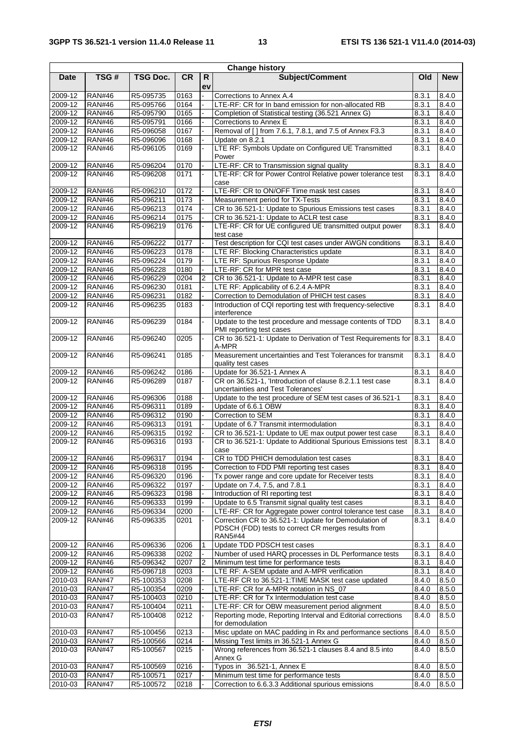| Change history | | | | | | | |
|---|---|---|---|---|---|---|---|
| Date | TSG # | TSG Doc. | CR | Rev | Subject/Comment | Old | New |
| 2009-12 | RAN#46 | R5-095735 | 0163 | - | Corrections to Annex A.4 | 8.3.1 | 8.4.0 |
| 2009-12 | RAN#46 | R5-095766 | 0164 | - | LTE-RF: CR for In band emission for non-allocated RB | 8.3.1 | 8.4.0 |
| 2009-12 | RAN#46 | R5-095790 | 0165 | - | Completion of Statistical testing (36.521 Annex G) | 8.3.1 | 8.4.0 |
| 2009-12 | RAN#46 | R5-095791 | 0166 | - | Corrections to Annex E | 8.3.1 | 8.4.0 |
| 2009-12 | RAN#46 | R5-096058 | 0167 | - | Removal of [ ] from 7.6.1, 7.8.1, and 7.5 of Annex F3.3 | 8.3.1 | 8.4.0 |
| 2009-12 | RAN#46 | R5-096096 | 0168 | - | Update on 8.2.1 | 8.3.1 | 8.4.0 |
| 2009-12 | RAN#46 | R5-096105 | 0169 | - | LTE RF: Symbols Update on Configured UE Transmitted Power | 8.3.1 | 8.4.0 |
| 2009-12 | RAN#46 | R5-096204 | 0170 | - | LTE-RF: CR to Transmission signal quality | 8.3.1 | 8.4.0 |
| 2009-12 | RAN#46 | R5-096208 | 0171 | - | LTE-RF: CR for Power Control Relative power tolerance test case | 8.3.1 | 8.4.0 |
| 2009-12 | RAN#46 | R5-096210 | 0172 | - | LTE-RF: CR to ON/OFF Time mask test cases | 8.3.1 | 8.4.0 |
| 2009-12 | RAN#46 | R5-096211 | 0173 | - | Measurement period for TX-Tests | 8.3.1 | 8.4.0 |
| 2009-12 | RAN#46 | R5-096213 | 0174 | - | CR to 36.521-1: Update to Spurious Emissions test cases | 8.3.1 | 8.4.0 |
| 2009-12 | RAN#46 | R5-096214 | 0175 | - | CR to 36.521-1: Update to ACLR test case | 8.3.1 | 8.4.0 |
| 2009-12 | RAN#46 | R5-096219 | 0176 | - | LTE-RF: CR for UE configured UE transmitted output power test case | 8.3.1 | 8.4.0 |
| 2009-12 | RAN#46 | R5-096222 | 0177 | - | Test description for CQI test cases under AWGN conditions | 8.3.1 | 8.4.0 |
| 2009-12 | RAN#46 | R5-096223 | 0178 | - | LTE RF: Blocking Characteristics update | 8.3.1 | 8.4.0 |
| 2009-12 | RAN#46 | R5-096224 | 0179 | - | LTE RF: Spurious Response Update | 8.3.1 | 8.4.0 |
| 2009-12 | RAN#46 | R5-096228 | 0180 | - | LTE-RF: CR for MPR test case | 8.3.1 | 8.4.0 |
| 2009-12 | RAN#46 | R5-096229 | 0204 | 2 | CR to 36.521-1: Update to A-MPR test case | 8.3.1 | 8.4.0 |
| 2009-12 | RAN#46 | R5-096230 | 0181 | - | LTE RF: Applicability of 6.2.4 A-MPR | 8.3.1 | 8.4.0 |
| 2009-12 | RAN#46 | R5-096231 | 0182 | - | Correction to Demodulation of PHICH test cases | 8.3.1 | 8.4.0 |
| 2009-12 | RAN#46 | R5-096235 | 0183 | - | Introduction of CQI reporting test with frequency-selective interference | 8.3.1 | 8.4.0 |
| 2009-12 | RAN#46 | R5-096239 | 0184 | - | Update to the test procedure and message contents of TDD PMI reporting test cases | 8.3.1 | 8.4.0 |
| 2009-12 | RAN#46 | R5-096240 | 0205 | - | CR to 36.521-1: Update to Derivation of Test Requirements for A-MPR | 8.3.1 | 8.4.0 |
| 2009-12 | RAN#46 | R5-096241 | 0185 | - | Measurement uncertainties and Test Tolerances for transmit quality test cases | 8.3.1 | 8.4.0 |
| 2009-12 | RAN#46 | R5-096242 | 0186 | - | Update for 36.521-1 Annex A | 8.3.1 | 8.4.0 |
| 2009-12 | RAN#46 | R5-096289 | 0187 | - | CR on 36.521-1, 'Introduction of clause 8.2.1.1 test case uncertainties and Test Tolerances' | 8.3.1 | 8.4.0 |
| 2009-12 | RAN#46 | R5-096306 | 0188 | - | Update to the test procedure of SEM test cases of 36.521-1 | 8.3.1 | 8.4.0 |
| 2009-12 | RAN#46 | R5-096311 | 0189 | - | Update of 6.6.1 OBW | 8.3.1 | 8.4.0 |
| 2009-12 | RAN#46 | R5-096312 | 0190 | - | Correction to SEM | 8.3.1 | 8.4.0 |
| 2009-12 | RAN#46 | R5-096313 | 0191 | - | Update of 6.7 Transmit intermodulation | 8.3.1 | 8.4.0 |
| 2009-12 | RAN#46 | R5-096315 | 0192 | - | CR to 36.521-1: Update to UE max output power test case | 8.3.1 | 8.4.0 |
| 2009-12 | RAN#46 | R5-096316 | 0193 | - | CR to 36.521-1: Update to Additional Spurious Emissions test case | 8.3.1 | 8.4.0 |
| 2009-12 | RAN#46 | R5-096317 | 0194 | - | CR to TDD PHICH demodulation test cases | 8.3.1 | 8.4.0 |
| 2009-12 | RAN#46 | R5-096318 | 0195 | - | Correction to FDD PMI reporting test cases | 8.3.1 | 8.4.0 |
| 2009-12 | RAN#46 | R5-096320 | 0196 | - | Tx power range and core update for Receiver tests | 8.3.1 | 8.4.0 |
| 2009-12 | RAN#46 | R5-096322 | 0197 | - | Update on 7.4, 7.5, and 7.8.1 | 8.3.1 | 8.4.0 |
| 2009-12 | RAN#46 | R5-096323 | 0198 | - | Introduction of RI reporting test | 8.3.1 | 8.4.0 |
| 2009-12 | RAN#46 | R5-096333 | 0199 | - | Update to 6.5 Transmit signal quality test cases | 8.3.1 | 8.4.0 |
| 2009-12 | RAN#46 | R5-096334 | 0200 | - | LTE-RF: CR for Aggregate power control tolerance test case | 8.3.1 | 8.4.0 |
| 2009-12 | RAN#46 | R5-096335 | 0201 | - | Correction CR to 36.521-1: Update for Demodulation of PDSCH (FDD) tests to correct CR merges results from RAN5#44 | 8.3.1 | 8.4.0 |
| 2009-12 | RAN#46 | R5-096336 | 0206 | 1 | Update TDD PDSCH test cases | 8.3.1 | 8.4.0 |
| 2009-12 | RAN#46 | R5-096338 | 0202 | - | Number of used HARQ processes in DL Performance tests | 8.3.1 | 8.4.0 |
| 2009-12 | RAN#46 | R5-096342 | 0207 | 2 | Minimum test time for performance tests | 8.3.1 | 8.4.0 |
| 2009-12 | RAN#46 | R5-096718 | 0203 | - | LTE RF: A-SEM update and A-MPR verification | 8.3.1 | 8.4.0 |
| 2010-03 | RAN#47 | R5-100353 | 0208 | - | LTE-RF CR to 36.521-1:TIME MASK test case updated | 8.4.0 | 8.5.0 |
| 2010-03 | RAN#47 | R5-100354 | 0209 | - | LTE-RF: CR for A-MPR notation in NS_07 | 8.4.0 | 8.5.0 |
| 2010-03 | RAN#47 | R5-100403 | 0210 | - | LTE-RF: CR for Tx Intermodulation test case | 8.4.0 | 8.5.0 |
| 2010-03 | RAN#47 | R5-100404 | 0211 | - | LTE-RF: CR for OBW measurement period alignment | 8.4.0 | 8.5.0 |
| 2010-03 | RAN#47 | R5-100408 | 0212 | - | Reporting mode, Reporting Interval and Editorial corrections for demodulation | 8.4.0 | 8.5.0 |
| 2010-03 | RAN#47 | R5-100456 | 0213 | - | Misc update on MAC padding in Rx and performance sections | 8.4.0 | 8.5.0 |
| 2010-03 | RAN#47 | R5-100566 | 0214 | - | Missing Test limits in 36.521-1 Annex G | 8.4.0 | 8.5.0 |
| 2010-03 | RAN#47 | R5-100567 | 0215 | - | Wrong references from 36.521-1 clauses 8.4 and 8.5 into Annex G | 8.4.0 | 8.5.0 |
| 2010-03 | RAN#47 | R5-100569 | 0216 | - | Typos in 36.521-1, Annex E | 8.4.0 | 8.5.0 |
| 2010-03 | RAN#47 | R5-100571 | 0217 | - | Minimum test time for performance tests | 8.4.0 | 8.5.0 |
| 2010-03 | RAN#47 | R5-100572 | 0218 | - | Correction to 6.6.3.3 Additional spurious emissions | 8.4.0 | 8.5.0 |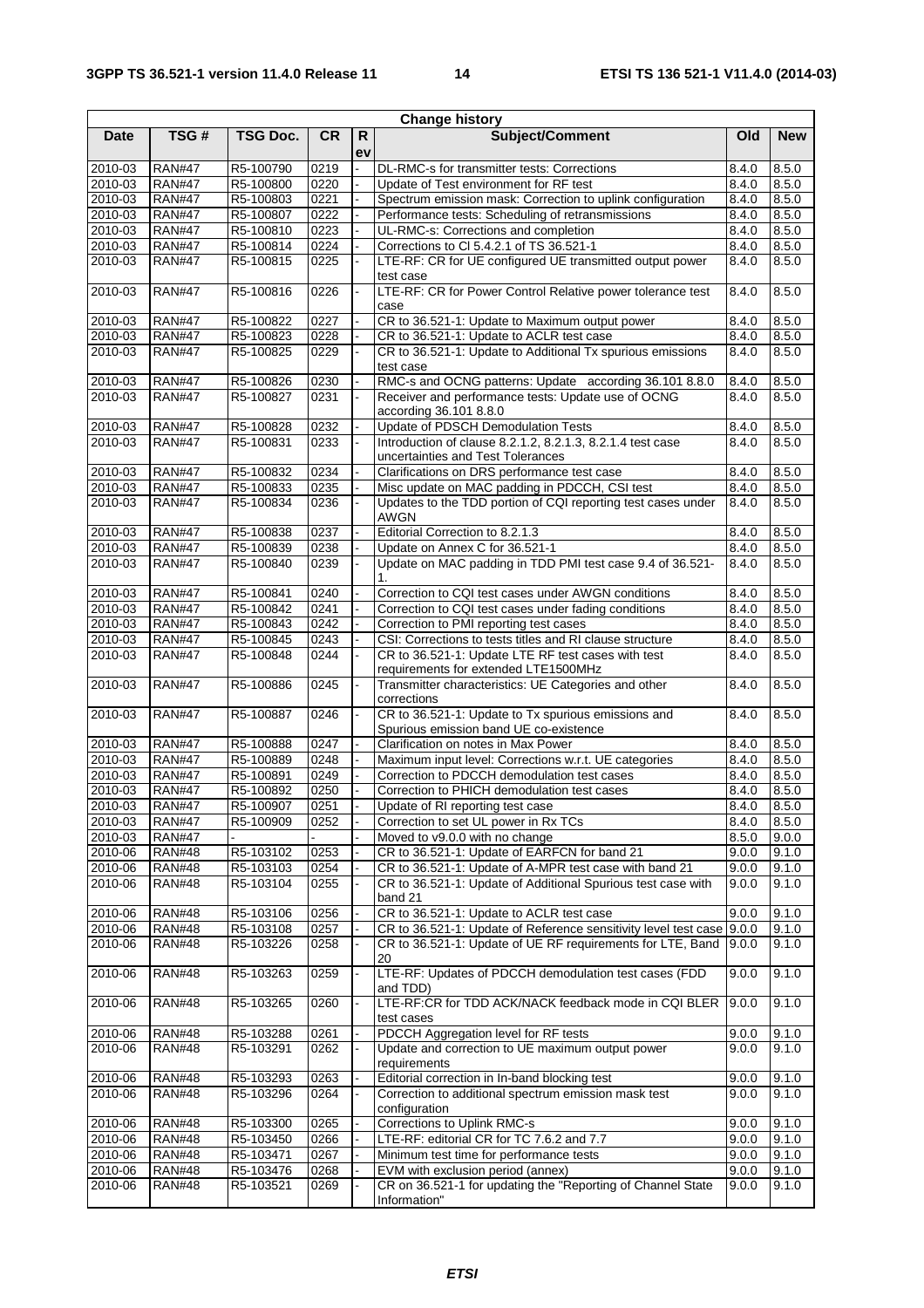| Change history | | | | | | | |
|---|---|---|---|---|---|---|---|
| Date | TSG # | TSG Doc. | CR | Rev | Subject/Comment | Old | New |
| 2010-03 | RAN#47 | R5-100790 | 0219 | - | DL-RMC-s for transmitter tests: Corrections | 8.4.0 | 8.5.0 |
| 2010-03 | RAN#47 | R5-100800 | 0220 | - | Update of Test environment for RF test | 8.4.0 | 8.5.0 |
| 2010-03 | RAN#47 | R5-100803 | 0221 | - | Spectrum emission mask: Correction to uplink configuration | 8.4.0 | 8.5.0 |
| 2010-03 | RAN#47 | R5-100807 | 0222 | - | Performance tests: Scheduling of retransmissions | 8.4.0 | 8.5.0 |
| 2010-03 | RAN#47 | R5-100810 | 0223 | - | UL-RMC-s: Corrections and completion | 8.4.0 | 8.5.0 |
| 2010-03 | RAN#47 | R5-100814 | 0224 | - | Corrections to Cl 5.4.2.1 of TS 36.521-1 | 8.4.0 | 8.5.0 |
| 2010-03 | RAN#47 | R5-100815 | 0225 | - | LTE-RF: CR for UE configured UE transmitted output power test case | 8.4.0 | 8.5.0 |
| 2010-03 | RAN#47 | R5-100816 | 0226 | - | LTE-RF: CR for Power Control Relative power tolerance test case | 8.4.0 | 8.5.0 |
| 2010-03 | RAN#47 | R5-100822 | 0227 | - | CR to 36.521-1: Update to Maximum output power | 8.4.0 | 8.5.0 |
| 2010-03 | RAN#47 | R5-100823 | 0228 | - | CR to 36.521-1: Update to ACLR test case | 8.4.0 | 8.5.0 |
| 2010-03 | RAN#47 | R5-100825 | 0229 | - | CR to 36.521-1: Update to Additional Tx spurious emissions test case | 8.4.0 | 8.5.0 |
| 2010-03 | RAN#47 | R5-100826 | 0230 | - | RMC-s and OCNG patterns: Update according 36.101 8.8.0 | 8.4.0 | 8.5.0 |
| 2010-03 | RAN#47 | R5-100827 | 0231 | - | Receiver and performance tests: Update use of OCNG according 36.101 8.8.0 | 8.4.0 | 8.5.0 |
| 2010-03 | RAN#47 | R5-100828 | 0232 | - | Update of PDSCH Demodulation Tests | 8.4.0 | 8.5.0 |
| 2010-03 | RAN#47 | R5-100831 | 0233 | - | Introduction of clause 8.2.1.2, 8.2.1.3, 8.2.1.4 test case uncertainties and Test Tolerances | 8.4.0 | 8.5.0 |
| 2010-03 | RAN#47 | R5-100832 | 0234 | - | Clarifications on DRS performance test case | 8.4.0 | 8.5.0 |
| 2010-03 | RAN#47 | R5-100833 | 0235 | - | Misc update on MAC padding in PDCCH, CSI test | 8.4.0 | 8.5.0 |
| 2010-03 | RAN#47 | R5-100834 | 0236 | - | Updates to the TDD portion of CQI reporting test cases under AWGN | 8.4.0 | 8.5.0 |
| 2010-03 | RAN#47 | R5-100838 | 0237 | - | Editorial Correction to 8.2.1.3 | 8.4.0 | 8.5.0 |
| 2010-03 | RAN#47 | R5-100839 | 0238 | - | Update on Annex C for 36.521-1 | 8.4.0 | 8.5.0 |
| 2010-03 | RAN#47 | R5-100840 | 0239 | - | Update on MAC padding in TDD PMI test case 9.4 of 36.521-1. | 8.4.0 | 8.5.0 |
| 2010-03 | RAN#47 | R5-100841 | 0240 | - | Correction to CQI test cases under AWGN conditions | 8.4.0 | 8.5.0 |
| 2010-03 | RAN#47 | R5-100842 | 0241 | - | Correction to CQI test cases under fading conditions | 8.4.0 | 8.5.0 |
| 2010-03 | RAN#47 | R5-100843 | 0242 | - | Correction to PMI reporting test cases | 8.4.0 | 8.5.0 |
| 2010-03 | RAN#47 | R5-100845 | 0243 | - | CSI: Corrections to tests titles and RI clause structure | 8.4.0 | 8.5.0 |
| 2010-03 | RAN#47 | R5-100848 | 0244 | - | CR to 36.521-1: Update LTE RF test cases with test requirements for extended LTE1500MHz | 8.4.0 | 8.5.0 |
| 2010-03 | RAN#47 | R5-100886 | 0245 | - | Transmitter characteristics: UE Categories and other corrections | 8.4.0 | 8.5.0 |
| 2010-03 | RAN#47 | R5-100887 | 0246 | - | CR to 36.521-1: Update to Tx spurious emissions and Spurious emission band UE co-existence | 8.4.0 | 8.5.0 |
| 2010-03 | RAN#47 | R5-100888 | 0247 | - | Clarification on notes in Max Power | 8.4.0 | 8.5.0 |
| 2010-03 | RAN#47 | R5-100889 | 0248 | - | Maximum input level: Corrections w.r.t. UE categories | 8.4.0 | 8.5.0 |
| 2010-03 | RAN#47 | R5-100891 | 0249 | - | Correction to PDCCH demodulation test cases | 8.4.0 | 8.5.0 |
| 2010-03 | RAN#47 | R5-100892 | 0250 | - | Correction to PHICH demodulation test cases | 8.4.0 | 8.5.0 |
| 2010-03 | RAN#47 | R5-100907 | 0251 | - | Update of RI reporting test case | 8.4.0 | 8.5.0 |
| 2010-03 | RAN#47 | R5-100909 | 0252 | - | Correction to set UL power in Rx TCs | 8.4.0 | 8.5.0 |
| 2010-03 | RAN#47 | - | - | - | Moved to v9.0.0 with no change | 8.5.0 | 9.0.0 |
| 2010-06 | RAN#48 | R5-103102 | 0253 | - | CR to 36.521-1: Update of EARFCN for band 21 | 9.0.0 | 9.1.0 |
| 2010-06 | RAN#48 | R5-103103 | 0254 | - | CR to 36.521-1: Update of A-MPR test case with band 21 | 9.0.0 | 9.1.0 |
| 2010-06 | RAN#48 | R5-103104 | 0255 | - | CR to 36.521-1: Update of Additional Spurious test case with band 21 | 9.0.0 | 9.1.0 |
| 2010-06 | RAN#48 | R5-103106 | 0256 | - | CR to 36.521-1: Update to ACLR test case | 9.0.0 | 9.1.0 |
| 2010-06 | RAN#48 | R5-103108 | 0257 | - | CR to 36.521-1: Update of Reference sensitivity level test case | 9.0.0 | 9.1.0 |
| 2010-06 | RAN#48 | R5-103226 | 0258 | - | CR to 36.521-1: Update of UE RF requirements for LTE, Band 20 | 9.0.0 | 9.1.0 |
| 2010-06 | RAN#48 | R5-103263 | 0259 | - | LTE-RF: Updates of PDCCH demodulation test cases (FDD and TDD) | 9.0.0 | 9.1.0 |
| 2010-06 | RAN#48 | R5-103265 | 0260 | - | LTE-RF:CR for TDD ACK/NACK feedback mode in CQI BLER test cases | 9.0.0 | 9.1.0 |
| 2010-06 | RAN#48 | R5-103288 | 0261 | - | PDCCH Aggregation level for RF tests | 9.0.0 | 9.1.0 |
| 2010-06 | RAN#48 | R5-103291 | 0262 | - | Update and correction to UE maximum output power requirements | 9.0.0 | 9.1.0 |
| 2010-06 | RAN#48 | R5-103293 | 0263 | - | Editorial correction in In-band blocking test | 9.0.0 | 9.1.0 |
| 2010-06 | RAN#48 | R5-103296 | 0264 | - | Correction to additional spectrum emission mask test configuration | 9.0.0 | 9.1.0 |
| 2010-06 | RAN#48 | R5-103300 | 0265 | - | Corrections to Uplink RMC-s | 9.0.0 | 9.1.0 |
| 2010-06 | RAN#48 | R5-103450 | 0266 | - | LTE-RF: editorial CR for TC 7.6.2 and 7.7 | 9.0.0 | 9.1.0 |
| 2010-06 | RAN#48 | R5-103471 | 0267 | - | Minimum test time for performance tests | 9.0.0 | 9.1.0 |
| 2010-06 | RAN#48 | R5-103476 | 0268 | - | EVM with exclusion period (annex) | 9.0.0 | 9.1.0 |
| 2010-06 | RAN#48 | R5-103521 | 0269 | - | CR on 36.521-1 for updating the "Reporting of Channel State Information" | 9.0.0 | 9.1.0 |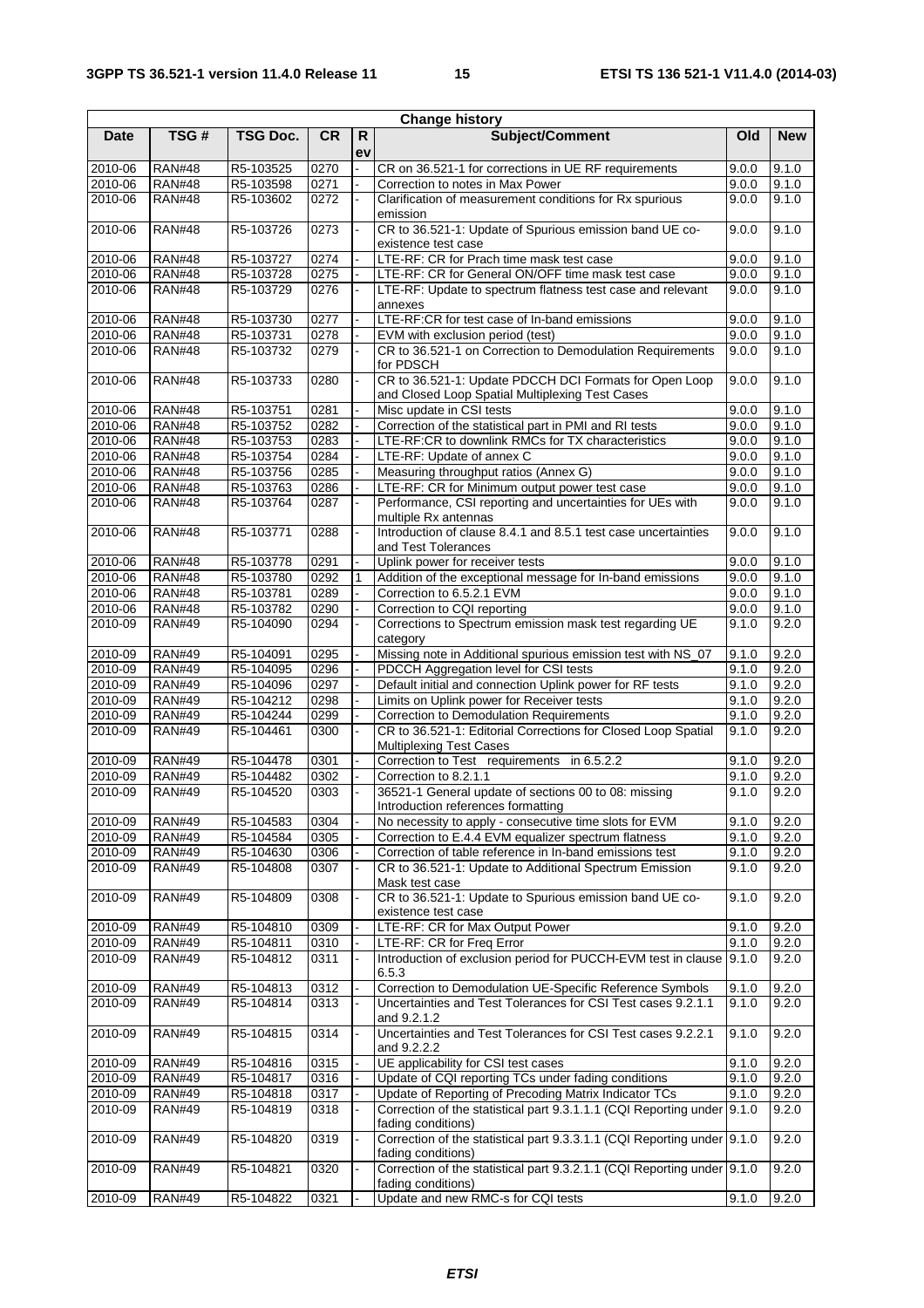| Change history | | | | | | | |
|---|---|---|---|---|---|---|---|
| Date | TSG # | TSG Doc. | CR | Rev | Subject/Comment | Old | New |
| 2010-06 | RAN#48 | R5-103525 | 0270 | - | CR on 36.521-1 for corrections in UE RF requirements | 9.0.0 | 9.1.0 |
| 2010-06 | RAN#48 | R5-103598 | 0271 | - | Correction to notes in Max Power | 9.0.0 | 9.1.0 |
| 2010-06 | RAN#48 | R5-103602 | 0272 | - | Clarification of measurement conditions for Rx spurious emission | 9.0.0 | 9.1.0 |
| 2010-06 | RAN#48 | R5-103726 | 0273 | - | CR to 36.521-1: Update of Spurious emission band UE co-existence test case | 9.0.0 | 9.1.0 |
| 2010-06 | RAN#48 | R5-103727 | 0274 | - | LTE-RF: CR for Prach time mask test case | 9.0.0 | 9.1.0 |
| 2010-06 | RAN#48 | R5-103728 | 0275 | - | LTE-RF: CR for General ON/OFF time mask test case | 9.0.0 | 9.1.0 |
| 2010-06 | RAN#48 | R5-103729 | 0276 | - | LTE-RF: Update to spectrum flatness test case and relevant annexes | 9.0.0 | 9.1.0 |
| 2010-06 | RAN#48 | R5-103730 | 0277 | - | LTE-RF:CR for test case of In-band emissions | 9.0.0 | 9.1.0 |
| 2010-06 | RAN#48 | R5-103731 | 0278 | - | EVM with exclusion period (test) | 9.0.0 | 9.1.0 |
| 2010-06 | RAN#48 | R5-103732 | 0279 | - | CR to 36.521-1 on Correction to Demodulation Requirements for PDSCH | 9.0.0 | 9.1.0 |
| 2010-06 | RAN#48 | R5-103733 | 0280 | - | CR to 36.521-1: Update PDCCH DCI Formats for Open Loop and Closed Loop Spatial Multiplexing Test Cases | 9.0.0 | 9.1.0 |
| 2010-06 | RAN#48 | R5-103751 | 0281 | - | Misc update in CSI tests | 9.0.0 | 9.1.0 |
| 2010-06 | RAN#48 | R5-103752 | 0282 | - | Correction of the statistical part in PMI and RI tests | 9.0.0 | 9.1.0 |
| 2010-06 | RAN#48 | R5-103753 | 0283 | - | LTE-RF:CR to downlink RMCs for TX characteristics | 9.0.0 | 9.1.0 |
| 2010-06 | RAN#48 | R5-103754 | 0284 | - | LTE-RF: Update of annex C | 9.0.0 | 9.1.0 |
| 2010-06 | RAN#48 | R5-103756 | 0285 | - | Measuring throughput ratios (Annex G) | 9.0.0 | 9.1.0 |
| 2010-06 | RAN#48 | R5-103763 | 0286 | - | LTE-RF: CR for Minimum output power test case | 9.0.0 | 9.1.0 |
| 2010-06 | RAN#48 | R5-103764 | 0287 | - | Performance, CSI reporting and uncertainties for UEs with multiple Rx antennas | 9.0.0 | 9.1.0 |
| 2010-06 | RAN#48 | R5-103771 | 0288 | - | Introduction of clause 8.4.1 and 8.5.1 test case uncertainties and Test Tolerances | 9.0.0 | 9.1.0 |
| 2010-06 | RAN#48 | R5-103778 | 0291 | - | Uplink power for receiver tests | 9.0.0 | 9.1.0 |
| 2010-06 | RAN#48 | R5-103780 | 0292 | 1 | Addition of the exceptional message for In-band emissions | 9.0.0 | 9.1.0 |
| 2010-06 | RAN#48 | R5-103781 | 0289 | - | Correction to 6.5.2.1 EVM | 9.0.0 | 9.1.0 |
| 2010-06 | RAN#48 | R5-103782 | 0290 | - | Correction to CQI reporting | 9.0.0 | 9.1.0 |
| 2010-09 | RAN#49 | R5-104090 | 0294 | - | Corrections to Spectrum emission mask test regarding UE category | 9.1.0 | 9.2.0 |
| 2010-09 | RAN#49 | R5-104091 | 0295 | - | Missing note in Additional spurious emission test with NS_07 | 9.1.0 | 9.2.0 |
| 2010-09 | RAN#49 | R5-104095 | 0296 | - | PDCCH Aggregation level for CSI tests | 9.1.0 | 9.2.0 |
| 2010-09 | RAN#49 | R5-104096 | 0297 | - | Default initial and connection Uplink power for RF tests | 9.1.0 | 9.2.0 |
| 2010-09 | RAN#49 | R5-104212 | 0298 | - | Limits on Uplink power for Receiver tests | 9.1.0 | 9.2.0 |
| 2010-09 | RAN#49 | R5-104244 | 0299 | - | Correction to Demodulation Requirements | 9.1.0 | 9.2.0 |
| 2010-09 | RAN#49 | R5-104461 | 0300 | - | CR to 36.521-1: Editorial Corrections for Closed Loop Spatial Multiplexing Test Cases | 9.1.0 | 9.2.0 |
| 2010-09 | RAN#49 | R5-104478 | 0301 | - | Correction to Test requirements in 6.5.2.2 | 9.1.0 | 9.2.0 |
| 2010-09 | RAN#49 | R5-104482 | 0302 | - | Correction to 8.2.1.1 | 9.1.0 | 9.2.0 |
| 2010-09 | RAN#49 | R5-104520 | 0303 | - | 36521-1 General update of sections 00 to 08: missing Introduction references formatting | 9.1.0 | 9.2.0 |
| 2010-09 | RAN#49 | R5-104583 | 0304 | - | No necessity to apply - consecutive time slots for EVM | 9.1.0 | 9.2.0 |
| 2010-09 | RAN#49 | R5-104584 | 0305 | - | Correction to E.4.4 EVM equalizer spectrum flatness | 9.1.0 | 9.2.0 |
| 2010-09 | RAN#49 | R5-104630 | 0306 | - | Correction of table reference in In-band emissions test | 9.1.0 | 9.2.0 |
| 2010-09 | RAN#49 | R5-104808 | 0307 | - | CR to 36.521-1: Update to Additional Spectrum Emission Mask test case | 9.1.0 | 9.2.0 |
| 2010-09 | RAN#49 | R5-104809 | 0308 | - | CR to 36.521-1: Update to Spurious emission band UE co-existence test case | 9.1.0 | 9.2.0 |
| 2010-09 | RAN#49 | R5-104810 | 0309 | - | LTE-RF: CR for Max Output Power | 9.1.0 | 9.2.0 |
| 2010-09 | RAN#49 | R5-104811 | 0310 | - | LTE-RF: CR for Freq Error | 9.1.0 | 9.2.0 |
| 2010-09 | RAN#49 | R5-104812 | 0311 | - | Introduction of exclusion period for PUCCH-EVM test in clause 6.5.3 | 9.1.0 | 9.2.0 |
| 2010-09 | RAN#49 | R5-104813 | 0312 | - | Correction to Demodulation UE-Specific Reference Symbols | 9.1.0 | 9.2.0 |
| 2010-09 | RAN#49 | R5-104814 | 0313 | - | Uncertainties and Test Tolerances for CSI Test cases 9.2.1.1 and 9.2.1.2 | 9.1.0 | 9.2.0 |
| 2010-09 | RAN#49 | R5-104815 | 0314 | - | Uncertainties and Test Tolerances for CSI Test cases 9.2.2.1 and 9.2.2.2 | 9.1.0 | 9.2.0 |
| 2010-09 | RAN#49 | R5-104816 | 0315 | - | UE applicability for CSI test cases | 9.1.0 | 9.2.0 |
| 2010-09 | RAN#49 | R5-104817 | 0316 | - | Update of CQI reporting TCs under fading conditions | 9.1.0 | 9.2.0 |
| 2010-09 | RAN#49 | R5-104818 | 0317 | - | Update of Reporting of Precoding Matrix Indicator TCs | 9.1.0 | 9.2.0 |
| 2010-09 | RAN#49 | R5-104819 | 0318 | - | Correction of the statistical part 9.3.1.1.1 (CQI Reporting under fading conditions) | 9.1.0 | 9.2.0 |
| 2010-09 | RAN#49 | R5-104820 | 0319 | - | Correction of the statistical part 9.3.3.1.1 (CQI Reporting under fading conditions) | 9.1.0 | 9.2.0 |
| 2010-09 | RAN#49 | R5-104821 | 0320 | - | Correction of the statistical part 9.3.2.1.1 (CQI Reporting under fading conditions) | 9.1.0 | 9.2.0 |
| 2010-09 | RAN#49 | R5-104822 | 0321 | - | Update and new RMC-s for CQI tests | 9.1.0 | 9.2.0 |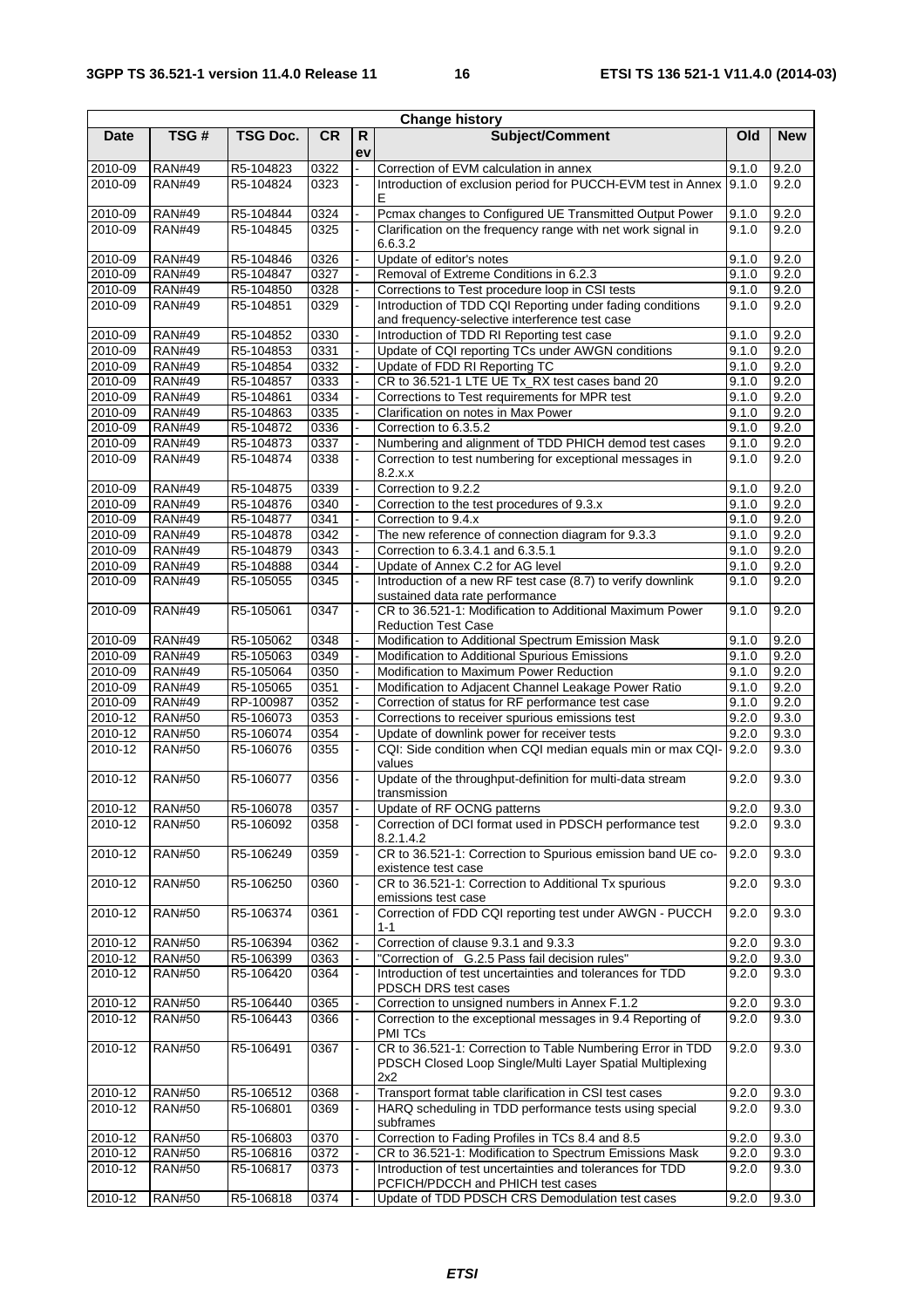| Change history | | | | | | | |
|---|---|---|---|---|---|---|---|
| Date | TSG # | TSG Doc. | CR | Rev | Subject/Comment | Old | New |
| 2010-09 | RAN#49 | R5-104823 | 0322 | - | Correction of EVM calculation in annex | 9.1.0 | 9.2.0 |
| 2010-09 | RAN#49 | R5-104824 | 0323 | - | Introduction of exclusion period for PUCCH-EVM test in Annex E | 9.1.0 | 9.2.0 |
| 2010-09 | RAN#49 | R5-104844 | 0324 | - | Pcmax changes to Configured UE Transmitted Output Power | 9.1.0 | 9.2.0 |
| 2010-09 | RAN#49 | R5-104845 | 0325 | - | Clarification on the frequency range with net work signal in 6.6.3.2 | 9.1.0 | 9.2.0 |
| 2010-09 | RAN#49 | R5-104846 | 0326 | - | Update of editor's notes | 9.1.0 | 9.2.0 |
| 2010-09 | RAN#49 | R5-104847 | 0327 | - | Removal of Extreme Conditions in 6.2.3 | 9.1.0 | 9.2.0 |
| 2010-09 | RAN#49 | R5-104850 | 0328 | - | Corrections to Test procedure loop in CSI tests | 9.1.0 | 9.2.0 |
| 2010-09 | RAN#49 | R5-104851 | 0329 | - | Introduction of TDD CQI Reporting under fading conditions and frequency-selective interference test case | 9.1.0 | 9.2.0 |
| 2010-09 | RAN#49 | R5-104852 | 0330 | - | Introduction of TDD RI Reporting test case | 9.1.0 | 9.2.0 |
| 2010-09 | RAN#49 | R5-104853 | 0331 | - | Update of CQI reporting TCs under AWGN conditions | 9.1.0 | 9.2.0 |
| 2010-09 | RAN#49 | R5-104854 | 0332 | - | Update of FDD RI Reporting TC | 9.1.0 | 9.2.0 |
| 2010-09 | RAN#49 | R5-104857 | 0333 | - | CR to 36.521-1 LTE UE Tx_RX test cases band 20 | 9.1.0 | 9.2.0 |
| 2010-09 | RAN#49 | R5-104861 | 0334 | - | Corrections to Test requirements for MPR test | 9.1.0 | 9.2.0 |
| 2010-09 | RAN#49 | R5-104863 | 0335 | - | Clarification on notes in Max Power | 9.1.0 | 9.2.0 |
| 2010-09 | RAN#49 | R5-104872 | 0336 | - | Correction to 6.3.5.2 | 9.1.0 | 9.2.0 |
| 2010-09 | RAN#49 | R5-104873 | 0337 | - | Numbering and alignment of TDD PHICH demod test cases | 9.1.0 | 9.2.0 |
| 2010-09 | RAN#49 | R5-104874 | 0338 | - | Correction to test numbering for exceptional messages in 8.2.x.x | 9.1.0 | 9.2.0 |
| 2010-09 | RAN#49 | R5-104875 | 0339 | - | Correction to 9.2.2 | 9.1.0 | 9.2.0 |
| 2010-09 | RAN#49 | R5-104876 | 0340 | - | Correction to the test procedures of 9.3.x | 9.1.0 | 9.2.0 |
| 2010-09 | RAN#49 | R5-104877 | 0341 | - | Correction to 9.4.x | 9.1.0 | 9.2.0 |
| 2010-09 | RAN#49 | R5-104878 | 0342 | - | The new reference of connection diagram for 9.3.3 | 9.1.0 | 9.2.0 |
| 2010-09 | RAN#49 | R5-104879 | 0343 | - | Correction to 6.3.4.1 and 6.3.5.1 | 9.1.0 | 9.2.0 |
| 2010-09 | RAN#49 | R5-104888 | 0344 | - | Update of Annex C.2 for AG level | 9.1.0 | 9.2.0 |
| 2010-09 | RAN#49 | R5-105055 | 0345 | - | Introduction of a new RF test case (8.7) to verify downlink sustained data rate performance | 9.1.0 | 9.2.0 |
| 2010-09 | RAN#49 | R5-105061 | 0347 | - | CR to 36.521-1: Modification to Additional Maximum Power Reduction Test Case | 9.1.0 | 9.2.0 |
| 2010-09 | RAN#49 | R5-105062 | 0348 | - | Modification to Additional Spectrum Emission Mask | 9.1.0 | 9.2.0 |
| 2010-09 | RAN#49 | R5-105063 | 0349 | - | Modification to Additional Spurious Emissions | 9.1.0 | 9.2.0 |
| 2010-09 | RAN#49 | R5-105064 | 0350 | - | Modification to Maximum Power Reduction | 9.1.0 | 9.2.0 |
| 2010-09 | RAN#49 | R5-105065 | 0351 | - | Modification to Adjacent Channel Leakage Power Ratio | 9.1.0 | 9.2.0 |
| 2010-09 | RAN#49 | RP-100987 | 0352 | - | Correction of status for RF performance test case | 9.1.0 | 9.2.0 |
| 2010-12 | RAN#50 | R5-106073 | 0353 | - | Corrections to receiver spurious emissions test | 9.2.0 | 9.3.0 |
| 2010-12 | RAN#50 | R5-106074 | 0354 | - | Update of downlink power for receiver tests | 9.2.0 | 9.3.0 |
| 2010-12 | RAN#50 | R5-106076 | 0355 | - | CQI: Side condition when CQI median equals min or max CQI-values | 9.2.0 | 9.3.0 |
| 2010-12 | RAN#50 | R5-106077 | 0356 | - | Update of the throughput-definition for multi-data stream transmission | 9.2.0 | 9.3.0 |
| 2010-12 | RAN#50 | R5-106078 | 0357 | - | Update of RF OCNG patterns | 9.2.0 | 9.3.0 |
| 2010-12 | RAN#50 | R5-106092 | 0358 | - | Correction of DCI format used in PDSCH performance test 8.2.1.4.2 | 9.2.0 | 9.3.0 |
| 2010-12 | RAN#50 | R5-106249 | 0359 | - | CR to 36.521-1: Correction to Spurious emission band UE co-existence test case | 9.2.0 | 9.3.0 |
| 2010-12 | RAN#50 | R5-106250 | 0360 | - | CR to 36.521-1: Correction to Additional Tx spurious emissions test case | 9.2.0 | 9.3.0 |
| 2010-12 | RAN#50 | R5-106374 | 0361 | - | Correction of FDD CQI reporting test under AWGN - PUCCH 1-1 | 9.2.0 | 9.3.0 |
| 2010-12 | RAN#50 | R5-106394 | 0362 | - | Correction of clause 9.3.1 and 9.3.3 | 9.2.0 | 9.3.0 |
| 2010-12 | RAN#50 | R5-106399 | 0363 | - | "Correction of G.2.5 Pass fail decision rules" | 9.2.0 | 9.3.0 |
| 2010-12 | RAN#50 | R5-106420 | 0364 | - | Introduction of test uncertainties and tolerances for TDD PDSCH DRS test cases | 9.2.0 | 9.3.0 |
| 2010-12 | RAN#50 | R5-106440 | 0365 | - | Correction to unsigned numbers in Annex F.1.2 | 9.2.0 | 9.3.0 |
| 2010-12 | RAN#50 | R5-106443 | 0366 | - | Correction to the exceptional messages in 9.4 Reporting of PMI TCs | 9.2.0 | 9.3.0 |
| 2010-12 | RAN#50 | R5-106491 | 0367 | - | CR to 36.521-1: Correction to Table Numbering Error in TDD PDSCH Closed Loop Single/Multi Layer Spatial Multiplexing 2x2 | 9.2.0 | 9.3.0 |
| 2010-12 | RAN#50 | R5-106512 | 0368 | - | Transport format table clarification in CSI test cases | 9.2.0 | 9.3.0 |
| 2010-12 | RAN#50 | R5-106801 | 0369 | - | HARQ scheduling in TDD performance tests using special subframes | 9.2.0 | 9.3.0 |
| 2010-12 | RAN#50 | R5-106803 | 0370 | - | Correction to Fading Profiles in TCs 8.4 and 8.5 | 9.2.0 | 9.3.0 |
| 2010-12 | RAN#50 | R5-106816 | 0372 | - | CR to 36.521-1: Modification to Spectrum Emissions Mask | 9.2.0 | 9.3.0 |
| 2010-12 | RAN#50 | R5-106817 | 0373 | - | Introduction of test uncertainties and tolerances for TDD PCFICH/PDCCH and PHICH test cases | 9.2.0 | 9.3.0 |
| 2010-12 | RAN#50 | R5-106818 | 0374 | - | Update of TDD PDSCH CRS Demodulation test cases | 9.2.0 | 9.3.0 |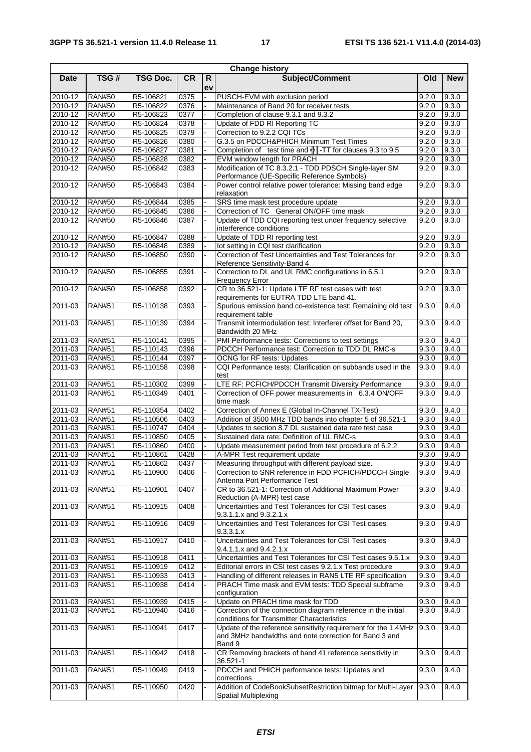| Change history | | | | | | | |
|---|---|---|---|---|---|---|---|
| Date | TSG # | TSG Doc. | CR | Rev | Subject/Comment | Old | New |
| 2010-12 | RAN#50 | R5-106821 | 0375 | - | PUSCH-EVM with exclusion period | 9.2.0 | 9.3.0 |
| 2010-12 | RAN#50 | R5-106822 | 0376 | - | Maintenance of Band 20 for receiver tests | 9.2.0 | 9.3.0 |
| 2010-12 | RAN#50 | R5-106823 | 0377 | - | Completion of clause 9.3.1 and 9.3.2 | 9.2.0 | 9.3.0 |
| 2010-12 | RAN#50 | R5-106824 | 0378 | - | Update of FDD RI Reporting TC | 9.2.0 | 9.3.0 |
| 2010-12 | RAN#50 | R5-106825 | 0379 | - | Correction to 9.2.2 CQI TCs | 9.2.0 | 9.3.0 |
| 2010-12 | RAN#50 | R5-106826 | 0380 | - | G.3.5 on PDCCH&PHICH Minimum Test Times | 9.2.0 | 9.3.0 |
| 2010-12 | RAN#50 | R5-106827 | 0381 | - | Completion of test time and ╬ -TT for clauses 9.3 to 9.5 | 9.2.0 | 9.3.0 |
| 2010-12 | RAN#50 | R5-106828 | 0382 | - | EVM window length for PRACH | 9.2.0 | 9.3.0 |
| 2010-12 | RAN#50 | R5-106842 | 0383 | - | Modification of TC 8.3.2.1 - TDD PDSCH Single-layer SM Performance (UE-Specific Reference Symbols) | 9.2.0 | 9.3.0 |
| 2010-12 | RAN#50 | R5-106843 | 0384 | - | Power control relative power tolerance: Missing band edge relaxation | 9.2.0 | 9.3.0 |
| 2010-12 | RAN#50 | R5-106844 | 0385 | - | SRS time mask test procedure update | 9.2.0 | 9.3.0 |
| 2010-12 | RAN#50 | R5-106845 | 0386 | - | Correction of TC General ON/OFF time mask | 9.2.0 | 9.3.0 |
| 2010-12 | RAN#50 | R5-106846 | 0387 | - | Update of TDD CQI reporting test under frequency selective interference conditions | 9.2.0 | 9.3.0 |
| 2010-12 | RAN#50 | R5-106847 | 0388 | - | Update of TDD RI reporting test | 9.2.0 | 9.3.0 |
| 2010-12 | RAN#50 | R5-106848 | 0389 | - | Iot setting in CQI test clarification | 9.2.0 | 9.3.0 |
| 2010-12 | RAN#50 | R5-106850 | 0390 | - | Correction of Test Uncertainties and Test Tolerances for Reference Sensitivity-Band 4 | 9.2.0 | 9.3.0 |
| 2010-12 | RAN#50 | R5-106855 | 0391 | - | Correction to DL and UL RMC configurations in 6.5.1 Frequency Error | 9.2.0 | 9.3.0 |
| 2010-12 | RAN#50 | R5-106858 | 0392 | - | CR to 36.521-1: Update LTE RF test cases with test requirements for EUTRA TDD LTE band 41. | 9.2.0 | 9.3.0 |
| 2011-03 | RAN#51 | R5-110138 | 0393 | - | Spurious emission band co-existence test: Remaining old test requirement table | 9.3.0 | 9.4.0 |
| 2011-03 | RAN#51 | R5-110139 | 0394 | - | Transmit intermodulation test: Interferer offset for Band 20, Bandwidth 20 MHz | 9.3.0 | 9.4.0 |
| 2011-03 | RAN#51 | R5-110141 | 0395 | - | PMI Performance tests: Corrections to test settings | 9.3.0 | 9.4.0 |
| 2011-03 | RAN#51 | R5-110143 | 0396 | - | PDCCH Performance test: Correction to TDD DL RMC-s | 9.3.0 | 9.4.0 |
| 2011-03 | RAN#51 | R5-110144 | 0397 | - | OCNG for RF tests: Updates | 9.3.0 | 9.4.0 |
| 2011-03 | RAN#51 | R5-110158 | 0398 | - | CQI Performance tests: Clarification on subbands used in the test | 9.3.0 | 9.4.0 |
| 2011-03 | RAN#51 | R5-110302 | 0399 | - | LTE RF: PCFICH/PDCCH Transmit Diversity Performance | 9.3.0 | 9.4.0 |
| 2011-03 | RAN#51 | R5-110349 | 0401 | - | Correction of OFF power measurements in 6.3.4 ON/OFF time mask | 9.3.0 | 9.4.0 |
| 2011-03 | RAN#51 | R5-110354 | 0402 | - | Correction of Annex E (Global In-Channel TX-Test) | 9.3.0 | 9.4.0 |
| 2011-03 | RAN#51 | R5-110506 | 0403 | - | Addition of 3500 MHz TDD bands into chapter 5 of 36.521-1 | 9.3.0 | 9.4.0 |
| 2011-03 | RAN#51 | R5-110747 | 0404 | - | Updates to section 8.7 DL sustained data rate test case | 9.3.0 | 9.4.0 |
| 2011-03 | RAN#51 | R5-110850 | 0405 | - | Sustained data rate: Definition of UL RMC-s | 9.3.0 | 9.4.0 |
| 2011-03 | RAN#51 | R5-110860 | 0400 | - | Update measurement period from test procedure of 6.2.2 | 9.3.0 | 9.4.0 |
| 2011-03 | RAN#51 | R5-110861 | 0428 | - | A-MPR Test requirement update | 9.3.0 | 9.4.0 |
| 2011-03 | RAN#51 | R5-110862 | 0437 | - | Measuring throughput with different payload size. | 9.3.0 | 9.4.0 |
| 2011-03 | RAN#51 | R5-110900 | 0406 | - | Correction to SNR reference in FDD PCFICH/PDCCH Single Antenna Port Performance Test | 9.3.0 | 9.4.0 |
| 2011-03 | RAN#51 | R5-110901 | 0407 | - | CR to 36.521-1: Correction of Additional Maximum Power Reduction (A-MPR) test case | 9.3.0 | 9.4.0 |
| 2011-03 | RAN#51 | R5-110915 | 0408 | - | Uncertainties and Test Tolerances for CSI Test cases 9.3.1.1.x and 9.3.2.1.x | 9.3.0 | 9.4.0 |
| 2011-03 | RAN#51 | R5-110916 | 0409 | - | Uncertainties and Test Tolerances for CSI Test cases 9.3.3.1.x | 9.3.0 | 9.4.0 |
| 2011-03 | RAN#51 | R5-110917 | 0410 | - | Uncertainties and Test Tolerances for CSI Test cases 9.4.1.1.x and 9.4.2.1.x | 9.3.0 | 9.4.0 |
| 2011-03 | RAN#51 | R5-110918 | 0411 | - | Uncertainties and Test Tolerances for CSI Test cases 9.5.1.x | 9.3.0 | 9.4.0 |
| 2011-03 | RAN#51 | R5-110919 | 0412 | - | Editorial errors in CSI test cases 9.2.1.x Test procedure | 9.3.0 | 9.4.0 |
| 2011-03 | RAN#51 | R5-110933 | 0413 | - | Handling of different releases in RAN5 LTE RF specification | 9.3.0 | 9.4.0 |
| 2011-03 | RAN#51 | R5-110938 | 0414 | - | PRACH Time mask and EVM tests: TDD Special subframe configuration | 9.3.0 | 9.4.0 |
| 2011-03 | RAN#51 | R5-110939 | 0415 | - | Update on PRACH time mask for TDD | 9.3.0 | 9.4.0 |
| 2011-03 | RAN#51 | R5-110940 | 0416 | - | Correction of the connection diagram reference in the initial conditions for Transmitter Characteristics | 9.3.0 | 9.4.0 |
| 2011-03 | RAN#51 | R5-110941 | 0417 | - | Update of the reference sensitivity requirement for the 1.4MHz and 3MHz bandwidths and note correction for Band 3 and Band 9 | 9.3.0 | 9.4.0 |
| 2011-03 | RAN#51 | R5-110942 | 0418 | - | CR Removing brackets of band 41 reference sensitivity in 36.521-1 | 9.3.0 | 9.4.0 |
| 2011-03 | RAN#51 | R5-110949 | 0419 | - | PDCCH and PHICH performance tests: Updates and corrections | 9.3.0 | 9.4.0 |
| 2011-03 | RAN#51 | R5-110950 | 0420 | - | Addition of CodeBookSubsetRestriction bitmap for Multi-Layer Spatial Multiplexing | 9.3.0 | 9.4.0 |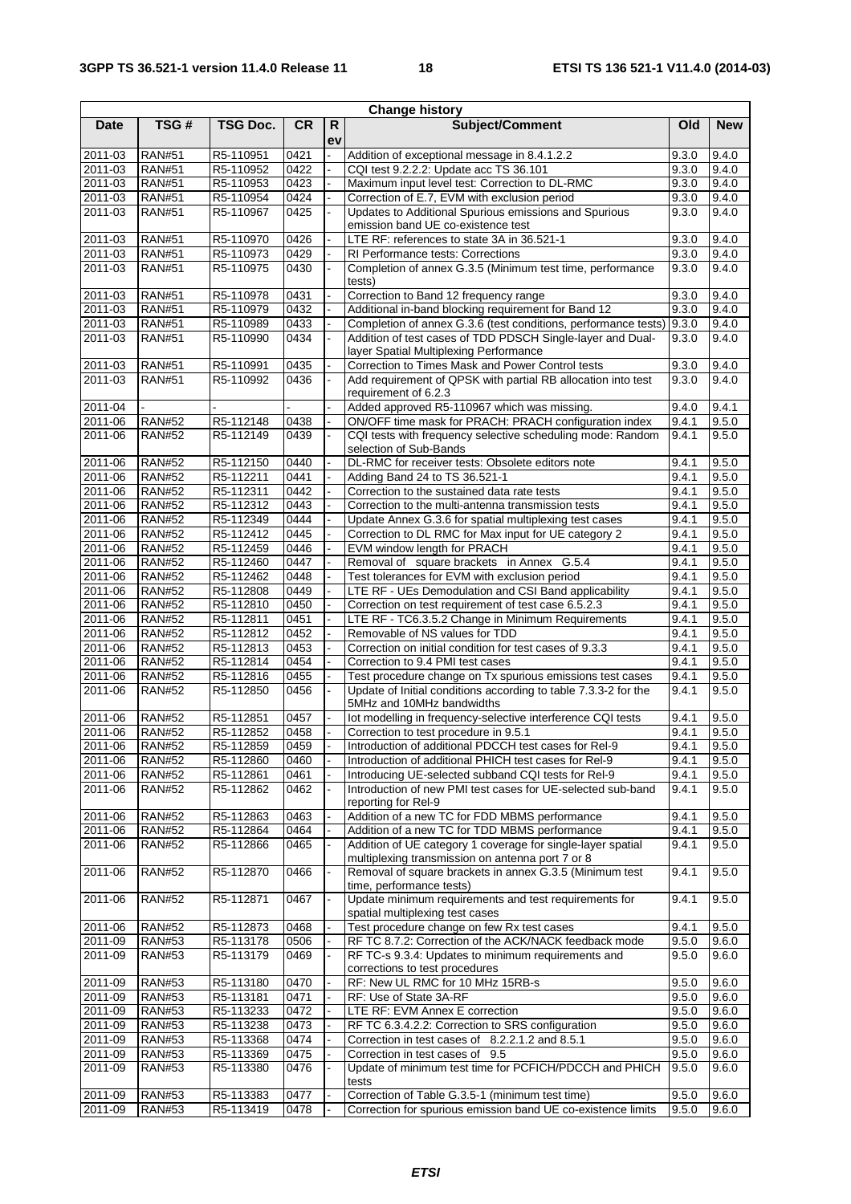| Change history | | | | | | | |
|---|---|---|---|---|---|---|---|
| Date | TSG # | TSG Doc. | CR | Rev | Subject/Comment | Old | New |
| 2011-03 | RAN#51 | R5-110951 | 0421 | - | Addition of exceptional message in 8.4.1.2.2 | 9.3.0 | 9.4.0 |
| 2011-03 | RAN#51 | R5-110952 | 0422 | - | CQI test 9.2.2.2: Update acc TS 36.101 | 9.3.0 | 9.4.0 |
| 2011-03 | RAN#51 | R5-110953 | 0423 | - | Maximum input level test: Correction to DL-RMC | 9.3.0 | 9.4.0 |
| 2011-03 | RAN#51 | R5-110954 | 0424 | - | Correction of E.7, EVM with exclusion period | 9.3.0 | 9.4.0 |
| 2011-03 | RAN#51 | R5-110967 | 0425 | - | Updates to Additional Spurious emissions and Spurious emission band UE co-existence test | 9.3.0 | 9.4.0 |
| 2011-03 | RAN#51 | R5-110970 | 0426 | - | LTE RF: references to state 3A in 36.521-1 | 9.3.0 | 9.4.0 |
| 2011-03 | RAN#51 | R5-110973 | 0429 | - | RI Performance tests: Corrections | 9.3.0 | 9.4.0 |
| 2011-03 | RAN#51 | R5-110975 | 0430 | - | Completion of annex G.3.5 (Minimum test time, performance tests) | 9.3.0 | 9.4.0 |
| 2011-03 | RAN#51 | R5-110978 | 0431 | - | Correction to Band 12 frequency range | 9.3.0 | 9.4.0 |
| 2011-03 | RAN#51 | R5-110979 | 0432 | - | Additional in-band blocking requirement for Band 12 | 9.3.0 | 9.4.0 |
| 2011-03 | RAN#51 | R5-110989 | 0433 | - | Completion of annex G.3.6 (test conditions, performance tests) | 9.3.0 | 9.4.0 |
| 2011-03 | RAN#51 | R5-110990 | 0434 | - | Addition of test cases of TDD PDSCH Single-layer and Dual-layer Spatial Multiplexing Performance | 9.3.0 | 9.4.0 |
| 2011-03 | RAN#51 | R5-110991 | 0435 | - | Correction to Times Mask and Power Control tests | 9.3.0 | 9.4.0 |
| 2011-03 | RAN#51 | R5-110992 | 0436 | - | Add requirement of QPSK with partial RB allocation into test requirement of 6.2.3 | 9.3.0 | 9.4.0 |
| 2011-04 | - | - | - | - | Added approved R5-110967 which was missing. | 9.4.0 | 9.4.1 |
| 2011-06 | RAN#52 | R5-112148 | 0438 | - | ON/OFF time mask for PRACH: PRACH configuration index | 9.4.1 | 9.5.0 |
| 2011-06 | RAN#52 | R5-112149 | 0439 | - | CQI tests with frequency selective scheduling mode: Random selection of Sub-Bands | 9.4.1 | 9.5.0 |
| 2011-06 | RAN#52 | R5-112150 | 0440 | - | DL-RMC for receiver tests: Obsolete editors note | 9.4.1 | 9.5.0 |
| 2011-06 | RAN#52 | R5-112211 | 0441 | - | Adding Band 24 to TS 36.521-1 | 9.4.1 | 9.5.0 |
| 2011-06 | RAN#52 | R5-112311 | 0442 | - | Correction to the sustained data rate tests | 9.4.1 | 9.5.0 |
| 2011-06 | RAN#52 | R5-112312 | 0443 | - | Correction to the multi-antenna transmission tests | 9.4.1 | 9.5.0 |
| 2011-06 | RAN#52 | R5-112349 | 0444 | - | Update Annex G.3.6 for spatial multiplexing test cases | 9.4.1 | 9.5.0 |
| 2011-06 | RAN#52 | R5-112412 | 0445 | - | Correction to DL RMC for Max input for UE category 2 | 9.4.1 | 9.5.0 |
| 2011-06 | RAN#52 | R5-112459 | 0446 | - | EVM window length for PRACH | 9.4.1 | 9.5.0 |
| 2011-06 | RAN#52 | R5-112460 | 0447 | - | Removal of square brackets in Annex G.5.4 | 9.4.1 | 9.5.0 |
| 2011-06 | RAN#52 | R5-112462 | 0448 | - | Test tolerances for EVM with exclusion period | 9.4.1 | 9.5.0 |
| 2011-06 | RAN#52 | R5-112808 | 0449 | - | LTE RF - UEs Demodulation and CSI Band applicability | 9.4.1 | 9.5.0 |
| 2011-06 | RAN#52 | R5-112810 | 0450 | - | Correction on test requirement of test case 6.5.2.3 | 9.4.1 | 9.5.0 |
| 2011-06 | RAN#52 | R5-112811 | 0451 | - | LTE RF - TC6.3.5.2 Change in Minimum Requirements | 9.4.1 | 9.5.0 |
| 2011-06 | RAN#52 | R5-112812 | 0452 | - | Removable of NS values for TDD | 9.4.1 | 9.5.0 |
| 2011-06 | RAN#52 | R5-112813 | 0453 | - | Correction on initial condition for test cases of 9.3.3 | 9.4.1 | 9.5.0 |
| 2011-06 | RAN#52 | R5-112814 | 0454 | - | Correction to 9.4 PMI test cases | 9.4.1 | 9.5.0 |
| 2011-06 | RAN#52 | R5-112816 | 0455 | - | Test procedure change on Tx spurious emissions test cases | 9.4.1 | 9.5.0 |
| 2011-06 | RAN#52 | R5-112850 | 0456 | - | Update of Initial conditions according to table 7.3.3-2 for the 5MHz and 10MHz bandwidths | 9.4.1 | 9.5.0 |
| 2011-06 | RAN#52 | R5-112851 | 0457 | - | Iot modelling in frequency-selective interference CQI tests | 9.4.1 | 9.5.0 |
| 2011-06 | RAN#52 | R5-112852 | 0458 | - | Correction to test procedure in 9.5.1 | 9.4.1 | 9.5.0 |
| 2011-06 | RAN#52 | R5-112859 | 0459 | - | Introduction of additional PDCCH test cases for Rel-9 | 9.4.1 | 9.5.0 |
| 2011-06 | RAN#52 | R5-112860 | 0460 | - | Introduction of additional PHICH test cases for Rel-9 | 9.4.1 | 9.5.0 |
| 2011-06 | RAN#52 | R5-112861 | 0461 | - | Introducing UE-selected subband CQI tests for Rel-9 | 9.4.1 | 9.5.0 |
| 2011-06 | RAN#52 | R5-112862 | 0462 | - | Introduction of new PMI test cases for UE-selected sub-band reporting for Rel-9 | 9.4.1 | 9.5.0 |
| 2011-06 | RAN#52 | R5-112863 | 0463 | - | Addition of a new TC for FDD MBMS performance | 9.4.1 | 9.5.0 |
| 2011-06 | RAN#52 | R5-112864 | 0464 | - | Addition of a new TC for TDD MBMS performance | 9.4.1 | 9.5.0 |
| 2011-06 | RAN#52 | R5-112866 | 0465 | - | Addition of UE category 1 coverage for single-layer spatial multiplexing transmission on antenna port 7 or 8 | 9.4.1 | 9.5.0 |
| 2011-06 | RAN#52 | R5-112870 | 0466 | - | Removal of square brackets in annex G.3.5 (Minimum test time, performance tests) | 9.4.1 | 9.5.0 |
| 2011-06 | RAN#52 | R5-112871 | 0467 | - | Update minimum requirements and test requirements for spatial multiplexing test cases | 9.4.1 | 9.5.0 |
| 2011-06 | RAN#52 | R5-112873 | 0468 | - | Test procedure change on few Rx test cases | 9.4.1 | 9.5.0 |
| 2011-09 | RAN#53 | R5-113178 | 0506 | - | RF TC 8.7.2: Correction of the ACK/NACK feedback mode | 9.5.0 | 9.6.0 |
| 2011-09 | RAN#53 | R5-113179 | 0469 | - | RF TC-s 9.3.4: Updates to minimum requirements and corrections to test procedures | 9.5.0 | 9.6.0 |
| 2011-09 | RAN#53 | R5-113180 | 0470 | - | RF: New UL RMC for 10 MHz 15RB-s | 9.5.0 | 9.6.0 |
| 2011-09 | RAN#53 | R5-113181 | 0471 | - | RF: Use of State 3A-RF | 9.5.0 | 9.6.0 |
| 2011-09 | RAN#53 | R5-113233 | 0472 | - | LTE RF: EVM Annex E correction | 9.5.0 | 9.6.0 |
| 2011-09 | RAN#53 | R5-113238 | 0473 | - | RF TC 6.3.4.2.2: Correction to SRS configuration | 9.5.0 | 9.6.0 |
| 2011-09 | RAN#53 | R5-113368 | 0474 | - | Correction in test cases of 8.2.2.1.2 and 8.5.1 | 9.5.0 | 9.6.0 |
| 2011-09 | RAN#53 | R5-113369 | 0475 | - | Correction in test cases of 9.5 | 9.5.0 | 9.6.0 |
| 2011-09 | RAN#53 | R5-113380 | 0476 | - | Update of minimum test time for PCFICH/PDCCH and PHICH tests | 9.5.0 | 9.6.0 |
| 2011-09 | RAN#53 | R5-113383 | 0477 | - | Correction of Table G.3.5-1 (minimum test time) | 9.5.0 | 9.6.0 |
| 2011-09 | RAN#53 | R5-113419 | 0478 | - | Correction for spurious emission band UE co-existence limits | 9.5.0 | 9.6.0 |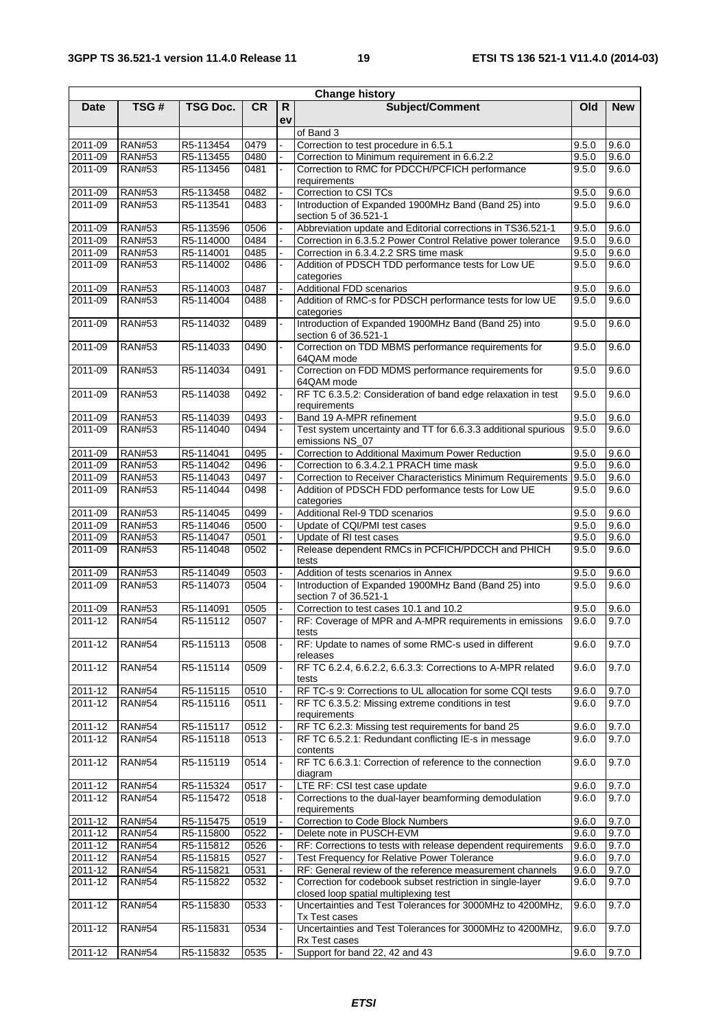| Change history | | | | | | | |
|---|---|---|---|---|---|---|---|
| **Date** | **TSG #** | **TSG Doc.** | **CR** | **Rev** | **Subject/Comment** | **Old** | **New** |
| | | | | | of Band 3 | | |
| 2011-09 | RAN#53 | R5-113454 | 0479 | - | Correction to test procedure in 6.5.1 | 9.5.0 | 9.6.0 |
| 2011-09 | RAN#53 | R5-113455 | 0480 | - | Correction to Minimum requirement in 6.6.2.2 | 9.5.0 | 9.6.0 |
| 2011-09 | RAN#53 | R5-113456 | 0481 | - | Correction to RMC for PDCCH/PCFICH performance requirements | 9.5.0 | 9.6.0 |
| 2011-09 | RAN#53 | R5-113458 | 0482 | - | Correction to CSI TCs | 9.5.0 | 9.6.0 |
| 2011-09 | RAN#53 | R5-113541 | 0483 | - | Introduction of Expanded 1900MHz Band (Band 25) into section 5 of 36.521-1 | 9.5.0 | 9.6.0 |
| 2011-09 | RAN#53 | R5-113596 | 0506 | - | Abbreviation update and Editorial corrections in TS36.521-1 | 9.5.0 | 9.6.0 |
| 2011-09 | RAN#53 | R5-114000 | 0484 | - | Correction in 6.3.5.2 Power Control Relative power tolerance | 9.5.0 | 9.6.0 |
| 2011-09 | RAN#53 | R5-114001 | 0485 | - | Correction in 6.3.4.2.2 SRS time mask | 9.5.0 | 9.6.0 |
| 2011-09 | RAN#53 | R5-114002 | 0486 | - | Addition of PDSCH TDD performance tests for Low UE categories | 9.5.0 | 9.6.0 |
| 2011-09 | RAN#53 | R5-114003 | 0487 | - | Additional FDD scenarios | 9.5.0 | 9.6.0 |
| 2011-09 | RAN#53 | R5-114004 | 0488 | - | Addition of RMC-s for PDSCH performance tests for low UE categories | 9.5.0 | 9.6.0 |
| 2011-09 | RAN#53 | R5-114032 | 0489 | - | Introduction of Expanded 1900MHz Band (Band 25) into section 6 of 36.521-1 | 9.5.0 | 9.6.0 |
| 2011-09 | RAN#53 | R5-114033 | 0490 | - | Correction on TDD MBMS performance requirements for 64QAM mode | 9.5.0 | 9.6.0 |
| 2011-09 | RAN#53 | R5-114034 | 0491 | - | Correction on FDD MDMS performance requirements for 64QAM mode | 9.5.0 | 9.6.0 |
| 2011-09 | RAN#53 | R5-114038 | 0492 | - | RF TC 6.3.5.2: Consideration of band edge relaxation in test requirements | 9.5.0 | 9.6.0 |
| 2011-09 | RAN#53 | R5-114039 | 0493 | - | Band 19 A-MPR refinement | 9.5.0 | 9.6.0 |
| 2011-09 | RAN#53 | R5-114040 | 0494 | - | Test system uncertainty and TT for 6.6.3.3 additional spurious emissions NS_07 | 9.5.0 | 9.6.0 |
| 2011-09 | RAN#53 | R5-114041 | 0495 | - | Correction to Additional Maximum Power Reduction | 9.5.0 | 9.6.0 |
| 2011-09 | RAN#53 | R5-114042 | 0496 | - | Correction to 6.3.4.2.1 PRACH time mask | 9.5.0 | 9.6.0 |
| 2011-09 | RAN#53 | R5-114043 | 0497 | - | Correction to Receiver Characteristics Minimum Requirements | 9.5.0 | 9.6.0 |
| 2011-09 | RAN#53 | R5-114044 | 0498 | - | Addition of PDSCH FDD performance tests for Low UE categories | 9.5.0 | 9.6.0 |
| 2011-09 | RAN#53 | R5-114045 | 0499 | - | Additional Rel-9 TDD scenarios | 9.5.0 | 9.6.0 |
| 2011-09 | RAN#53 | R5-114046 | 0500 | - | Update of CQI/PMI test cases | 9.5.0 | 9.6.0 |
| 2011-09 | RAN#53 | R5-114047 | 0501 | - | Update of RI test cases | 9.5.0 | 9.6.0 |
| 2011-09 | RAN#53 | R5-114048 | 0502 | - | Release dependent RMCs in PCFICH/PDCCH and PHICH tests | 9.5.0 | 9.6.0 |
| 2011-09 | RAN#53 | R5-114049 | 0503 | - | Addition of tests scenarios in Annex | 9.5.0 | 9.6.0 |
| 2011-09 | RAN#53 | R5-114073 | 0504 | - | Introduction of Expanded 1900MHz Band (Band 25) into section 7 of 36.521-1 | 9.5.0 | 9.6.0 |
| 2011-09 | RAN#53 | R5-114091 | 0505 | - | Correction to test cases 10.1 and 10.2 | 9.5.0 | 9.6.0 |
| 2011-12 | RAN#54 | R5-115112 | 0507 | - | RF: Coverage of MPR and A-MPR requirements in emissions tests | 9.6.0 | 9.7.0 |
| 2011-12 | RAN#54 | R5-115113 | 0508 | - | RF: Update to names of some RMC-s used in different releases | 9.6.0 | 9.7.0 |
| 2011-12 | RAN#54 | R5-115114 | 0509 | - | RF TC 6.2.4, 6.6.2.2, 6.6.3.3: Corrections to A-MPR related tests | 9.6.0 | 9.7.0 |
| 2011-12 | RAN#54 | R5-115115 | 0510 | - | RF TC-s 9: Corrections to UL allocation for some CQI tests | 9.6.0 | 9.7.0 |
| 2011-12 | RAN#54 | R5-115116 | 0511 | - | RF TC 6.3.5.2: Missing extreme conditions in test requirements | 9.6.0 | 9.7.0 |
| 2011-12 | RAN#54 | R5-115117 | 0512 | - | RF TC 6.2.3: Missing test requirements for band 25 | 9.6.0 | 9.7.0 |
| 2011-12 | RAN#54 | R5-115118 | 0513 | - | RF TC 6.5.2.1: Redundant conflicting IE-s in message contents | 9.6.0 | 9.7.0 |
| 2011-12 | RAN#54 | R5-115119 | 0514 | - | RF TC 6.6.3.1: Correction of reference to the connection diagram | 9.6.0 | 9.7.0 |
| 2011-12 | RAN#54 | R5-115324 | 0517 | - | LTE RF: CSI test case update | 9.6.0 | 9.7.0 |
| 2011-12 | RAN#54 | R5-115472 | 0518 | - | Corrections to the dual-layer beamforming demodulation requirements | 9.6.0 | 9.7.0 |
| 2011-12 | RAN#54 | R5-115475 | 0519 | - | Correction to Code Block Numbers | 9.6.0 | 9.7.0 |
| 2011-12 | RAN#54 | R5-115800 | 0522 | - | Delete note in PUSCH-EVM | 9.6.0 | 9.7.0 |
| 2011-12 | RAN#54 | R5-115812 | 0526 | - | RF: Corrections to tests with release dependent requirements | 9.6.0 | 9.7.0 |
| 2011-12 | RAN#54 | R5-115815 | 0527 | - | Test Frequency for Relative Power Tolerance | 9.6.0 | 9.7.0 |
| 2011-12 | RAN#54 | R5-115821 | 0531 | - | RF: General review of the reference measurement channels | 9.6.0 | 9.7.0 |
| 2011-12 | RAN#54 | R5-115822 | 0532 | - | Correction for codebook subset restriction in single-layer closed loop spatial multiplexing test | 9.6.0 | 9.7.0 |
| 2011-12 | RAN#54 | R5-115830 | 0533 | - | Uncertainties and Test Tolerances for 3000MHz to 4200MHz, Tx Test cases | 9.6.0 | 9.7.0 |
| 2011-12 | RAN#54 | R5-115831 | 0534 | - | Uncertainties and Test Tolerances for 3000MHz to 4200MHz, Rx Test cases | 9.6.0 | 9.7.0 |
| 2011-12 | RAN#54 | R5-115832 | 0535 | - | Support for band 22, 42 and 43 | 9.6.0 | 9.7.0 |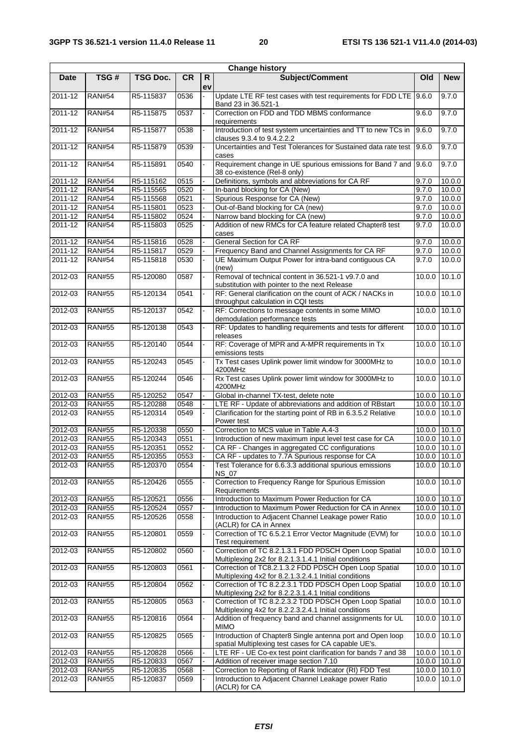| Change history | | | | | | | |
|---|---|---|---|---|---|---|---|
| Date | TSG # | TSG Doc. | CR | Rev | Subject/Comment | Old | New |
| 2011-12 | RAN#54 | R5-115837 | 0536 | - | Update LTE RF test cases with test requirements for FDD LTE Band 23 in 36.521-1 | 9.6.0 | 9.7.0 |
| 2011-12 | RAN#54 | R5-115875 | 0537 | - | Correction on FDD and TDD MBMS conformance requirements | 9.6.0 | 9.7.0 |
| 2011-12 | RAN#54 | R5-115877 | 0538 | - | Introduction of test system uncertainties and TT to new TCs in clauses 9.3.4 to 9.4.2.2.2 | 9.6.0 | 9.7.0 |
| 2011-12 | RAN#54 | R5-115879 | 0539 | - | Uncertainties and Test Tolerances for Sustained data rate test cases | 9.6.0 | 9.7.0 |
| 2011-12 | RAN#54 | R5-115891 | 0540 | - | Requirement change in UE spurious emissions for Band 7 and 38 co-existence (Rel-8 only) | 9.6.0 | 9.7.0 |
| 2011-12 | RAN#54 | R5-115162 | 0515 | - | Definitions, symbols and abbreviations for CA RF | 9.7.0 | 10.0.0 |
| 2011-12 | RAN#54 | R5-115565 | 0520 | - | In-band blocking for CA (New) | 9.7.0 | 10.0.0 |
| 2011-12 | RAN#54 | R5-115568 | 0521 | - | Spurious Response for CA (New) | 9.7.0 | 10.0.0 |
| 2011-12 | RAN#54 | R5-115801 | 0523 | - | Out-of-Band blocking for CA (new) | 9.7.0 | 10.0.0 |
| 2011-12 | RAN#54 | R5-115802 | 0524 | - | Narrow band blocking for CA (new) | 9.7.0 | 10.0.0 |
| 2011-12 | RAN#54 | R5-115803 | 0525 | - | Addition of new RMCs for CA feature related Chapter8 test cases | 9.7.0 | 10.0.0 |
| 2011-12 | RAN#54 | R5-115816 | 0528 | - | General Section for CA RF | 9.7.0 | 10.0.0 |
| 2011-12 | RAN#54 | R5-115817 | 0529 | - | Frequency Band and Channel Assignments for CA RF | 9.7.0 | 10.0.0 |
| 2011-12 | RAN#54 | R5-115818 | 0530 | - | UE Maximum Output Power for intra-band contiguous CA (new) | 9.7.0 | 10.0.0 |
| 2012-03 | RAN#55 | R5-120080 | 0587 | - | Removal of technical content in 36.521-1 v9.7.0 and substitution with pointer to the next Release | 10.0.0 | 10.1.0 |
| 2012-03 | RAN#55 | R5-120134 | 0541 | - | RF: General clarification on the count of ACK / NACKs in throughput calculation in CQI tests | 10.0.0 | 10.1.0 |
| 2012-03 | RAN#55 | R5-120137 | 0542 | - | RF: Corrections to message contents in some MIMO demodulation performance tests | 10.0.0 | 10.1.0 |
| 2012-03 | RAN#55 | R5-120138 | 0543 | - | RF: Updates to handling requirements and tests for different releases | 10.0.0 | 10.1.0 |
| 2012-03 | RAN#55 | R5-120140 | 0544 | - | RF: Coverage of MPR and A-MPR requirements in Tx emissions tests | 10.0.0 | 10.1.0 |
| 2012-03 | RAN#55 | R5-120243 | 0545 | - | Tx Test cases Uplink power limit window for 3000MHz to 4200MHz | 10.0.0 | 10.1.0 |
| 2012-03 | RAN#55 | R5-120244 | 0546 | - | Rx Test cases Uplink power limit window for 3000MHz to 4200MHz | 10.0.0 | 10.1.0 |
| 2012-03 | RAN#55 | R5-120252 | 0547 | - | Global in-channel TX-test, delete note | 10.0.0 | 10.1.0 |
| 2012-03 | RAN#55 | R5-120288 | 0548 | - | LTE RF - Update of abbreviations and addition of RBstart | 10.0.0 | 10.1.0 |
| 2012-03 | RAN#55 | R5-120314 | 0549 | - | Clarification for the starting point of RB in 6.3.5.2 Relative Power test | 10.0.0 | 10.1.0 |
| 2012-03 | RAN#55 | R5-120338 | 0550 | - | Correction to MCS value in Table A.4-3 | 10.0.0 | 10.1.0 |
| 2012-03 | RAN#55 | R5-120343 | 0551 | - | Introduction of new maximum input level test case for CA | 10.0.0 | 10.1.0 |
| 2012-03 | RAN#55 | R5-120351 | 0552 | - | CA RF - Changes in aggregated CC configurations | 10.0.0 | 10.1.0 |
| 2012-03 | RAN#55 | R5-120355 | 0553 | - | CA RF - updates to 7.7A Spurious response for CA | 10.0.0 | 10.1.0 |
| 2012-03 | RAN#55 | R5-120370 | 0554 | - | Test Tolerance for 6.6.3.3 additional spurious emissions NS_07 | 10.0.0 | 10.1.0 |
| 2012-03 | RAN#55 | R5-120426 | 0555 | - | Correction to Frequency Range for Spurious Emission Requirements | 10.0.0 | 10.1.0 |
| 2012-03 | RAN#55 | R5-120521 | 0556 | - | Introduction to Maximum Power Reduction for CA | 10.0.0 | 10.1.0 |
| 2012-03 | RAN#55 | R5-120524 | 0557 | - | Introduction to Maximum Power Reduction for CA in Annex | 10.0.0 | 10.1.0 |
| 2012-03 | RAN#55 | R5-120526 | 0558 | - | Introduction to Adjacent Channel Leakage power Ratio (ACLR) for CA in Annex | 10.0.0 | 10.1.0 |
| 2012-03 | RAN#55 | R5-120801 | 0559 | - | Correction of TC 6.5.2.1 Error Vector Magnitude (EVM) for Test requirement | 10.0.0 | 10.1.0 |
| 2012-03 | RAN#55 | R5-120802 | 0560 | - | Correction of TC 8.2.1.3.1 FDD PDSCH Open Loop Spatial Multiplexing 2x2 for 8.2.1.3.1.4.1 Initial conditions | 10.0.0 | 10.1.0 |
| 2012-03 | RAN#55 | R5-120803 | 0561 | - | Correction of TC8.2.1.3.2 FDD PDSCH Open Loop Spatial Multiplexing 4x2 for 8.2.1.3.2.4.1 Initial conditions | 10.0.0 | 10.1.0 |
| 2012-03 | RAN#55 | R5-120804 | 0562 | - | Correction of TC 8.2.2.3.1 TDD PDSCH Open Loop Spatial Multiplexing 2x2 for 8.2.2.3.1.4.1 Initial conditions | 10.0.0 | 10.1.0 |
| 2012-03 | RAN#55 | R5-120805 | 0563 | - | Correction of TC 8.2.2.3.2 TDD PDSCH Open Loop Spatial Multiplexing 4x2 for 8.2.2.3.2.4.1 Initial conditions | 10.0.0 | 10.1.0 |
| 2012-03 | RAN#55 | R5-120816 | 0564 | - | Addition of frequency band and channel assignments for UL MIMO | 10.0.0 | 10.1.0 |
| 2012-03 | RAN#55 | R5-120825 | 0565 | - | Introduction of Chapter8 Single antenna port and Open loop spatial Multiplexing test cases for CA capable UE's. | 10.0.0 | 10.1.0 |
| 2012-03 | RAN#55 | R5-120828 | 0566 | - | LTE RF - UE Co-ex test point clarification for bands 7 and 38 | 10.0.0 | 10.1.0 |
| 2012-03 | RAN#55 | R5-120833 | 0567 | - | Addition of receiver image section 7.10 | 10.0.0 | 10.1.0 |
| 2012-03 | RAN#55 | R5-120835 | 0568 | - | Correction to Reporting of Rank Indicator (RI) FDD Test | 10.0.0 | 10.1.0 |
| 2012-03 | RAN#55 | R5-120837 | 0569 | - | Introduction to Adjacent Channel Leakage power Ratio (ACLR) for CA | 10.0.0 | 10.1.0 |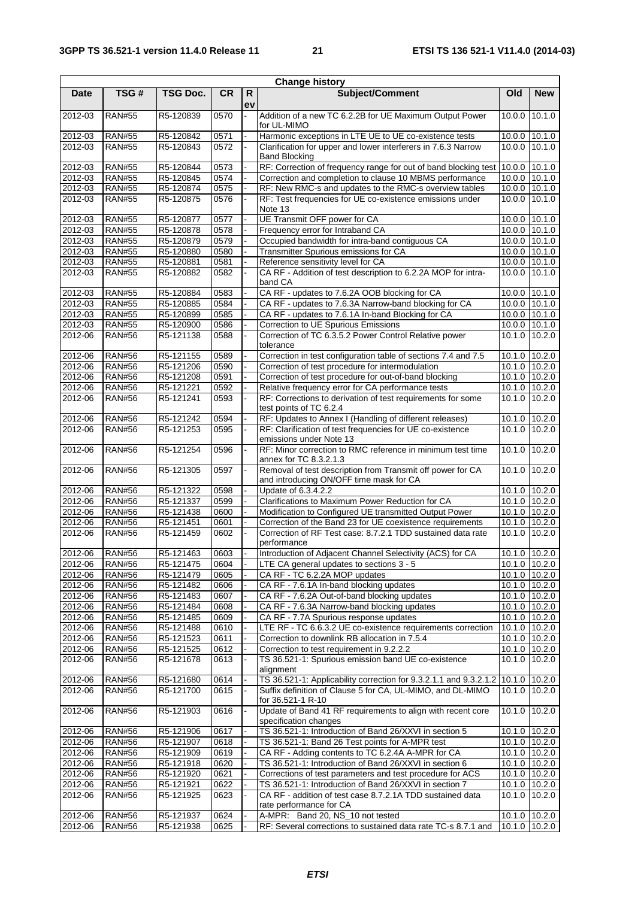| Change history | | | | | | | |
|---|---|---|---|---|---|---|---|
| Date | TSG # | TSG Doc. | CR | Rev | Subject/Comment | Old | New |
| 2012-03 | RAN#55 | R5-120839 | 0570 | - | Addition of a new TC 6.2.2B for UE Maximum Output Power for UL-MIMO | 10.0.0 | 10.1.0 |
| 2012-03 | RAN#55 | R5-120842 | 0571 | - | Harmonic exceptions in LTE UE to UE co-existence tests | 10.0.0 | 10.1.0 |
| 2012-03 | RAN#55 | R5-120843 | 0572 | - | Clarification for upper and lower interferers in 7.6.3 Narrow Band Blocking | 10.0.0 | 10.1.0 |
| 2012-03 | RAN#55 | R5-120844 | 0573 | - | RF: Correction of frequency range for out of band blocking test | 10.0.0 | 10.1.0 |
| 2012-03 | RAN#55 | R5-120845 | 0574 | - | Correction and completion to clause 10 MBMS performance | 10.0.0 | 10.1.0 |
| 2012-03 | RAN#55 | R5-120874 | 0575 | - | RF: New RMC-s and updates to the RMC-s overview tables | 10.0.0 | 10.1.0 |
| 2012-03 | RAN#55 | R5-120875 | 0576 | - | RF: Test frequencies for UE co-existence emissions under Note 13 | 10.0.0 | 10.1.0 |
| 2012-03 | RAN#55 | R5-120877 | 0577 | - | UE Transmit OFF power for CA | 10.0.0 | 10.1.0 |
| 2012-03 | RAN#55 | R5-120878 | 0578 | - | Frequency error for Intraband CA | 10.0.0 | 10.1.0 |
| 2012-03 | RAN#55 | R5-120879 | 0579 | - | Occupied bandwidth for intra-band contiguous CA | 10.0.0 | 10.1.0 |
| 2012-03 | RAN#55 | R5-120880 | 0580 | - | Transmitter Spurious emissions for CA | 10.0.0 | 10.1.0 |
| 2012-03 | RAN#55 | R5-120881 | 0581 | - | Reference sensitivity level for CA | 10.0.0 | 10.1.0 |
| 2012-03 | RAN#55 | R5-120882 | 0582 | - | CA RF - Addition of test description to 6.2.2A MOP for intra-band CA | 10.0.0 | 10.1.0 |
| 2012-03 | RAN#55 | R5-120884 | 0583 | - | CA RF - updates to 7.6.2A OOB blocking for CA | 10.0.0 | 10.1.0 |
| 2012-03 | RAN#55 | R5-120885 | 0584 | - | CA RF - updates to 7.6.3A Narrow-band blocking for CA | 10.0.0 | 10.1.0 |
| 2012-03 | RAN#55 | R5-120899 | 0585 | - | CA RF - updates to 7.6.1A In-band Blocking for CA | 10.0.0 | 10.1.0 |
| 2012-03 | RAN#55 | R5-120900 | 0586 | - | Correction to UE Spurious Emissions | 10.0.0 | 10.1.0 |
| 2012-06 | RAN#56 | R5-121138 | 0588 | - | Correction of TC 6.3.5.2 Power Control Relative power tolerance | 10.1.0 | 10.2.0 |
| 2012-06 | RAN#56 | R5-121155 | 0589 | - | Correction in test configuration table of sections 7.4 and 7.5 | 10.1.0 | 10.2.0 |
| 2012-06 | RAN#56 | R5-121206 | 0590 | - | Correction of test procedure for intermodulation | 10.1.0 | 10.2.0 |
| 2012-06 | RAN#56 | R5-121208 | 0591 | - | Correction of test procedure for out-of-band blocking | 10.1.0 | 10.2.0 |
| 2012-06 | RAN#56 | R5-121221 | 0592 | - | Relative frequency error for CA performance tests | 10.1.0 | 10.2.0 |
| 2012-06 | RAN#56 | R5-121241 | 0593 | - | RF: Corrections to derivation of test requirements for some test points of TC 6.2.4 | 10.1.0 | 10.2.0 |
| 2012-06 | RAN#56 | R5-121242 | 0594 | - | RF: Updates to Annex I (Handling of different releases) | 10.1.0 | 10.2.0 |
| 2012-06 | RAN#56 | R5-121253 | 0595 | - | RF: Clarification of test frequencies for UE co-existence emissions under Note 13 | 10.1.0 | 10.2.0 |
| 2012-06 | RAN#56 | R5-121254 | 0596 | - | RF: Minor correction to RMC reference in minimum test time annex for TC 8.3.2.1.3 | 10.1.0 | 10.2.0 |
| 2012-06 | RAN#56 | R5-121305 | 0597 | - | Removal of test description from Transmit off power for CA and introducing ON/OFF time mask for CA | 10.1.0 | 10.2.0 |
| 2012-06 | RAN#56 | R5-121322 | 0598 | - | Update of 6.3.4.2.2 | 10.1.0 | 10.2.0 |
| 2012-06 | RAN#56 | R5-121337 | 0599 | - | Clarifications to Maximum Power Reduction for CA | 10.1.0 | 10.2.0 |
| 2012-06 | RAN#56 | R5-121438 | 0600 | - | Modification to Configured UE transmitted Output Power | 10.1.0 | 10.2.0 |
| 2012-06 | RAN#56 | R5-121451 | 0601 | - | Correction of the Band 23 for UE coexistence requirements | 10.1.0 | 10.2.0 |
| 2012-06 | RAN#56 | R5-121459 | 0602 | - | Correction of RF Test case: 8.7.2.1 TDD sustained data rate performance | 10.1.0 | 10.2.0 |
| 2012-06 | RAN#56 | R5-121463 | 0603 | - | Introduction of Adjacent Channel Selectivity (ACS) for CA | 10.1.0 | 10.2.0 |
| 2012-06 | RAN#56 | R5-121475 | 0604 | - | LTE CA general updates to sections 3 - 5 | 10.1.0 | 10.2.0 |
| 2012-06 | RAN#56 | R5-121479 | 0605 | - | CA RF - TC 6.2.2A MOP updates | 10.1.0 | 10.2.0 |
| 2012-06 | RAN#56 | R5-121482 | 0606 | - | CA RF - 7.6.1A In-band blocking updates | 10.1.0 | 10.2.0 |
| 2012-06 | RAN#56 | R5-121483 | 0607 | - | CA RF - 7.6.2A Out-of-band blocking updates | 10.1.0 | 10.2.0 |
| 2012-06 | RAN#56 | R5-121484 | 0608 | - | CA RF - 7.6.3A Narrow-band blocking updates | 10.1.0 | 10.2.0 |
| 2012-06 | RAN#56 | R5-121485 | 0609 | - | CA RF - 7.7A Spurious response updates | 10.1.0 | 10.2.0 |
| 2012-06 | RAN#56 | R5-121488 | 0610 | - | LTE RF - TC 6.6.3.2 UE co-existence requirements correction | 10.1.0 | 10.2.0 |
| 2012-06 | RAN#56 | R5-121523 | 0611 | - | Correction to downlink RB allocation in 7.5.4 | 10.1.0 | 10.2.0 |
| 2012-06 | RAN#56 | R5-121525 | 0612 | - | Correction to test requirement in 9.2.2.2 | 10.1.0 | 10.2.0 |
| 2012-06 | RAN#56 | R5-121678 | 0613 | - | TS 36.521-1: Spurious emission band UE co-existence alignment | 10.1.0 | 10.2.0 |
| 2012-06 | RAN#56 | R5-121680 | 0614 | - | TS 36.521-1: Applicability correction for 9.3.2.1.1 and 9.3.2.1.2 | 10.1.0 | 10.2.0 |
| 2012-06 | RAN#56 | R5-121700 | 0615 | - | Suffix definition of Clause 5 for CA, UL-MIMO, and DL-MIMO for 36.521-1 R-10 | 10.1.0 | 10.2.0 |
| 2012-06 | RAN#56 | R5-121903 | 0616 | - | Update of Band 41 RF requirements to align with recent core specification changes | 10.1.0 | 10.2.0 |
| 2012-06 | RAN#56 | R5-121906 | 0617 | - | TS 36.521-1: Introduction of Band 26/XXVI in section 5 | 10.1.0 | 10.2.0 |
| 2012-06 | RAN#56 | R5-121907 | 0618 | - | TS 36.521-1: Band 26 Test points for A-MPR test | 10.1.0 | 10.2.0 |
| 2012-06 | RAN#56 | R5-121909 | 0619 | - | CA RF - Adding contents to TC 6.2.4A A-MPR for CA | 10.1.0 | 10.2.0 |
| 2012-06 | RAN#56 | R5-121918 | 0620 | - | TS 36.521-1: Introduction of Band 26/XXVI in section 6 | 10.1.0 | 10.2.0 |
| 2012-06 | RAN#56 | R5-121920 | 0621 | - | Corrections of test parameters and test procedure for ACS | 10.1.0 | 10.2.0 |
| 2012-06 | RAN#56 | R5-121921 | 0622 | - | TS 36.521-1: Introduction of Band 26/XXVI in section 7 | 10.1.0 | 10.2.0 |
| 2012-06 | RAN#56 | R5-121925 | 0623 | - | CA RF - addition of test case 8.7.2.1A TDD sustained data rate performance for CA | 10.1.0 | 10.2.0 |
| 2012-06 | RAN#56 | R5-121937 | 0624 | - | A-MPR: Band 20, NS_10 not tested | 10.1.0 | 10.2.0 |
| 2012-06 | RAN#56 | R5-121938 | 0625 | - | RF: Several corrections to sustained data rate TC-s 8.7.1 and | 10.1.0 | 10.2.0 |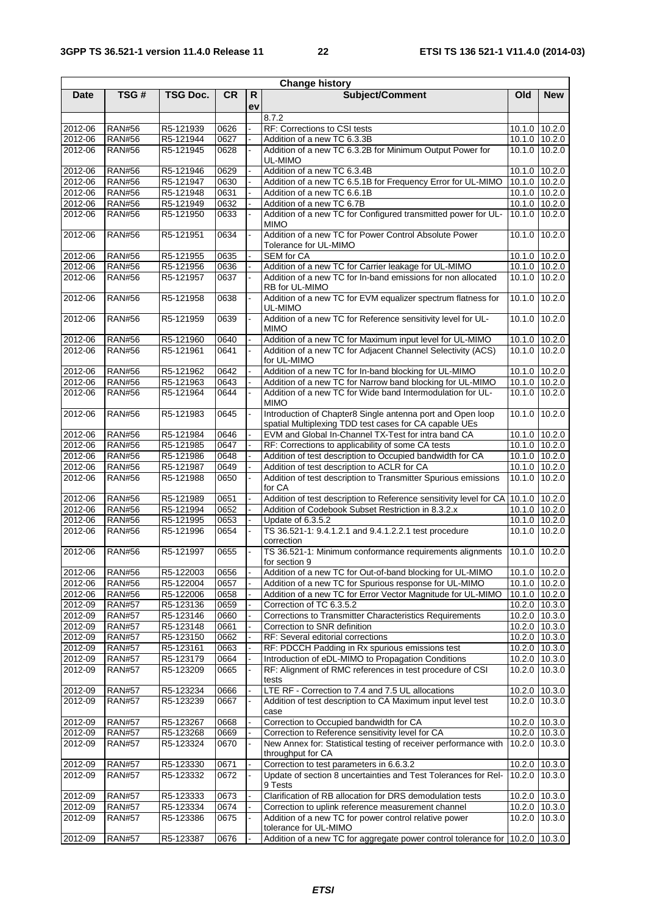| Change history | | | | | | | |
|---|---|---|---|---|---|---|---|
| Date | TSG # | TSG Doc. | CR | Rev | Subject/Comment | Old | New |
| | | | | | 8.7.2 | | |
| 2012-06 | RAN#56 | R5-121939 | 0626 | - | RF: Corrections to CSI tests | 10.1.0 | 10.2.0 |
| 2012-06 | RAN#56 | R5-121944 | 0627 | - | Addition of a new TC 6.3.3B | 10.1.0 | 10.2.0 |
| 2012-06 | RAN#56 | R5-121945 | 0628 | - | Addition of a new TC 6.3.2B for Minimum Output Power for UL-MIMO | 10.1.0 | 10.2.0 |
| 2012-06 | RAN#56 | R5-121946 | 0629 | - | Addition of a new TC 6.3.4B | 10.1.0 | 10.2.0 |
| 2012-06 | RAN#56 | R5-121947 | 0630 | - | Addition of a new TC 6.5.1B for Frequency Error for UL-MIMO | 10.1.0 | 10.2.0 |
| 2012-06 | RAN#56 | R5-121948 | 0631 | - | Addition of a new TC 6.6.1B | 10.1.0 | 10.2.0 |
| 2012-06 | RAN#56 | R5-121949 | 0632 | - | Addition of a new TC 6.7B | 10.1.0 | 10.2.0 |
| 2012-06 | RAN#56 | R5-121950 | 0633 | - | Addition of a new TC for Configured transmitted power for UL-MIMO | 10.1.0 | 10.2.0 |
| 2012-06 | RAN#56 | R5-121951 | 0634 | - | Addition of a new TC for Power Control Absolute Power Tolerance for UL-MIMO | 10.1.0 | 10.2.0 |
| 2012-06 | RAN#56 | R5-121955 | 0635 | - | SEM for CA | 10.1.0 | 10.2.0 |
| 2012-06 | RAN#56 | R5-121956 | 0636 | - | Addition of a new TC for Carrier leakage for UL-MIMO | 10.1.0 | 10.2.0 |
| 2012-06 | RAN#56 | R5-121957 | 0637 | - | Addition of a new TC for In-band emissions for non allocated RB for UL-MIMO | 10.1.0 | 10.2.0 |
| 2012-06 | RAN#56 | R5-121958 | 0638 | - | Addition of a new TC for EVM equalizer spectrum flatness for UL-MIMO | 10.1.0 | 10.2.0 |
| 2012-06 | RAN#56 | R5-121959 | 0639 | - | Addition of a new TC for Reference sensitivity level for UL-MIMO | 10.1.0 | 10.2.0 |
| 2012-06 | RAN#56 | R5-121960 | 0640 | - | Addition of a new TC for Maximum input level for UL-MIMO | 10.1.0 | 10.2.0 |
| 2012-06 | RAN#56 | R5-121961 | 0641 | - | Addition of a new TC for Adjacent Channel Selectivity (ACS) for UL-MIMO | 10.1.0 | 10.2.0 |
| 2012-06 | RAN#56 | R5-121962 | 0642 | - | Addition of a new TC for In-band blocking for UL-MIMO | 10.1.0 | 10.2.0 |
| 2012-06 | RAN#56 | R5-121963 | 0643 | - | Addition of a new TC for Narrow band blocking for UL-MIMO | 10.1.0 | 10.2.0 |
| 2012-06 | RAN#56 | R5-121964 | 0644 | - | Addition of a new TC for Wide band Intermodulation for UL-MIMO | 10.1.0 | 10.2.0 |
| 2012-06 | RAN#56 | R5-121983 | 0645 | - | Introduction of Chapter8 Single antenna port and Open loop spatial Multiplexing TDD test cases for CA capable UEs | 10.1.0 | 10.2.0 |
| 2012-06 | RAN#56 | R5-121984 | 0646 | - | EVM and Global In-Channel TX-Test for intra band CA | 10.1.0 | 10.2.0 |
| 2012-06 | RAN#56 | R5-121985 | 0647 | - | RF: Corrections to applicability of some CA tests | 10.1.0 | 10.2.0 |
| 2012-06 | RAN#56 | R5-121986 | 0648 | - | Addition of test description to Occupied bandwidth for CA | 10.1.0 | 10.2.0 |
| 2012-06 | RAN#56 | R5-121987 | 0649 | - | Addition of test description to ACLR for CA | 10.1.0 | 10.2.0 |
| 2012-06 | RAN#56 | R5-121988 | 0650 | - | Addition of test description to Transmitter Spurious emissions for CA | 10.1.0 | 10.2.0 |
| 2012-06 | RAN#56 | R5-121989 | 0651 | - | Addition of test description to Reference sensitivity level for CA | 10.1.0 | 10.2.0 |
| 2012-06 | RAN#56 | R5-121994 | 0652 | - | Addition of Codebook Subset Restriction in 8.3.2.x | 10.1.0 | 10.2.0 |
| 2012-06 | RAN#56 | R5-121995 | 0653 | - | Update of 6.3.5.2 | 10.1.0 | 10.2.0 |
| 2012-06 | RAN#56 | R5-121996 | 0654 | - | TS 36.521-1: 9.4.1.2.1 and 9.4.1.2.2.1 test procedure correction | 10.1.0 | 10.2.0 |
| 2012-06 | RAN#56 | R5-121997 | 0655 | - | TS 36.521-1: Minimum conformance requirements alignments for section 9 | 10.1.0 | 10.2.0 |
| 2012-06 | RAN#56 | R5-122003 | 0656 | - | Addition of a new TC for Out-of-band blocking for UL-MIMO | 10.1.0 | 10.2.0 |
| 2012-06 | RAN#56 | R5-122004 | 0657 | - | Addition of a new TC for Spurious response for UL-MIMO | 10.1.0 | 10.2.0 |
| 2012-06 | RAN#56 | R5-122006 | 0658 | - | Addition of a new TC for Error Vector Magnitude for UL-MIMO | 10.1.0 | 10.2.0 |
| 2012-09 | RAN#57 | R5-123136 | 0659 | - | Correction of TC 6.3.5.2 | 10.2.0 | 10.3.0 |
| 2012-09 | RAN#57 | R5-123146 | 0660 | - | Corrections to Transmitter Characteristics Requirements | 10.2.0 | 10.3.0 |
| 2012-09 | RAN#57 | R5-123148 | 0661 | - | Correction to SNR definition | 10.2.0 | 10.3.0 |
| 2012-09 | RAN#57 | R5-123150 | 0662 | - | RF: Several editorial corrections | 10.2.0 | 10.3.0 |
| 2012-09 | RAN#57 | R5-123161 | 0663 | - | RF: PDCCH Padding in Rx spurious emissions test | 10.2.0 | 10.3.0 |
| 2012-09 | RAN#57 | R5-123179 | 0664 | - | Introduction of eDL-MIMO to Propagation Conditions | 10.2.0 | 10.3.0 |
| 2012-09 | RAN#57 | R5-123209 | 0665 | - | RF: Alignment of RMC references in test procedure of CSI tests | 10.2.0 | 10.3.0 |
| 2012-09 | RAN#57 | R5-123234 | 0666 | - | LTE RF - Correction to 7.4 and 7.5 UL allocations | 10.2.0 | 10.3.0 |
| 2012-09 | RAN#57 | R5-123239 | 0667 | - | Addition of test description to CA Maximum input level test case | 10.2.0 | 10.3.0 |
| 2012-09 | RAN#57 | R5-123267 | 0668 | - | Correction to Occupied bandwidth for CA | 10.2.0 | 10.3.0 |
| 2012-09 | RAN#57 | R5-123268 | 0669 | - | Correction to Reference sensitivity level for CA | 10.2.0 | 10.3.0 |
| 2012-09 | RAN#57 | R5-123324 | 0670 | - | New Annex for: Statistical testing of receiver performance with throughput for CA | 10.2.0 | 10.3.0 |
| 2012-09 | RAN#57 | R5-123330 | 0671 | - | Correction to test parameters in 6.6.3.2 | 10.2.0 | 10.3.0 |
| 2012-09 | RAN#57 | R5-123332 | 0672 | - | Update of section 8 uncertainties and Test Tolerances for Rel-9 Tests | 10.2.0 | 10.3.0 |
| 2012-09 | RAN#57 | R5-123333 | 0673 | - | Clarification of RB allocation for DRS demodulation tests | 10.2.0 | 10.3.0 |
| 2012-09 | RAN#57 | R5-123334 | 0674 | - | Correction to uplink reference measurement channel | 10.2.0 | 10.3.0 |
| 2012-09 | RAN#57 | R5-123386 | 0675 | - | Addition of a new TC for power control relative power tolerance for UL-MIMO | 10.2.0 | 10.3.0 |
| 2012-09 | RAN#57 | R5-123387 | 0676 | - | Addition of a new TC for aggregate power control tolerance for | 10.2.0 | 10.3.0 |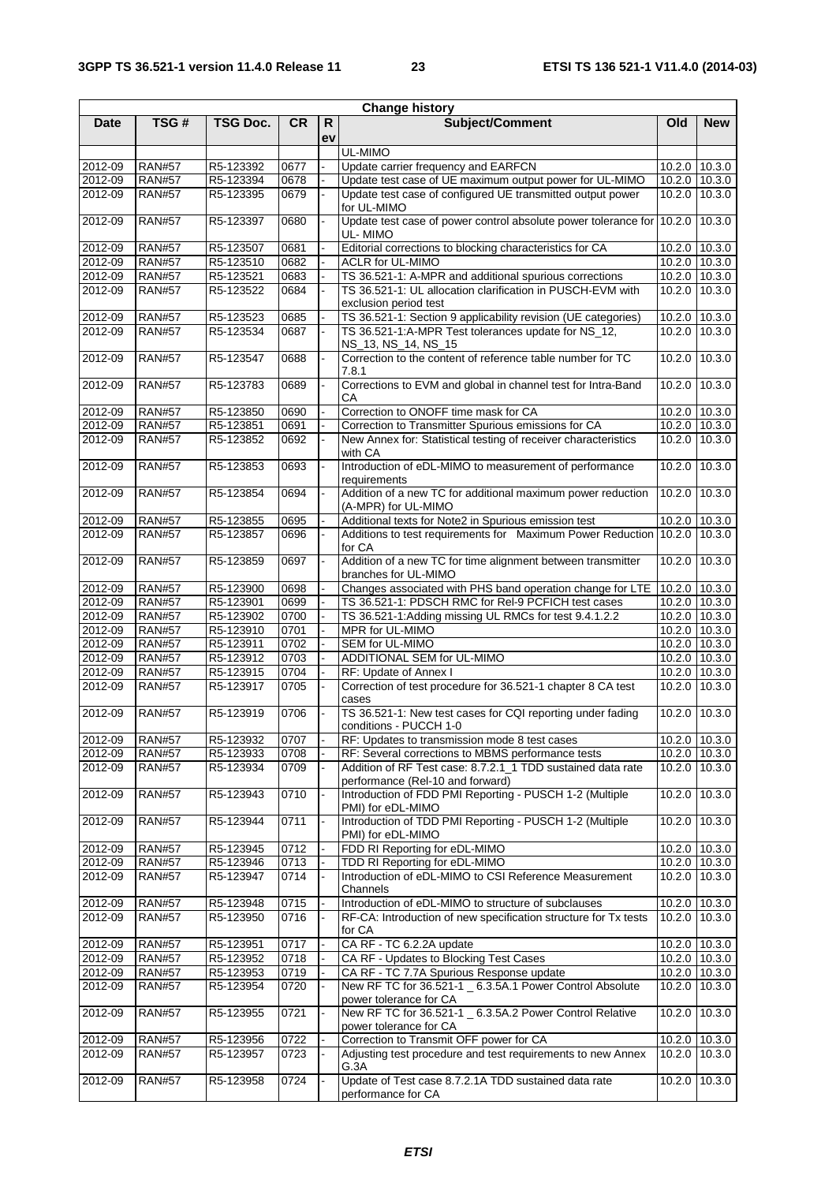| Change history | | | | | | | |
|---|---|---|---|---|---|---|---|
| Date | TSG # | TSG Doc. | CR | Rev | Subject/Comment | Old | New |
| | | | | | UL-MIMO | | |
| 2012-09 | RAN#57 | R5-123392 | 0677 | - | Update carrier frequency and EARFCN | 10.2.0 | 10.3.0 |
| 2012-09 | RAN#57 | R5-123394 | 0678 | - | Update test case of UE maximum output power for UL-MIMO | 10.2.0 | 10.3.0 |
| 2012-09 | RAN#57 | R5-123395 | 0679 | - | Update test case of configured UE transmitted output power for UL-MIMO | 10.2.0 | 10.3.0 |
| 2012-09 | RAN#57 | R5-123397 | 0680 | - | Update test case of power control absolute power tolerance for UL- MIMO | 10.2.0 | 10.3.0 |
| 2012-09 | RAN#57 | R5-123507 | 0681 | - | Editorial corrections to blocking characteristics for CA | 10.2.0 | 10.3.0 |
| 2012-09 | RAN#57 | R5-123510 | 0682 | - | ACLR for UL-MIMO | 10.2.0 | 10.3.0 |
| 2012-09 | RAN#57 | R5-123521 | 0683 | - | TS 36.521-1: A-MPR and additional spurious corrections | 10.2.0 | 10.3.0 |
| 2012-09 | RAN#57 | R5-123522 | 0684 | - | TS 36.521-1: UL allocation clarification in PUSCH-EVM with exclusion period test | 10.2.0 | 10.3.0 |
| 2012-09 | RAN#57 | R5-123523 | 0685 | - | TS 36.521-1: Section 9 applicability revision (UE categories) | 10.2.0 | 10.3.0 |
| 2012-09 | RAN#57 | R5-123534 | 0687 | - | TS 36.521-1:A-MPR Test tolerances update for NS_12, NS_13, NS_14, NS_15 | 10.2.0 | 10.3.0 |
| 2012-09 | RAN#57 | R5-123547 | 0688 | - | Correction to the content of reference table number for TC 7.8.1 | 10.2.0 | 10.3.0 |
| 2012-09 | RAN#57 | R5-123783 | 0689 | - | Corrections to EVM and global in channel test for Intra-Band CA | 10.2.0 | 10.3.0 |
| 2012-09 | RAN#57 | R5-123850 | 0690 | - | Correction to ONOFF time mask for CA | 10.2.0 | 10.3.0 |
| 2012-09 | RAN#57 | R5-123851 | 0691 | - | Correction to Transmitter Spurious emissions for CA | 10.2.0 | 10.3.0 |
| 2012-09 | RAN#57 | R5-123852 | 0692 | - | New Annex for: Statistical testing of receiver characteristics with CA | 10.2.0 | 10.3.0 |
| 2012-09 | RAN#57 | R5-123853 | 0693 | - | Introduction of eDL-MIMO to measurement of performance requirements | 10.2.0 | 10.3.0 |
| 2012-09 | RAN#57 | R5-123854 | 0694 | - | Addition of a new TC for additional maximum power reduction (A-MPR) for UL-MIMO | 10.2.0 | 10.3.0 |
| 2012-09 | RAN#57 | R5-123855 | 0695 | - | Additional texts for Note2 in Spurious emission test | 10.2.0 | 10.3.0 |
| 2012-09 | RAN#57 | R5-123857 | 0696 | - | Additions to test requirements for Maximum Power Reduction for CA | 10.2.0 | 10.3.0 |
| 2012-09 | RAN#57 | R5-123859 | 0697 | - | Addition of a new TC for time alignment between transmitter branches for UL-MIMO | 10.2.0 | 10.3.0 |
| 2012-09 | RAN#57 | R5-123900 | 0698 | - | Changes associated with PHS band operation change for LTE | 10.2.0 | 10.3.0 |
| 2012-09 | RAN#57 | R5-123901 | 0699 | - | TS 36.521-1: PDSCH RMC for Rel-9 PCFICH test cases | 10.2.0 | 10.3.0 |
| 2012-09 | RAN#57 | R5-123902 | 0700 | - | TS 36.521-1:Adding missing UL RMCs for test 9.4.1.2.2 | 10.2.0 | 10.3.0 |
| 2012-09 | RAN#57 | R5-123910 | 0701 | - | MPR for UL-MIMO | 10.2.0 | 10.3.0 |
| 2012-09 | RAN#57 | R5-123911 | 0702 | - | SEM for UL-MIMO | 10.2.0 | 10.3.0 |
| 2012-09 | RAN#57 | R5-123912 | 0703 | - | ADDITIONAL SEM for UL-MIMO | 10.2.0 | 10.3.0 |
| 2012-09 | RAN#57 | R5-123915 | 0704 | - | RF: Update of Annex I | 10.2.0 | 10.3.0 |
| 2012-09 | RAN#57 | R5-123917 | 0705 | - | Correction of test procedure for 36.521-1 chapter 8 CA test cases | 10.2.0 | 10.3.0 |
| 2012-09 | RAN#57 | R5-123919 | 0706 | - | TS 36.521-1: New test cases for CQI reporting under fading conditions - PUCCH 1-0 | 10.2.0 | 10.3.0 |
| 2012-09 | RAN#57 | R5-123932 | 0707 | - | RF: Updates to transmission mode 8 test cases | 10.2.0 | 10.3.0 |
| 2012-09 | RAN#57 | R5-123933 | 0708 | - | RF: Several corrections to MBMS performance tests | 10.2.0 | 10.3.0 |
| 2012-09 | RAN#57 | R5-123934 | 0709 | - | Addition of RF Test case: 8.7.2.1_1 TDD sustained data rate performance (Rel-10 and forward) | 10.2.0 | 10.3.0 |
| 2012-09 | RAN#57 | R5-123943 | 0710 | - | Introduction of FDD PMI Reporting - PUSCH 1-2 (Multiple PMI) for eDL-MIMO | 10.2.0 | 10.3.0 |
| 2012-09 | RAN#57 | R5-123944 | 0711 | - | Introduction of TDD PMI Reporting - PUSCH 1-2 (Multiple PMI) for eDL-MIMO | 10.2.0 | 10.3.0 |
| 2012-09 | RAN#57 | R5-123945 | 0712 | - | FDD RI Reporting for eDL-MIMO | 10.2.0 | 10.3.0 |
| 2012-09 | RAN#57 | R5-123946 | 0713 | - | TDD RI Reporting for eDL-MIMO | 10.2.0 | 10.3.0 |
| 2012-09 | RAN#57 | R5-123947 | 0714 | - | Introduction of eDL-MIMO to CSI Reference Measurement Channels | 10.2.0 | 10.3.0 |
| 2012-09 | RAN#57 | R5-123948 | 0715 | - | Introduction of eDL-MIMO to structure of subclauses | 10.2.0 | 10.3.0 |
| 2012-09 | RAN#57 | R5-123950 | 0716 | - | RF-CA: Introduction of new specification structure for Tx tests for CA | 10.2.0 | 10.3.0 |
| 2012-09 | RAN#57 | R5-123951 | 0717 | - | CA RF - TC 6.2.2A update | 10.2.0 | 10.3.0 |
| 2012-09 | RAN#57 | R5-123952 | 0718 | - | CA RF - Updates to Blocking Test Cases | 10.2.0 | 10.3.0 |
| 2012-09 | RAN#57 | R5-123953 | 0719 | - | CA RF - TC 7.7A Spurious Response update | 10.2.0 | 10.3.0 |
| 2012-09 | RAN#57 | R5-123954 | 0720 | - | New RF TC for 36.521-1 _ 6.3.5A.1 Power Control Absolute power tolerance for CA | 10.2.0 | 10.3.0 |
| 2012-09 | RAN#57 | R5-123955 | 0721 | - | New RF TC for 36.521-1 _ 6.3.5A.2 Power Control Relative power tolerance for CA | 10.2.0 | 10.3.0 |
| 2012-09 | RAN#57 | R5-123956 | 0722 | - | Correction to Transmit OFF power for CA | 10.2.0 | 10.3.0 |
| 2012-09 | RAN#57 | R5-123957 | 0723 | - | Adjusting test procedure and test requirements to new Annex G.3A | 10.2.0 | 10.3.0 |
| 2012-09 | RAN#57 | R5-123958 | 0724 | - | Update of Test case 8.7.2.1A TDD sustained data rate performance for CA | 10.2.0 | 10.3.0 |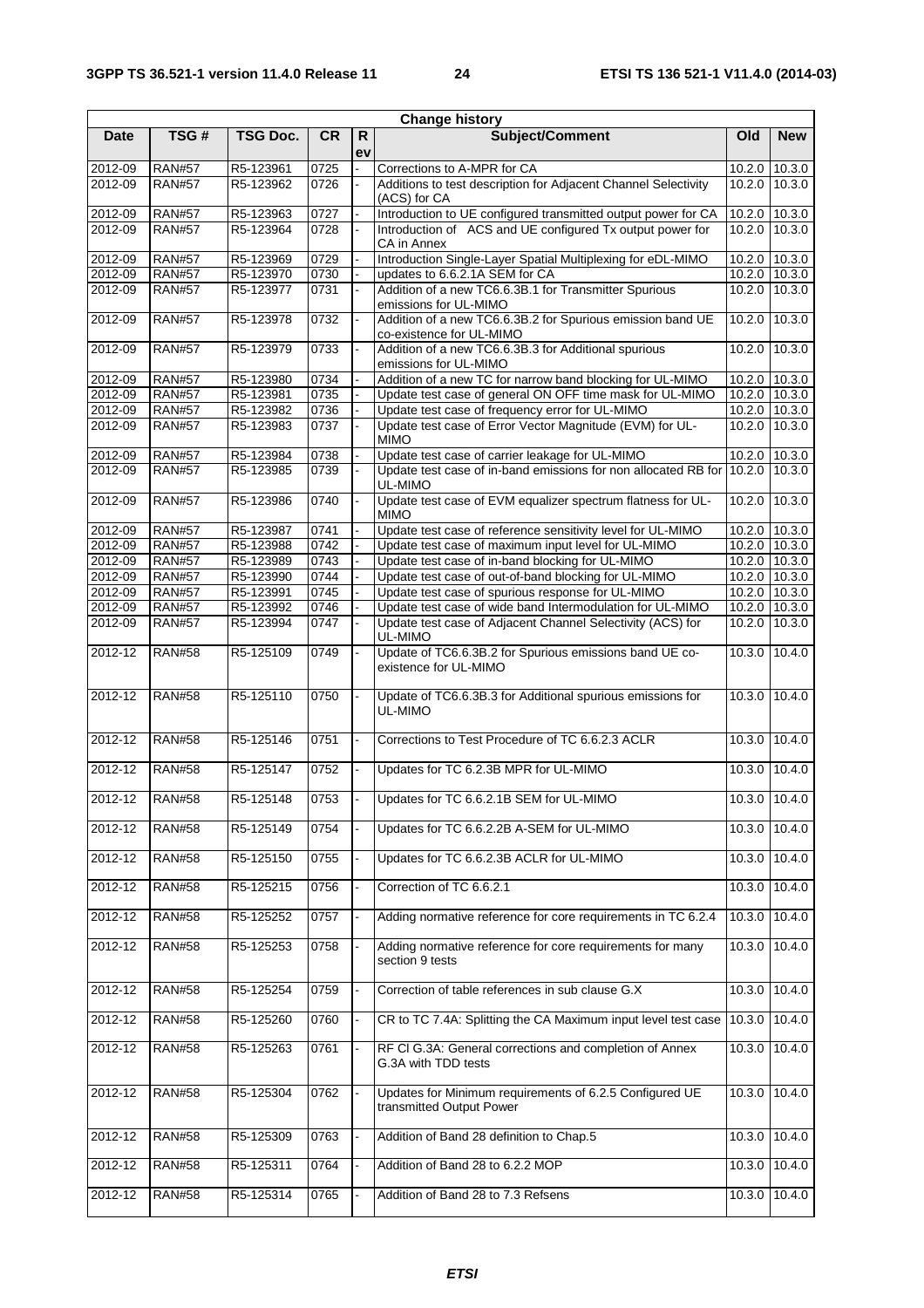| Change history | | | | | | | |
|---|---|---|---|---|---|---|---|
| **Date** | **TSG #** | **TSG Doc.** | **CR** | **Rev** | **Subject/Comment** | **Old** | **New** |
| 2012-09 | RAN#57 | R5-123961 | 0725 | - | Corrections to A-MPR for CA | 10.2.0 | 10.3.0 |
| 2012-09 | RAN#57 | R5-123962 | 0726 | - | Additions to test description for Adjacent Channel Selectivity (ACS) for CA | 10.2.0 | 10.3.0 |
| 2012-09 | RAN#57 | R5-123963 | 0727 | - | Introduction to UE configured transmitted output power for CA | 10.2.0 | 10.3.0 |
| 2012-09 | RAN#57 | R5-123964 | 0728 | - | Introduction of ACS and UE configured Tx output power for CA in Annex | 10.2.0 | 10.3.0 |
| 2012-09 | RAN#57 | R5-123969 | 0729 | - | Introduction Single-Layer Spatial Multiplexing for eDL-MIMO | 10.2.0 | 10.3.0 |
| 2012-09 | RAN#57 | R5-123970 | 0730 | - | updates to 6.6.2.1A SEM for CA | 10.2.0 | 10.3.0 |
| 2012-09 | RAN#57 | R5-123977 | 0731 | - | Addition of a new TC6.6.3B.1 for Transmitter Spurious emissions for UL-MIMO | 10.2.0 | 10.3.0 |
| 2012-09 | RAN#57 | R5-123978 | 0732 | - | Addition of a new TC6.6.3B.2 for Spurious emission band UE co-existence for UL-MIMO | 10.2.0 | 10.3.0 |
| 2012-09 | RAN#57 | R5-123979 | 0733 | - | Addition of a new TC6.6.3B.3 for Additional spurious emissions for UL-MIMO | 10.2.0 | 10.3.0 |
| 2012-09 | RAN#57 | R5-123980 | 0734 | - | Addition of a new TC for narrow band blocking for UL-MIMO | 10.2.0 | 10.3.0 |
| 2012-09 | RAN#57 | R5-123981 | 0735 | - | Update test case of general ON OFF time mask for UL-MIMO | 10.2.0 | 10.3.0 |
| 2012-09 | RAN#57 | R5-123982 | 0736 | - | Update test case of frequency error for UL-MIMO | 10.2.0 | 10.3.0 |
| 2012-09 | RAN#57 | R5-123983 | 0737 | - | Update test case of Error Vector Magnitude (EVM) for UL-MIMO | 10.2.0 | 10.3.0 |
| 2012-09 | RAN#57 | R5-123984 | 0738 | - | Update test case of carrier leakage for UL-MIMO | 10.2.0 | 10.3.0 |
| 2012-09 | RAN#57 | R5-123985 | 0739 | - | Update test case of in-band emissions for non allocated RB for UL-MIMO | 10.2.0 | 10.3.0 |
| 2012-09 | RAN#57 | R5-123986 | 0740 | - | Update test case of EVM equalizer spectrum flatness for UL-MIMO | 10.2.0 | 10.3.0 |
| 2012-09 | RAN#57 | R5-123987 | 0741 | - | Update test case of reference sensitivity level for UL-MIMO | 10.2.0 | 10.3.0 |
| 2012-09 | RAN#57 | R5-123988 | 0742 | - | Update test case of maximum input level for UL-MIMO | 10.2.0 | 10.3.0 |
| 2012-09 | RAN#57 | R5-123989 | 0743 | - | Update test case of in-band blocking for UL-MIMO | 10.2.0 | 10.3.0 |
| 2012-09 | RAN#57 | R5-123990 | 0744 | - | Update test case of out-of-band blocking for UL-MIMO | 10.2.0 | 10.3.0 |
| 2012-09 | RAN#57 | R5-123991 | 0745 | - | Update test case of spurious response for UL-MIMO | 10.2.0 | 10.3.0 |
| 2012-09 | RAN#57 | R5-123992 | 0746 | - | Update test case of wide band Intermodulation for UL-MIMO | 10.2.0 | 10.3.0 |
| 2012-09 | RAN#57 | R5-123994 | 0747 | - | Update test case of Adjacent Channel Selectivity (ACS) for UL-MIMO | 10.2.0 | 10.3.0 |
| 2012-12 | RAN#58 | R5-125109 | 0749 | - | Update of TC6.6.3B.2 for Spurious emissions band UE co-existence for UL-MIMO | 10.3.0 | 10.4.0 |
| 2012-12 | RAN#58 | R5-125110 | 0750 | - | Update of TC6.6.3B.3 for Additional spurious emissions for UL-MIMO | 10.3.0 | 10.4.0 |
| 2012-12 | RAN#58 | R5-125146 | 0751 | - | Corrections to Test Procedure of TC 6.6.2.3 ACLR | 10.3.0 | 10.4.0 |
| 2012-12 | RAN#58 | R5-125147 | 0752 | - | Updates for TC 6.2.3B MPR for UL-MIMO | 10.3.0 | 10.4.0 |
| 2012-12 | RAN#58 | R5-125148 | 0753 | - | Updates for TC 6.6.2.1B SEM for UL-MIMO | 10.3.0 | 10.4.0 |
| 2012-12 | RAN#58 | R5-125149 | 0754 | - | Updates for TC 6.6.2.2B A-SEM for UL-MIMO | 10.3.0 | 10.4.0 |
| 2012-12 | RAN#58 | R5-125150 | 0755 | - | Updates for TC 6.6.2.3B ACLR for UL-MIMO | 10.3.0 | 10.4.0 |
| 2012-12 | RAN#58 | R5-125215 | 0756 | - | Correction of TC 6.6.2.1 | 10.3.0 | 10.4.0 |
| 2012-12 | RAN#58 | R5-125252 | 0757 | - | Adding normative reference for core requirements in TC 6.2.4 | 10.3.0 | 10.4.0 |
| 2012-12 | RAN#58 | R5-125253 | 0758 | - | Adding normative reference for core requirements for many section 9 tests | 10.3.0 | 10.4.0 |
| 2012-12 | RAN#58 | R5-125254 | 0759 | - | Correction of table references in sub clause G.X | 10.3.0 | 10.4.0 |
| 2012-12 | RAN#58 | R5-125260 | 0760 | - | CR to TC 7.4A: Splitting the CA Maximum input level test case | 10.3.0 | 10.4.0 |
| 2012-12 | RAN#58 | R5-125263 | 0761 | - | RF CI G.3A: General corrections and completion of Annex G.3A with TDD tests | 10.3.0 | 10.4.0 |
| 2012-12 | RAN#58 | R5-125304 | 0762 | - | Updates for Minimum requirements of 6.2.5 Configured UE transmitted Output Power | 10.3.0 | 10.4.0 |
| 2012-12 | RAN#58 | R5-125309 | 0763 | - | Addition of Band 28 definition to Chap.5 | 10.3.0 | 10.4.0 |
| 2012-12 | RAN#58 | R5-125311 | 0764 | - | Addition of Band 28 to 6.2.2 MOP | 10.3.0 | 10.4.0 |
| 2012-12 | RAN#58 | R5-125314 | 0765 | - | Addition of Band 28 to 7.3 Refsens | 10.3.0 | 10.4.0 |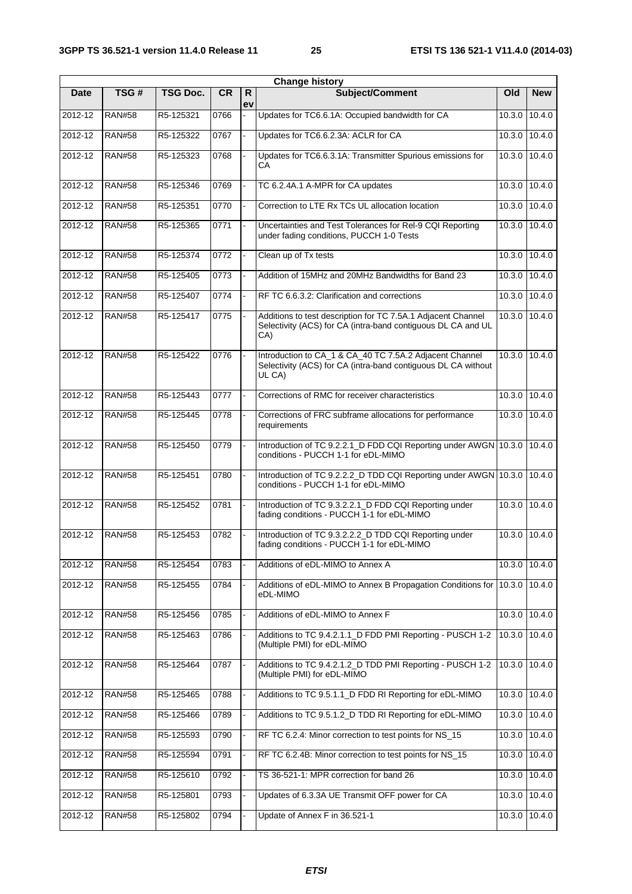| Change history | | | | | | | |
|---|---|---|---|---|---|---|---|
| Date | TSG # | TSG Doc. | CR | Rev | Subject/Comment | Old | New |
| 2012-12 | RAN#58 | R5-125321 | 0766 | - | Updates for TC6.6.1A: Occupied bandwidth for CA | 10.3.0 | 10.4.0 |
| 2012-12 | RAN#58 | R5-125322 | 0767 | - | Updates for TC6.6.2.3A: ACLR for CA | 10.3.0 | 10.4.0 |
| 2012-12 | RAN#58 | R5-125323 | 0768 | - | Updates for TC6.6.3.1A: Transmitter Spurious emissions for CA | 10.3.0 | 10.4.0 |
| 2012-12 | RAN#58 | R5-125346 | 0769 | - | TC 6.2.4A.1 A-MPR for CA updates | 10.3.0 | 10.4.0 |
| 2012-12 | RAN#58 | R5-125351 | 0770 | - | Correction to LTE Rx TCs UL allocation location | 10.3.0 | 10.4.0 |
| 2012-12 | RAN#58 | R5-125365 | 0771 | - | Uncertainties and Test Tolerances for Rel-9 CQI Reporting under fading conditions, PUCCH 1-0 Tests | 10.3.0 | 10.4.0 |
| 2012-12 | RAN#58 | R5-125374 | 0772 | - | Clean up of Tx tests | 10.3.0 | 10.4.0 |
| 2012-12 | RAN#58 | R5-125405 | 0773 | - | Addition of 15MHz and 20MHz Bandwidths for Band 23 | 10.3.0 | 10.4.0 |
| 2012-12 | RAN#58 | R5-125407 | 0774 | - | RF TC 6.6.3.2: Clarification and corrections | 10.3.0 | 10.4.0 |
| 2012-12 | RAN#58 | R5-125417 | 0775 | - | Additions to test description for TC 7.5A.1 Adjacent Channel Selectivity (ACS) for CA (intra-band contiguous DL CA and UL CA) | 10.3.0 | 10.4.0 |
| 2012-12 | RAN#58 | R5-125422 | 0776 | - | Introduction to CA_1 & CA_40 TC 7.5A.2 Adjacent Channel Selectivity (ACS) for CA (intra-band contiguous DL CA without UL CA) | 10.3.0 | 10.4.0 |
| 2012-12 | RAN#58 | R5-125443 | 0777 | - | Corrections of RMC for receiver characteristics | 10.3.0 | 10.4.0 |
| 2012-12 | RAN#58 | R5-125445 | 0778 | - | Corrections of FRC subframe allocations for performance requirements | 10.3.0 | 10.4.0 |
| 2012-12 | RAN#58 | R5-125450 | 0779 | - | Introduction of TC 9.2.2.1_D FDD CQI Reporting under AWGN conditions - PUCCH 1-1 for eDL-MIMO | 10.3.0 | 10.4.0 |
| 2012-12 | RAN#58 | R5-125451 | 0780 | - | Introduction of TC 9.2.2.2_D TDD CQI Reporting under AWGN conditions - PUCCH 1-1 for eDL-MIMO | 10.3.0 | 10.4.0 |
| 2012-12 | RAN#58 | R5-125452 | 0781 | - | Introduction of TC 9.3.2.2.1_D FDD CQI Reporting under fading conditions - PUCCH 1-1 for eDL-MIMO | 10.3.0 | 10.4.0 |
| 2012-12 | RAN#58 | R5-125453 | 0782 | - | Introduction of TC 9.3.2.2.2_D TDD CQI Reporting under fading conditions - PUCCH 1-1 for eDL-MIMO | 10.3.0 | 10.4.0 |
| 2012-12 | RAN#58 | R5-125454 | 0783 | - | Additions of eDL-MIMO to Annex A | 10.3.0 | 10.4.0 |
| 2012-12 | RAN#58 | R5-125455 | 0784 | - | Additions of eDL-MIMO to Annex B Propagation Conditions for eDL-MIMO | 10.3.0 | 10.4.0 |
| 2012-12 | RAN#58 | R5-125456 | 0785 | - | Additions of eDL-MIMO to Annex F | 10.3.0 | 10.4.0 |
| 2012-12 | RAN#58 | R5-125463 | 0786 | - | Additions to TC 9.4.2.1.1_D FDD PMI Reporting - PUSCH 1-2 (Multiple PMI) for eDL-MIMO | 10.3.0 | 10.4.0 |
| 2012-12 | RAN#58 | R5-125464 | 0787 | - | Additions to TC 9.4.2.1.2_D TDD PMI Reporting - PUSCH 1-2 (Multiple PMI) for eDL-MIMO | 10.3.0 | 10.4.0 |
| 2012-12 | RAN#58 | R5-125465 | 0788 | - | Additions to TC 9.5.1.1_D FDD RI Reporting for eDL-MIMO | 10.3.0 | 10.4.0 |
| 2012-12 | RAN#58 | R5-125466 | 0789 | - | Additions to TC 9.5.1.2_D TDD RI Reporting for eDL-MIMO | 10.3.0 | 10.4.0 |
| 2012-12 | RAN#58 | R5-125593 | 0790 | - | RF TC 6.2.4: Minor correction to test points for NS_15 | 10.3.0 | 10.4.0 |
| 2012-12 | RAN#58 | R5-125594 | 0791 | - | RF TC 6.2.4B: Minor correction to test points for NS_15 | 10.3.0 | 10.4.0 |
| 2012-12 | RAN#58 | R5-125610 | 0792 | - | TS 36-521-1: MPR correction for band 26 | 10.3.0 | 10.4.0 |
| 2012-12 | RAN#58 | R5-125801 | 0793 | - | Updates of 6.3.3A UE Transmit OFF power for CA | 10.3.0 | 10.4.0 |
| 2012-12 | RAN#58 | R5-125802 | 0794 | - | Update of Annex F in 36.521-1 | 10.3.0 | 10.4.0 |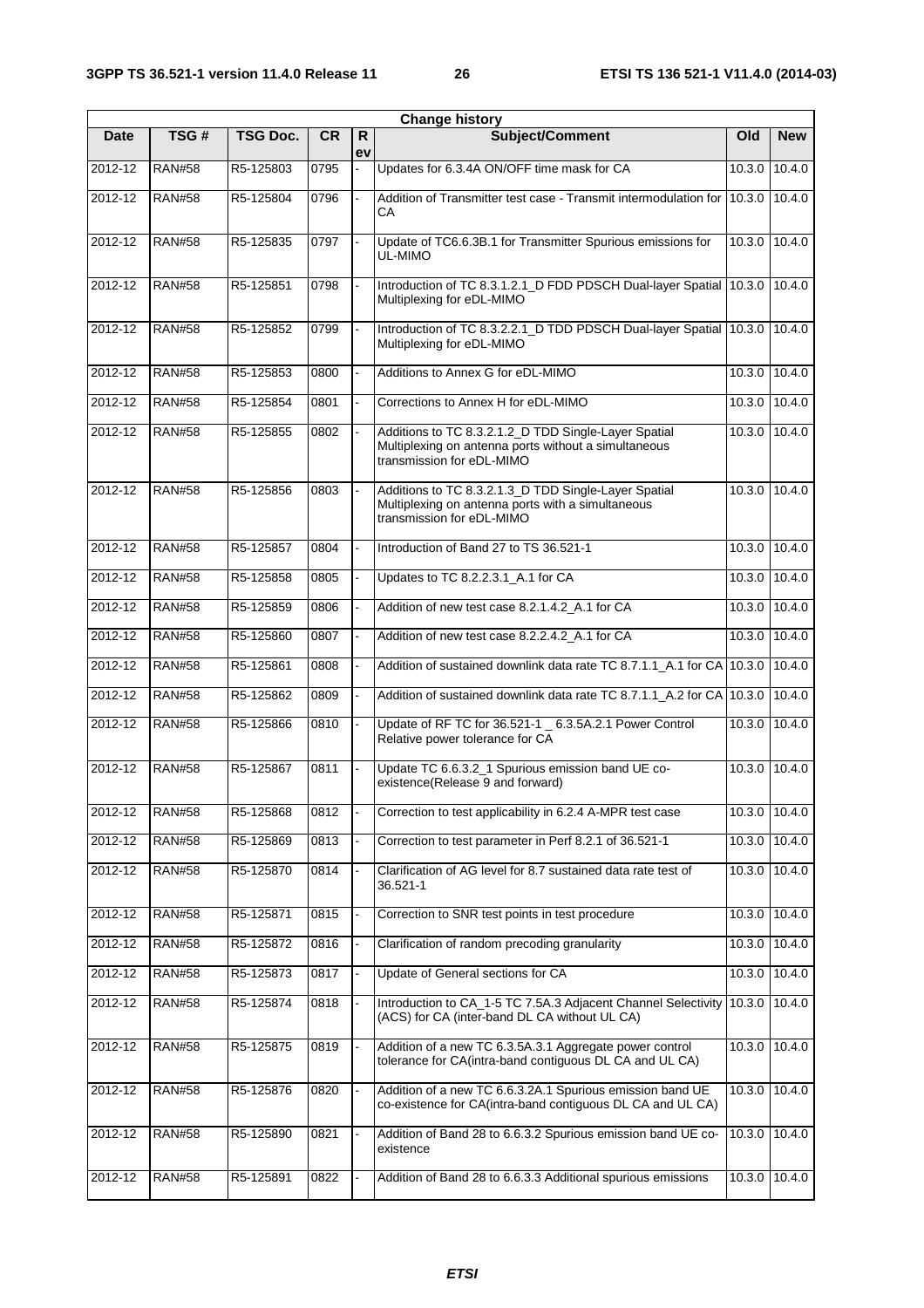| Change history | | | | | | | |
|---|---|---|---|---|---|---|---|
| Date | TSG # | TSG Doc. | CR | Rev | Subject/Comment | Old | New |
| 2012-12 | RAN#58 | R5-125803 | 0795 | - | Updates for 6.3.4A ON/OFF time mask for CA | 10.3.0 | 10.4.0 |
| 2012-12 | RAN#58 | R5-125804 | 0796 | - | Addition of Transmitter test case - Transmit intermodulation for CA | 10.3.0 | 10.4.0 |
| 2012-12 | RAN#58 | R5-125835 | 0797 | - | Update of TC6.6.3B.1 for Transmitter Spurious emissions for UL-MIMO | 10.3.0 | 10.4.0 |
| 2012-12 | RAN#58 | R5-125851 | 0798 | - | Introduction of TC 8.3.1.2.1_D FDD PDSCH Dual-layer Spatial Multiplexing for eDL-MIMO | 10.3.0 | 10.4.0 |
| 2012-12 | RAN#58 | R5-125852 | 0799 | - | Introduction of TC 8.3.2.2.1_D TDD PDSCH Dual-layer Spatial Multiplexing for eDL-MIMO | 10.3.0 | 10.4.0 |
| 2012-12 | RAN#58 | R5-125853 | 0800 | - | Additions to Annex G for eDL-MIMO | 10.3.0 | 10.4.0 |
| 2012-12 | RAN#58 | R5-125854 | 0801 | - | Corrections to Annex H for eDL-MIMO | 10.3.0 | 10.4.0 |
| 2012-12 | RAN#58 | R5-125855 | 0802 | - | Additions to TC 8.3.2.1.2_D TDD Single-Layer Spatial Multiplexing on antenna ports without a simultaneous transmission for eDL-MIMO | 10.3.0 | 10.4.0 |
| 2012-12 | RAN#58 | R5-125856 | 0803 | - | Additions to TC 8.3.2.1.3_D TDD Single-Layer Spatial Multiplexing on antenna ports with a simultaneous transmission for eDL-MIMO | 10.3.0 | 10.4.0 |
| 2012-12 | RAN#58 | R5-125857 | 0804 | - | Introduction of Band 27 to TS 36.521-1 | 10.3.0 | 10.4.0 |
| 2012-12 | RAN#58 | R5-125858 | 0805 | - | Updates to TC 8.2.2.3.1_A.1 for CA | 10.3.0 | 10.4.0 |
| 2012-12 | RAN#58 | R5-125859 | 0806 | - | Addition of new test case 8.2.1.4.2_A.1 for CA | 10.3.0 | 10.4.0 |
| 2012-12 | RAN#58 | R5-125860 | 0807 | - | Addition of new test case 8.2.2.4.2_A.1 for CA | 10.3.0 | 10.4.0 |
| 2012-12 | RAN#58 | R5-125861 | 0808 | - | Addition of sustained downlink data rate TC 8.7.1.1_A.1 for CA | 10.3.0 | 10.4.0 |
| 2012-12 | RAN#58 | R5-125862 | 0809 | - | Addition of sustained downlink data rate TC 8.7.1.1_A.2 for CA | 10.3.0 | 10.4.0 |
| 2012-12 | RAN#58 | R5-125866 | 0810 | - | Update of RF TC for 36.521-1 _ 6.3.5A.2.1 Power Control Relative power tolerance for CA | 10.3.0 | 10.4.0 |
| 2012-12 | RAN#58 | R5-125867 | 0811 | - | Update TC 6.6.3.2_1 Spurious emission band UE co-existence(Release 9 and forward) | 10.3.0 | 10.4.0 |
| 2012-12 | RAN#58 | R5-125868 | 0812 | - | Correction to test applicability in 6.2.4 A-MPR test case | 10.3.0 | 10.4.0 |
| 2012-12 | RAN#58 | R5-125869 | 0813 | - | Correction to test parameter in Perf 8.2.1 of 36.521-1 | 10.3.0 | 10.4.0 |
| 2012-12 | RAN#58 | R5-125870 | 0814 | - | Clarification of AG level for 8.7 sustained data rate test of 36.521-1 | 10.3.0 | 10.4.0 |
| 2012-12 | RAN#58 | R5-125871 | 0815 | - | Correction to SNR test points in test procedure | 10.3.0 | 10.4.0 |
| 2012-12 | RAN#58 | R5-125872 | 0816 | - | Clarification of random precoding granularity | 10.3.0 | 10.4.0 |
| 2012-12 | RAN#58 | R5-125873 | 0817 | - | Update of General sections for CA | 10.3.0 | 10.4.0 |
| 2012-12 | RAN#58 | R5-125874 | 0818 | - | Introduction to CA_1-5 TC 7.5A.3 Adjacent Channel Selectivity (ACS) for CA (inter-band DL CA without UL CA) | 10.3.0 | 10.4.0 |
| 2012-12 | RAN#58 | R5-125875 | 0819 | - | Addition of a new TC 6.3.5A.3.1 Aggregate power control tolerance for CA(intra-band contiguous DL CA and UL CA) | 10.3.0 | 10.4.0 |
| 2012-12 | RAN#58 | R5-125876 | 0820 | - | Addition of a new TC 6.6.3.2A.1 Spurious emission band UE co-existence for CA(intra-band contiguous DL CA and UL CA) | 10.3.0 | 10.4.0 |
| 2012-12 | RAN#58 | R5-125890 | 0821 | - | Addition of Band 28 to 6.6.3.2 Spurious emission band UE co-existence | 10.3.0 | 10.4.0 |
| 2012-12 | RAN#58 | R5-125891 | 0822 | - | Addition of Band 28 to 6.6.3.3 Additional spurious emissions | 10.3.0 | 10.4.0 |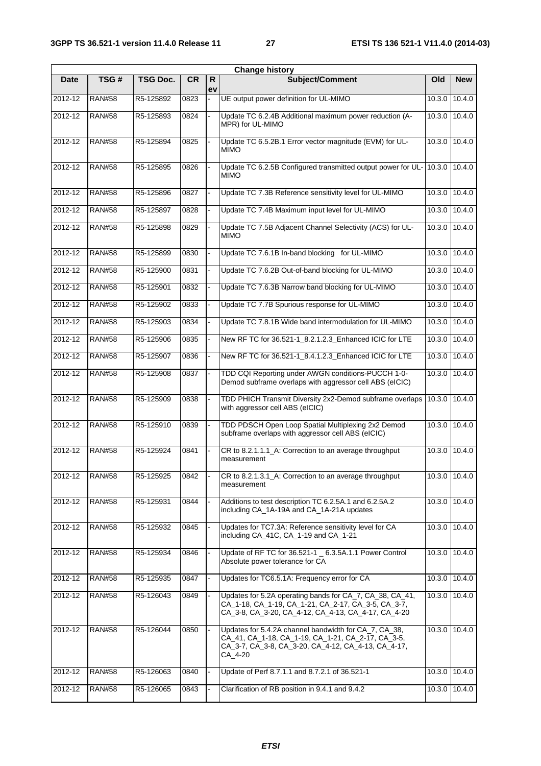| Change history | | | | | | | |
|---|---|---|---|---|---|---|---|
| Date | TSG # | TSG Doc. | CR | Rev | Subject/Comment | Old | New |
| 2012-12 | RAN#58 | R5-125892 | 0823 | - | UE output power definition for UL-MIMO | 10.3.0 | 10.4.0 |
| 2012-12 | RAN#58 | R5-125893 | 0824 | - | Update TC 6.2.4B Additional maximum power reduction (A-MPR) for UL-MIMO | 10.3.0 | 10.4.0 |
| 2012-12 | RAN#58 | R5-125894 | 0825 | - | Update TC 6.5.2B.1 Error vector magnitude (EVM) for UL-MIMO | 10.3.0 | 10.4.0 |
| 2012-12 | RAN#58 | R5-125895 | 0826 | - | Update TC 6.2.5B Configured transmitted output power for UL-MIMO | 10.3.0 | 10.4.0 |
| 2012-12 | RAN#58 | R5-125896 | 0827 | - | Update TC 7.3B Reference sensitivity level for UL-MIMO | 10.3.0 | 10.4.0 |
| 2012-12 | RAN#58 | R5-125897 | 0828 | - | Update TC 7.4B Maximum input level for UL-MIMO | 10.3.0 | 10.4.0 |
| 2012-12 | RAN#58 | R5-125898 | 0829 | - | Update TC 7.5B Adjacent Channel Selectivity (ACS) for UL-MIMO | 10.3.0 | 10.4.0 |
| 2012-12 | RAN#58 | R5-125899 | 0830 | - | Update TC 7.6.1B In-band blocking for UL-MIMO | 10.3.0 | 10.4.0 |
| 2012-12 | RAN#58 | R5-125900 | 0831 | - | Update TC 7.6.2B Out-of-band blocking for UL-MIMO | 10.3.0 | 10.4.0 |
| 2012-12 | RAN#58 | R5-125901 | 0832 | - | Update TC 7.6.3B Narrow band blocking for UL-MIMO | 10.3.0 | 10.4.0 |
| 2012-12 | RAN#58 | R5-125902 | 0833 | - | Update TC 7.7B Spurious response for UL-MIMO | 10.3.0 | 10.4.0 |
| 2012-12 | RAN#58 | R5-125903 | 0834 | - | Update TC 7.8.1B Wide band intermodulation for UL-MIMO | 10.3.0 | 10.4.0 |
| 2012-12 | RAN#58 | R5-125906 | 0835 | - | New RF TC for 36.521-1_8.2.1.2.3_Enhanced ICIC for LTE | 10.3.0 | 10.4.0 |
| 2012-12 | RAN#58 | R5-125907 | 0836 | - | New RF TC for 36.521-1_8.4.1.2.3_Enhanced ICIC for LTE | 10.3.0 | 10.4.0 |
| 2012-12 | RAN#58 | R5-125908 | 0837 | - | TDD CQI Reporting under AWGN conditions-PUCCH 1-0-Demod subframe overlaps with aggressor cell ABS (eICIC) | 10.3.0 | 10.4.0 |
| 2012-12 | RAN#58 | R5-125909 | 0838 | - | TDD PHICH Transmit Diversity 2x2-Demod subframe overlaps with aggressor cell ABS (eICIC) | 10.3.0 | 10.4.0 |
| 2012-12 | RAN#58 | R5-125910 | 0839 | - | TDD PDSCH Open Loop Spatial Multiplexing 2x2 Demod subframe overlaps with aggressor cell ABS (eICIC) | 10.3.0 | 10.4.0 |
| 2012-12 | RAN#58 | R5-125924 | 0841 | - | CR to 8.2.1.1.1_A: Correction to an average throughput measurement | 10.3.0 | 10.4.0 |
| 2012-12 | RAN#58 | R5-125925 | 0842 | - | CR to 8.2.1.3.1_A: Correction to an average throughput measurement | 10.3.0 | 10.4.0 |
| 2012-12 | RAN#58 | R5-125931 | 0844 | - | Additions to test description TC 6.2.5A.1 and 6.2.5A.2 including CA_1A-19A and CA_1A-21A updates | 10.3.0 | 10.4.0 |
| 2012-12 | RAN#58 | R5-125932 | 0845 | - | Updates for TC7.3A: Reference sensitivity level for CA including CA_41C, CA_1-19 and CA_1-21 | 10.3.0 | 10.4.0 |
| 2012-12 | RAN#58 | R5-125934 | 0846 | - | Update of RF TC for 36.521-1 _ 6.3.5A.1.1 Power Control Absolute power tolerance for CA | 10.3.0 | 10.4.0 |
| 2012-12 | RAN#58 | R5-125935 | 0847 | - | Updates for TC6.5.1A: Frequency error for CA | 10.3.0 | 10.4.0 |
| 2012-12 | RAN#58 | R5-126043 | 0849 | - | Updates for 5.2A operating bands for CA_7, CA_38, CA_41, CA_1-18, CA_1-19, CA_1-21, CA_2-17, CA_3-5, CA_3-7, CA_3-8, CA_3-20, CA_4-12, CA_4-13, CA_4-17, CA_4-20 | 10.3.0 | 10.4.0 |
| 2012-12 | RAN#58 | R5-126044 | 0850 | - | Updates for 5.4.2A channel bandwidth for CA_7, CA_38, CA_41, CA_1-18, CA_1-19, CA_1-21, CA_2-17, CA_3-5, CA_3-7, CA_3-8, CA_3-20, CA_4-12, CA_4-13, CA_4-17, CA_4-20 | 10.3.0 | 10.4.0 |
| 2012-12 | RAN#58 | R5-126063 | 0840 | - | Update of Perf 8.7.1.1 and 8.7.2.1 of 36.521-1 | 10.3.0 | 10.4.0 |
| 2012-12 | RAN#58 | R5-126065 | 0843 | - | Clarification of RB position in 9.4.1 and 9.4.2 | 10.3.0 | 10.4.0 |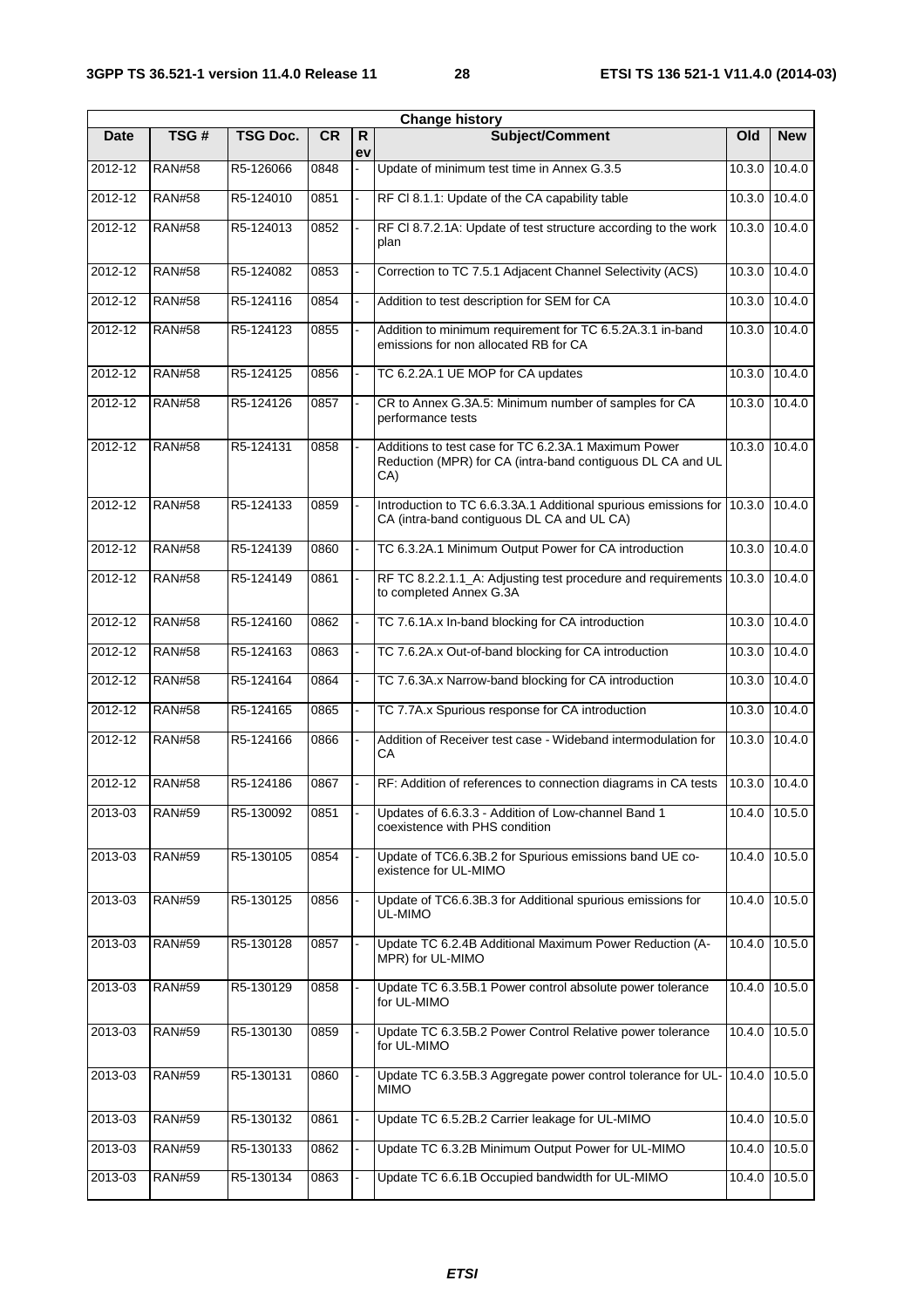| Change history | | | | | | | |
|---|---|---|---|---|---|---|---|
| Date | TSG # | TSG Doc. | CR | Rev | Subject/Comment | Old | New |
| 2012-12 | RAN#58 | R5-126066 | 0848 | - | Update of minimum test time in Annex G.3.5 | 10.3.0 | 10.4.0 |
| 2012-12 | RAN#58 | R5-124010 | 0851 | - | RF Cl 8.1.1: Update of the CA capability table | 10.3.0 | 10.4.0 |
| 2012-12 | RAN#58 | R5-124013 | 0852 | - | RF Cl 8.7.2.1A: Update of test structure according to the work plan | 10.3.0 | 10.4.0 |
| 2012-12 | RAN#58 | R5-124082 | 0853 | - | Correction to TC 7.5.1 Adjacent Channel Selectivity (ACS) | 10.3.0 | 10.4.0 |
| 2012-12 | RAN#58 | R5-124116 | 0854 | - | Addition to test description for SEM for CA | 10.3.0 | 10.4.0 |
| 2012-12 | RAN#58 | R5-124123 | 0855 | - | Addition to minimum requirement for TC 6.5.2A.3.1 in-band emissions for non allocated RB for CA | 10.3.0 | 10.4.0 |
| 2012-12 | RAN#58 | R5-124125 | 0856 | - | TC 6.2.2A.1 UE MOP for CA updates | 10.3.0 | 10.4.0 |
| 2012-12 | RAN#58 | R5-124126 | 0857 | - | CR to Annex G.3A.5: Minimum number of samples for CA performance tests | 10.3.0 | 10.4.0 |
| 2012-12 | RAN#58 | R5-124131 | 0858 | - | Additions to test case for TC 6.2.3A.1 Maximum Power Reduction (MPR) for CA (intra-band contiguous DL CA and UL CA) | 10.3.0 | 10.4.0 |
| 2012-12 | RAN#58 | R5-124133 | 0859 | - | Introduction to TC 6.6.3.3A.1 Additional spurious emissions for CA (intra-band contiguous DL CA and UL CA) | 10.3.0 | 10.4.0 |
| 2012-12 | RAN#58 | R5-124139 | 0860 | - | TC 6.3.2A.1 Minimum Output Power for CA introduction | 10.3.0 | 10.4.0 |
| 2012-12 | RAN#58 | R5-124149 | 0861 | - | RF TC 8.2.2.1.1_A: Adjusting test procedure and requirements to completed Annex G.3A | 10.3.0 | 10.4.0 |
| 2012-12 | RAN#58 | R5-124160 | 0862 | - | TC 7.6.1A.x In-band blocking for CA introduction | 10.3.0 | 10.4.0 |
| 2012-12 | RAN#58 | R5-124163 | 0863 | - | TC 7.6.2A.x Out-of-band blocking for CA introduction | 10.3.0 | 10.4.0 |
| 2012-12 | RAN#58 | R5-124164 | 0864 | - | TC 7.6.3A.x Narrow-band blocking for CA introduction | 10.3.0 | 10.4.0 |
| 2012-12 | RAN#58 | R5-124165 | 0865 | - | TC 7.7A.x Spurious response for CA introduction | 10.3.0 | 10.4.0 |
| 2012-12 | RAN#58 | R5-124166 | 0866 | - | Addition of Receiver test case - Wideband intermodulation for CA | 10.3.0 | 10.4.0 |
| 2012-12 | RAN#58 | R5-124186 | 0867 | - | RF: Addition of references to connection diagrams in CA tests | 10.3.0 | 10.4.0 |
| 2013-03 | RAN#59 | R5-130092 | 0851 | - | Updates of 6.6.3.3 - Addition of Low-channel Band 1 coexistence with PHS condition | 10.4.0 | 10.5.0 |
| 2013-03 | RAN#59 | R5-130105 | 0854 | - | Update of TC6.6.3B.2 for Spurious emissions band UE co-existence for UL-MIMO | 10.4.0 | 10.5.0 |
| 2013-03 | RAN#59 | R5-130125 | 0856 | - | Update of TC6.6.3B.3 for Additional spurious emissions for UL-MIMO | 10.4.0 | 10.5.0 |
| 2013-03 | RAN#59 | R5-130128 | 0857 | - | Update TC 6.2.4B Additional Maximum Power Reduction (A-MPR) for UL-MIMO | 10.4.0 | 10.5.0 |
| 2013-03 | RAN#59 | R5-130129 | 0858 | - | Update TC 6.3.5B.1 Power control absolute power tolerance for UL-MIMO | 10.4.0 | 10.5.0 |
| 2013-03 | RAN#59 | R5-130130 | 0859 | - | Update TC 6.3.5B.2 Power Control Relative power tolerance for UL-MIMO | 10.4.0 | 10.5.0 |
| 2013-03 | RAN#59 | R5-130131 | 0860 | - | Update TC 6.3.5B.3 Aggregate power control tolerance for UL-MIMO | 10.4.0 | 10.5.0 |
| 2013-03 | RAN#59 | R5-130132 | 0861 | - | Update TC 6.5.2B.2 Carrier leakage for UL-MIMO | 10.4.0 | 10.5.0 |
| 2013-03 | RAN#59 | R5-130133 | 0862 | - | Update TC 6.3.2B Minimum Output Power for UL-MIMO | 10.4.0 | 10.5.0 |
| 2013-03 | RAN#59 | R5-130134 | 0863 | - | Update TC 6.6.1B Occupied bandwidth for UL-MIMO | 10.4.0 | 10.5.0 |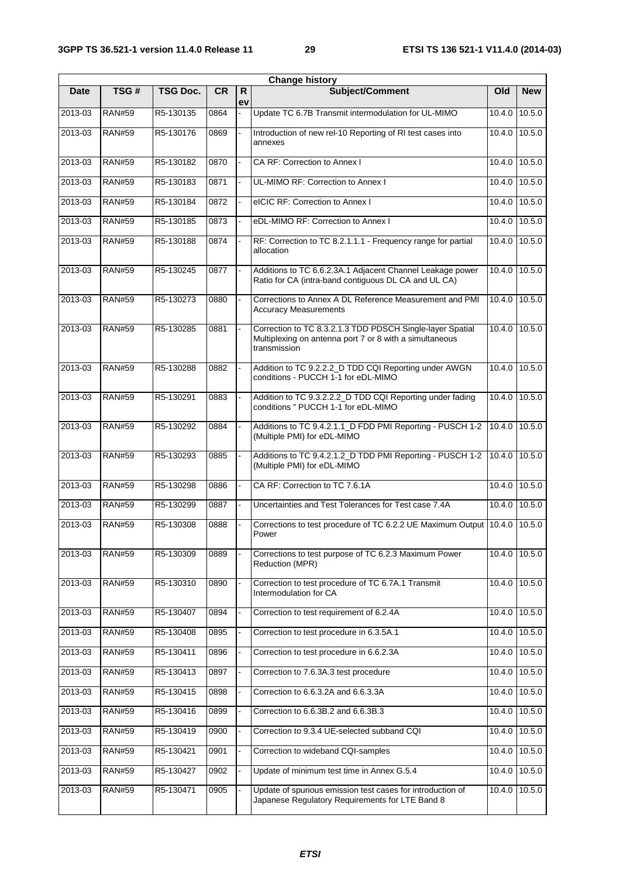| Change history | | | | | | | |
|---|---|---|---|---|---|---|---|
| Date | TSG # | TSG Doc. | CR | Rev | Subject/Comment | Old | New |
| 2013-03 | RAN#59 | R5-130135 | 0864 | - | Update TC 6.7B Transmit intermodulation for UL-MIMO | 10.4.0 | 10.5.0 |
| 2013-03 | RAN#59 | R5-130176 | 0869 | - | Introduction of new rel-10 Reporting of RI test cases into annexes | 10.4.0 | 10.5.0 |
| 2013-03 | RAN#59 | R5-130182 | 0870 | - | CA RF: Correction to Annex I | 10.4.0 | 10.5.0 |
| 2013-03 | RAN#59 | R5-130183 | 0871 | - | UL-MIMO RF: Correction to Annex I | 10.4.0 | 10.5.0 |
| 2013-03 | RAN#59 | R5-130184 | 0872 | - | eICIC RF: Correction to Annex I | 10.4.0 | 10.5.0 |
| 2013-03 | RAN#59 | R5-130185 | 0873 | - | eDL-MIMO RF: Correction to Annex I | 10.4.0 | 10.5.0 |
| 2013-03 | RAN#59 | R5-130188 | 0874 | - | RF: Correction to TC 8.2.1.1.1 - Frequency range for partial allocation | 10.4.0 | 10.5.0 |
| 2013-03 | RAN#59 | R5-130245 | 0877 | - | Additions to TC 6.6.2.3A.1 Adjacent Channel Leakage power Ratio for CA (intra-band contiguous DL CA and UL CA) | 10.4.0 | 10.5.0 |
| 2013-03 | RAN#59 | R5-130273 | 0880 | - | Corrections to Annex A DL Reference Measurement and PMI Accuracy Measurements | 10.4.0 | 10.5.0 |
| 2013-03 | RAN#59 | R5-130285 | 0881 | - | Correction to TC 8.3.2.1.3 TDD PDSCH Single-layer Spatial Multiplexing on antenna port 7 or 8 with a simultaneous transmission | 10.4.0 | 10.5.0 |
| 2013-03 | RAN#59 | R5-130288 | 0882 | - | Addition to TC 9.2.2.2_D TDD CQI Reporting under AWGN conditions - PUCCH 1-1 for eDL-MIMO | 10.4.0 | 10.5.0 |
| 2013-03 | RAN#59 | R5-130291 | 0883 | - | Addition to TC 9.3.2.2.2_D TDD CQI Reporting under fading conditions " PUCCH 1-1 for eDL-MIMO | 10.4.0 | 10.5.0 |
| 2013-03 | RAN#59 | R5-130292 | 0884 | - | Additions to TC 9.4.2.1.1_D FDD PMI Reporting - PUSCH 1-2 (Multiple PMI) for eDL-MIMO | 10.4.0 | 10.5.0 |
| 2013-03 | RAN#59 | R5-130293 | 0885 | - | Additions to TC 9.4.2.1.2_D TDD PMI Reporting - PUSCH 1-2 (Multiple PMI) for eDL-MIMO | 10.4.0 | 10.5.0 |
| 2013-03 | RAN#59 | R5-130298 | 0886 | - | CA RF: Correction to TC 7.6.1A | 10.4.0 | 10.5.0 |
| 2013-03 | RAN#59 | R5-130299 | 0887 | - | Uncertainties and Test Tolerances for Test case 7.4A | 10.4.0 | 10.5.0 |
| 2013-03 | RAN#59 | R5-130308 | 0888 | - | Corrections to test procedure of TC 6.2.2 UE Maximum Output Power | 10.4.0 | 10.5.0 |
| 2013-03 | RAN#59 | R5-130309 | 0889 | - | Corrections to test purpose of TC 6.2.3 Maximum Power Reduction (MPR) | 10.4.0 | 10.5.0 |
| 2013-03 | RAN#59 | R5-130310 | 0890 | - | Correction to test procedure of TC 6.7A.1 Transmit Intermodulation for CA | 10.4.0 | 10.5.0 |
| 2013-03 | RAN#59 | R5-130407 | 0894 | - | Correction to test requirement of 6.2.4A | 10.4.0 | 10.5.0 |
| 2013-03 | RAN#59 | R5-130408 | 0895 | - | Correction to test procedure in 6.3.5A.1 | 10.4.0 | 10.5.0 |
| 2013-03 | RAN#59 | R5-130411 | 0896 | - | Correction to test procedure in 6.6.2.3A | 10.4.0 | 10.5.0 |
| 2013-03 | RAN#59 | R5-130413 | 0897 | - | Correction to 7.6.3A.3 test procedure | 10.4.0 | 10.5.0 |
| 2013-03 | RAN#59 | R5-130415 | 0898 | - | Correction to 6.6.3.2A and 6.6.3.3A | 10.4.0 | 10.5.0 |
| 2013-03 | RAN#59 | R5-130416 | 0899 | - | Correction to 6.6.3B.2 and 6.6.3B.3 | 10.4.0 | 10.5.0 |
| 2013-03 | RAN#59 | R5-130419 | 0900 | - | Correction to 9.3.4 UE-selected subband CQI | 10.4.0 | 10.5.0 |
| 2013-03 | RAN#59 | R5-130421 | 0901 | - | Correction to wideband CQI-samples | 10.4.0 | 10.5.0 |
| 2013-03 | RAN#59 | R5-130427 | 0902 | - | Update of minimum test time in Annex G.5.4 | 10.4.0 | 10.5.0 |
| 2013-03 | RAN#59 | R5-130471 | 0905 | - | Update of spurious emission test cases for introduction of Japanese Regulatory Requirements for LTE Band 8 | 10.4.0 | 10.5.0 |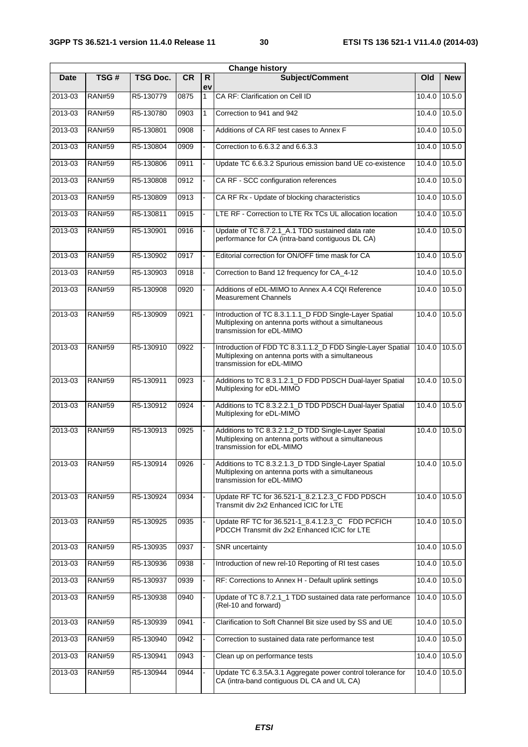| Change history | | | | | | | |
|---|---|---|---|---|---|---|---|
| Date | TSG # | TSG Doc. | CR | Rev | Subject/Comment | Old | New |
| 2013-03 | RAN#59 | R5-130779 | 0875 | 1 | CA RF: Clarification on Cell ID | 10.4.0 | 10.5.0 |
| 2013-03 | RAN#59 | R5-130780 | 0903 | 1 | Correction to 941 and 942 | 10.4.0 | 10.5.0 |
| 2013-03 | RAN#59 | R5-130801 | 0908 | - | Additions of CA RF test cases to Annex F | 10.4.0 | 10.5.0 |
| 2013-03 | RAN#59 | R5-130804 | 0909 | - | Correction to 6.6.3.2 and 6.6.3.3 | 10.4.0 | 10.5.0 |
| 2013-03 | RAN#59 | R5-130806 | 0911 | - | Update TC 6.6.3.2 Spurious emission band UE co-existence | 10.4.0 | 10.5.0 |
| 2013-03 | RAN#59 | R5-130808 | 0912 | - | CA RF - SCC configuration references | 10.4.0 | 10.5.0 |
| 2013-03 | RAN#59 | R5-130809 | 0913 | - | CA RF Rx - Update of blocking characteristics | 10.4.0 | 10.5.0 |
| 2013-03 | RAN#59 | R5-130811 | 0915 | - | LTE RF - Correction to LTE Rx TCs UL allocation location | 10.4.0 | 10.5.0 |
| 2013-03 | RAN#59 | R5-130901 | 0916 | - | Update of TC 8.7.2.1_A.1 TDD sustained data rate performance for CA (intra-band contiguous DL CA) | 10.4.0 | 10.5.0 |
| 2013-03 | RAN#59 | R5-130902 | 0917 | - | Editorial correction for ON/OFF time mask for CA | 10.4.0 | 10.5.0 |
| 2013-03 | RAN#59 | R5-130903 | 0918 | - | Correction to Band 12 frequency for CA_4-12 | 10.4.0 | 10.5.0 |
| 2013-03 | RAN#59 | R5-130908 | 0920 | - | Additions of eDL-MIMO to Annex A.4 CQI Reference Measurement Channels | 10.4.0 | 10.5.0 |
| 2013-03 | RAN#59 | R5-130909 | 0921 | - | Introduction of TC 8.3.1.1.1_D FDD Single-Layer Spatial Multiplexing on antenna ports without a simultaneous transmission for eDL-MIMO | 10.4.0 | 10.5.0 |
| 2013-03 | RAN#59 | R5-130910 | 0922 | - | Introduction of FDD TC 8.3.1.1.2_D FDD Single-Layer Spatial Multiplexing on antenna ports with a simultaneous transmission for eDL-MIMO | 10.4.0 | 10.5.0 |
| 2013-03 | RAN#59 | R5-130911 | 0923 | - | Additions to TC 8.3.1.2.1_D FDD PDSCH Dual-layer Spatial Multiplexing for eDL-MIMO | 10.4.0 | 10.5.0 |
| 2013-03 | RAN#59 | R5-130912 | 0924 | - | Additions to TC 8.3.2.2.1_D TDD PDSCH Dual-layer Spatial Multiplexing for eDL-MIMO | 10.4.0 | 10.5.0 |
| 2013-03 | RAN#59 | R5-130913 | 0925 | - | Additions to TC 8.3.2.1.2_D TDD Single-Layer Spatial Multiplexing on antenna ports without a simultaneous transmission for eDL-MIMO | 10.4.0 | 10.5.0 |
| 2013-03 | RAN#59 | R5-130914 | 0926 | - | Additions to TC 8.3.2.1.3_D TDD Single-Layer Spatial Multiplexing on antenna ports with a simultaneous transmission for eDL-MIMO | 10.4.0 | 10.5.0 |
| 2013-03 | RAN#59 | R5-130924 | 0934 | - | Update RF TC for 36.521-1_8.2.1.2.3_C FDD PDSCH Transmit div 2x2 Enhanced ICIC for LTE | 10.4.0 | 10.5.0 |
| 2013-03 | RAN#59 | R5-130925 | 0935 | - | Update RF TC for 36.521-1_8.4.1.2.3_C FDD PCFICH PDCCH Transmit div 2x2 Enhanced ICIC for LTE | 10.4.0 | 10.5.0 |
| 2013-03 | RAN#59 | R5-130935 | 0937 | - | SNR uncertainty | 10.4.0 | 10.5.0 |
| 2013-03 | RAN#59 | R5-130936 | 0938 | - | Introduction of new rel-10 Reporting of RI test cases | 10.4.0 | 10.5.0 |
| 2013-03 | RAN#59 | R5-130937 | 0939 | - | RF: Corrections to Annex H - Default uplink settings | 10.4.0 | 10.5.0 |
| 2013-03 | RAN#59 | R5-130938 | 0940 | - | Update of TC 8.7.2.1_1 TDD sustained data rate performance (Rel-10 and forward) | 10.4.0 | 10.5.0 |
| 2013-03 | RAN#59 | R5-130939 | 0941 | - | Clarification to Soft Channel Bit size used by SS and UE | 10.4.0 | 10.5.0 |
| 2013-03 | RAN#59 | R5-130940 | 0942 | - | Correction to sustained data rate performance test | 10.4.0 | 10.5.0 |
| 2013-03 | RAN#59 | R5-130941 | 0943 | - | Clean up on performance tests | 10.4.0 | 10.5.0 |
| 2013-03 | RAN#59 | R5-130944 | 0944 | - | Update TC 6.3.5A.3.1 Aggregate power control tolerance for CA (intra-band contiguous DL CA and UL CA) | 10.4.0 | 10.5.0 |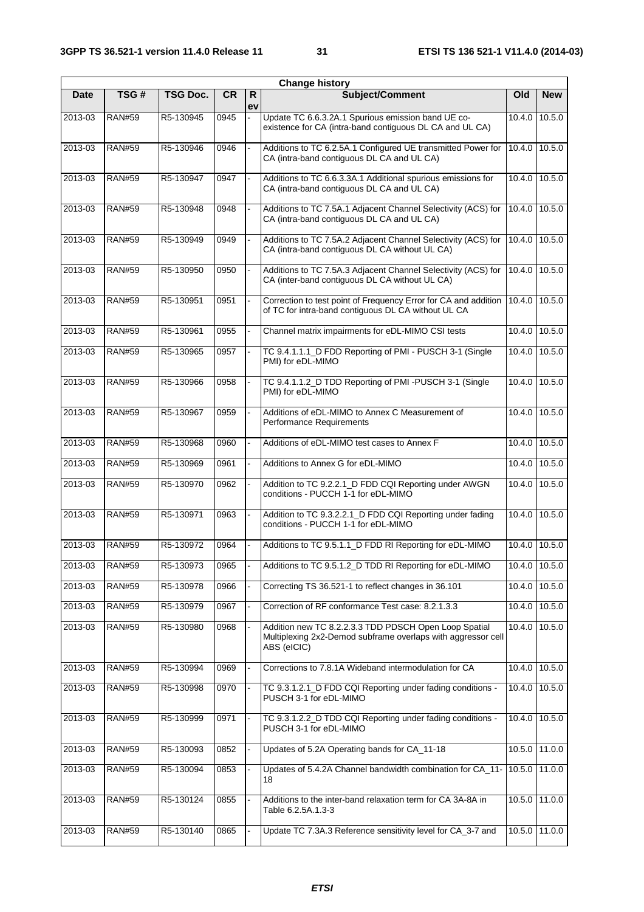| Change history | | | | | | | |
|---|---|---|---|---|---|---|---|
| Date | TSG # | TSG Doc. | CR | Rev | Subject/Comment | Old | New |
| 2013-03 | RAN#59 | R5-130945 | 0945 | - | Update TC 6.6.3.2A.1 Spurious emission band UE co-existence for CA (intra-band contiguous DL CA and UL CA) | 10.4.0 | 10.5.0 |
| 2013-03 | RAN#59 | R5-130946 | 0946 | - | Additions to TC 6.2.5A.1 Configured UE transmitted Power for CA (intra-band contiguous DL CA and UL CA) | 10.4.0 | 10.5.0 |
| 2013-03 | RAN#59 | R5-130947 | 0947 | - | Additions to TC 6.6.3.3A.1 Additional spurious emissions for CA (intra-band contiguous DL CA and UL CA) | 10.4.0 | 10.5.0 |
| 2013-03 | RAN#59 | R5-130948 | 0948 | - | Additions to TC 7.5A.1 Adjacent Channel Selectivity (ACS) for CA (intra-band contiguous DL CA and UL CA) | 10.4.0 | 10.5.0 |
| 2013-03 | RAN#59 | R5-130949 | 0949 | - | Additions to TC 7.5A.2 Adjacent Channel Selectivity (ACS) for CA (intra-band contiguous DL CA without UL CA) | 10.4.0 | 10.5.0 |
| 2013-03 | RAN#59 | R5-130950 | 0950 | - | Additions to TC 7.5A.3 Adjacent Channel Selectivity (ACS) for CA (inter-band contiguous DL CA without UL CA) | 10.4.0 | 10.5.0 |
| 2013-03 | RAN#59 | R5-130951 | 0951 | - | Correction to test point of Frequency Error for CA and addition of TC for intra-band contiguous DL CA without UL CA | 10.4.0 | 10.5.0 |
| 2013-03 | RAN#59 | R5-130961 | 0955 | - | Channel matrix impairments for eDL-MIMO CSI tests | 10.4.0 | 10.5.0 |
| 2013-03 | RAN#59 | R5-130965 | 0957 | - | TC 9.4.1.1.1_D FDD Reporting of PMI - PUSCH 3-1 (Single PMI) for eDL-MIMO | 10.4.0 | 10.5.0 |
| 2013-03 | RAN#59 | R5-130966 | 0958 | - | TC 9.4.1.1.2_D TDD Reporting of PMI -PUSCH 3-1 (Single PMI) for eDL-MIMO | 10.4.0 | 10.5.0 |
| 2013-03 | RAN#59 | R5-130967 | 0959 | - | Additions of eDL-MIMO to Annex C Measurement of Performance Requirements | 10.4.0 | 10.5.0 |
| 2013-03 | RAN#59 | R5-130968 | 0960 | - | Additions of eDL-MIMO test cases to Annex F | 10.4.0 | 10.5.0 |
| 2013-03 | RAN#59 | R5-130969 | 0961 | - | Additions to Annex G for eDL-MIMO | 10.4.0 | 10.5.0 |
| 2013-03 | RAN#59 | R5-130970 | 0962 | - | Addition to TC 9.2.2.1_D FDD CQI Reporting under AWGN conditions - PUCCH 1-1 for eDL-MIMO | 10.4.0 | 10.5.0 |
| 2013-03 | RAN#59 | R5-130971 | 0963 | - | Addition to TC 9.3.2.2.1_D FDD CQI Reporting under fading conditions - PUCCH 1-1 for eDL-MIMO | 10.4.0 | 10.5.0 |
| 2013-03 | RAN#59 | R5-130972 | 0964 | - | Additions to TC 9.5.1.1_D FDD RI Reporting for eDL-MIMO | 10.4.0 | 10.5.0 |
| 2013-03 | RAN#59 | R5-130973 | 0965 | - | Additions to TC 9.5.1.2_D TDD RI Reporting for eDL-MIMO | 10.4.0 | 10.5.0 |
| 2013-03 | RAN#59 | R5-130978 | 0966 | - | Correcting TS 36.521-1 to reflect changes in 36.101 | 10.4.0 | 10.5.0 |
| 2013-03 | RAN#59 | R5-130979 | 0967 | - | Correction of RF conformance Test case: 8.2.1.3.3 | 10.4.0 | 10.5.0 |
| 2013-03 | RAN#59 | R5-130980 | 0968 | - | Addition new TC 8.2.2.3.3 TDD PDSCH Open Loop Spatial Multiplexing 2x2-Demod subframe overlaps with aggressor cell ABS (eICIC) | 10.4.0 | 10.5.0 |
| 2013-03 | RAN#59 | R5-130994 | 0969 | - | Corrections to 7.8.1A Wideband intermodulation for CA | 10.4.0 | 10.5.0 |
| 2013-03 | RAN#59 | R5-130998 | 0970 | - | TC 9.3.1.2.1_D FDD CQI Reporting under fading conditions - PUSCH 3-1 for eDL-MIMO | 10.4.0 | 10.5.0 |
| 2013-03 | RAN#59 | R5-130999 | 0971 | - | TC 9.3.1.2.2_D TDD CQI Reporting under fading conditions - PUSCH 3-1 for eDL-MIMO | 10.4.0 | 10.5.0 |
| 2013-03 | RAN#59 | R5-130093 | 0852 | - | Updates of 5.2A Operating bands for CA_11-18 | 10.5.0 | 11.0.0 |
| 2013-03 | RAN#59 | R5-130094 | 0853 | - | Updates of 5.4.2A Channel bandwidth combination for CA_11-18 | 10.5.0 | 11.0.0 |
| 2013-03 | RAN#59 | R5-130124 | 0855 | - | Additions to the inter-band relaxation term for CA 3A-8A in Table 6.2.5A.1.3-3 | 10.5.0 | 11.0.0 |
| 2013-03 | RAN#59 | R5-130140 | 0865 | - | Update TC 7.3A.3 Reference sensitivity level for CA_3-7 and | 10.5.0 | 11.0.0 |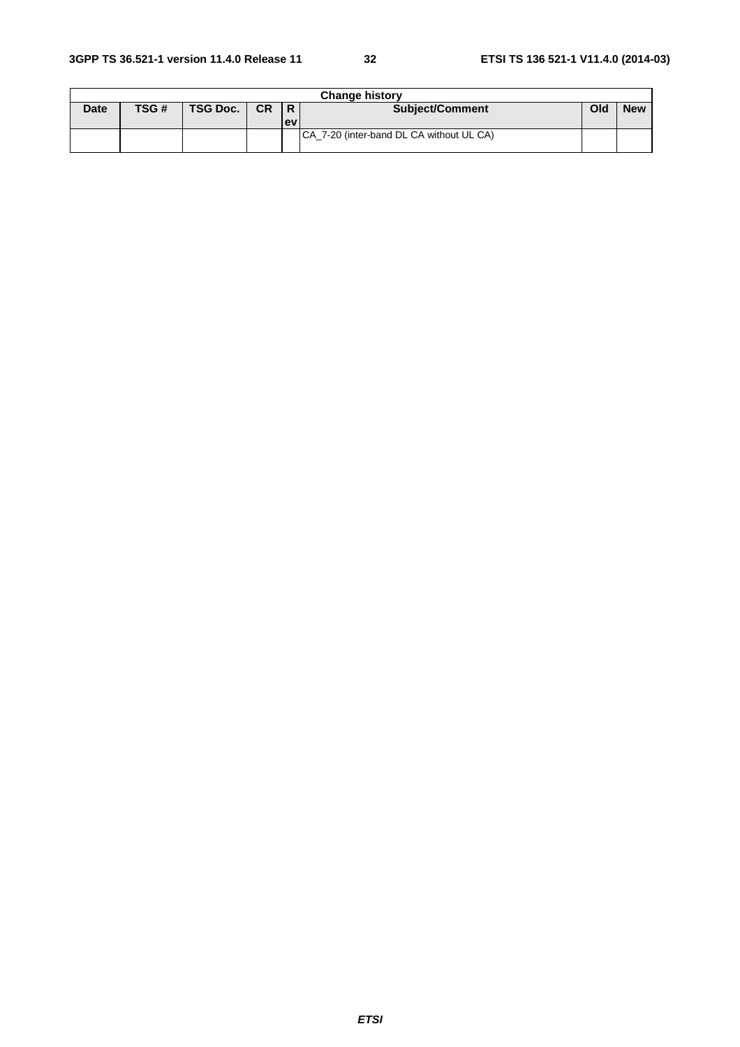| Change history | | | | | | | |
|---|---|---|---|---|---|---|---|
| Date | TSG # | TSG Doc. | CR | Rev | Subject/Comment | Old | New |
| | | | | | CA_7-20 (inter-band DL CA without UL CA) | | |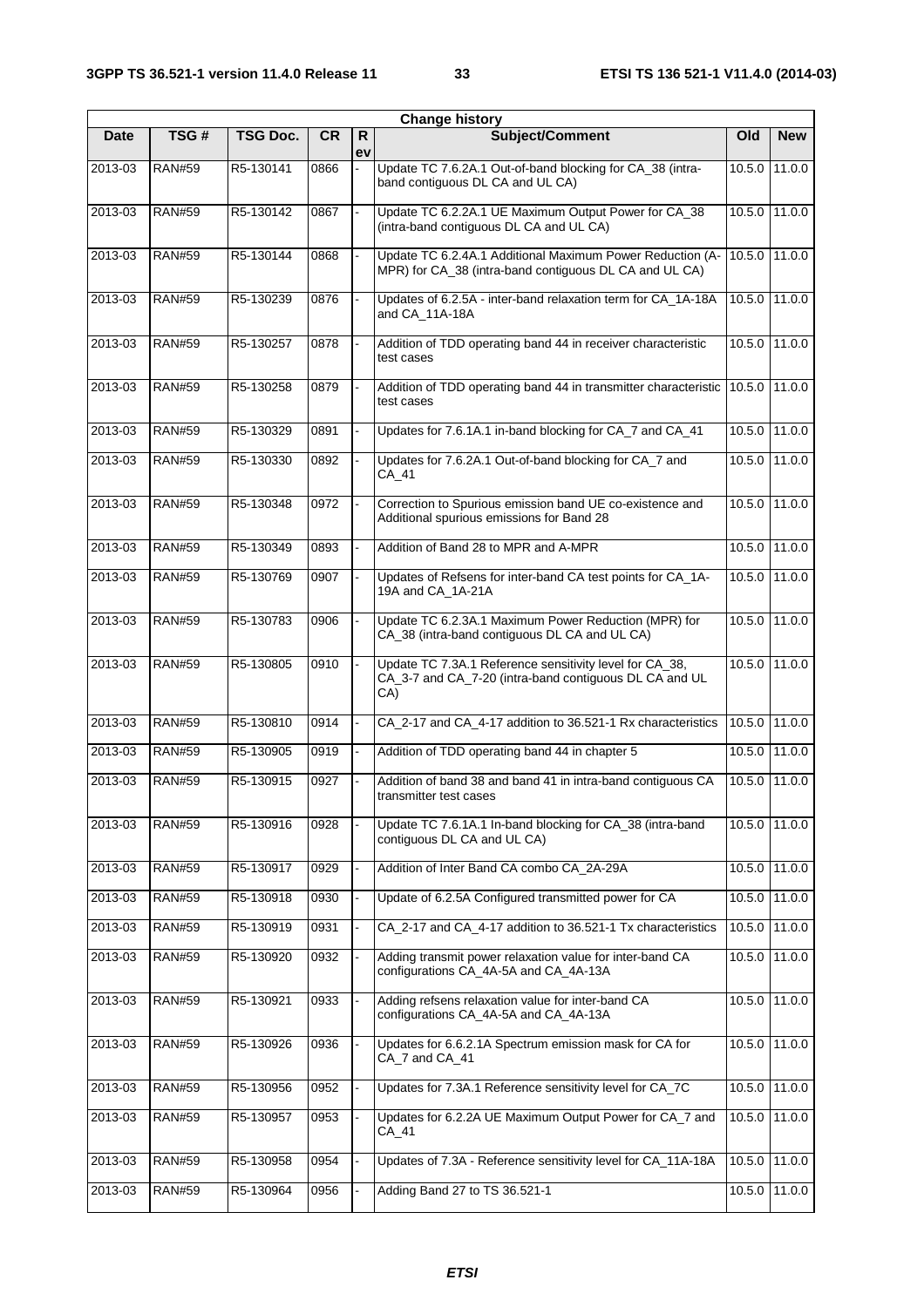| Change history | | | | | | | |
|---|---|---|---|---|---|---|---|
| Date | TSG # | TSG Doc. | CR | Rev | Subject/Comment | Old | New |
| 2013-03 | RAN#59 | R5-130141 | 0866 | - | Update TC 7.6.2A.1 Out-of-band blocking for CA_38 (intra-band contiguous DL CA and UL CA) | 10.5.0 | 11.0.0 |
| 2013-03 | RAN#59 | R5-130142 | 0867 | - | Update TC 6.2.2A.1 UE Maximum Output Power for CA_38 (intra-band contiguous DL CA and UL CA) | 10.5.0 | 11.0.0 |
| 2013-03 | RAN#59 | R5-130144 | 0868 | - | Update TC 6.2.4A.1 Additional Maximum Power Reduction (A-MPR) for CA_38 (intra-band contiguous DL CA and UL CA) | 10.5.0 | 11.0.0 |
| 2013-03 | RAN#59 | R5-130239 | 0876 | - | Updates of 6.2.5A - inter-band relaxation term for CA_1A-18A and CA_11A-18A | 10.5.0 | 11.0.0 |
| 2013-03 | RAN#59 | R5-130257 | 0878 | - | Addition of TDD operating band 44 in receiver characteristic test cases | 10.5.0 | 11.0.0 |
| 2013-03 | RAN#59 | R5-130258 | 0879 | - | Addition of TDD operating band 44 in transmitter characteristic test cases | 10.5.0 | 11.0.0 |
| 2013-03 | RAN#59 | R5-130329 | 0891 | - | Updates for 7.6.1A.1 in-band blocking for CA_7 and CA_41 | 10.5.0 | 11.0.0 |
| 2013-03 | RAN#59 | R5-130330 | 0892 | - | Updates for 7.6.2A.1 Out-of-band blocking for CA_7 and CA_41 | 10.5.0 | 11.0.0 |
| 2013-03 | RAN#59 | R5-130348 | 0972 | - | Correction to Spurious emission band UE co-existence and Additional spurious emissions for Band 28 | 10.5.0 | 11.0.0 |
| 2013-03 | RAN#59 | R5-130349 | 0893 | - | Addition of Band 28 to MPR and A-MPR | 10.5.0 | 11.0.0 |
| 2013-03 | RAN#59 | R5-130769 | 0907 | - | Updates of Refsens for inter-band CA test points for CA_1A-19A and CA_1A-21A | 10.5.0 | 11.0.0 |
| 2013-03 | RAN#59 | R5-130783 | 0906 | - | Update TC 6.2.3A.1 Maximum Power Reduction (MPR) for CA_38 (intra-band contiguous DL CA and UL CA) | 10.5.0 | 11.0.0 |
| 2013-03 | RAN#59 | R5-130805 | 0910 | - | Update TC 7.3A.1 Reference sensitivity level for CA_38, CA_3-7 and CA_7-20 (intra-band contiguous DL CA and UL CA) | 10.5.0 | 11.0.0 |
| 2013-03 | RAN#59 | R5-130810 | 0914 | - | CA_2-17 and CA_4-17 addition to 36.521-1 Rx characteristics | 10.5.0 | 11.0.0 |
| 2013-03 | RAN#59 | R5-130905 | 0919 | - | Addition of TDD operating band 44 in chapter 5 | 10.5.0 | 11.0.0 |
| 2013-03 | RAN#59 | R5-130915 | 0927 | - | Addition of band 38 and band 41 in intra-band contiguous CA transmitter test cases | 10.5.0 | 11.0.0 |
| 2013-03 | RAN#59 | R5-130916 | 0928 | - | Update TC 7.6.1A.1 In-band blocking for CA_38 (intra-band contiguous DL CA and UL CA) | 10.5.0 | 11.0.0 |
| 2013-03 | RAN#59 | R5-130917 | 0929 | - | Addition of Inter Band CA combo CA_2A-29A | 10.5.0 | 11.0.0 |
| 2013-03 | RAN#59 | R5-130918 | 0930 | - | Update of 6.2.5A Configured transmitted power for CA | 10.5.0 | 11.0.0 |
| 2013-03 | RAN#59 | R5-130919 | 0931 | - | CA_2-17 and CA_4-17 addition to 36.521-1 Tx characteristics | 10.5.0 | 11.0.0 |
| 2013-03 | RAN#59 | R5-130920 | 0932 | - | Adding transmit power relaxation value for inter-band CA configurations CA_4A-5A and CA_4A-13A | 10.5.0 | 11.0.0 |
| 2013-03 | RAN#59 | R5-130921 | 0933 | - | Adding refsens relaxation value for inter-band CA configurations CA_4A-5A and CA_4A-13A | 10.5.0 | 11.0.0 |
| 2013-03 | RAN#59 | R5-130926 | 0936 | - | Updates for 6.6.2.1A Spectrum emission mask for CA for CA_7 and CA_41 | 10.5.0 | 11.0.0 |
| 2013-03 | RAN#59 | R5-130956 | 0952 | - | Updates for 7.3A.1 Reference sensitivity level for CA_7C | 10.5.0 | 11.0.0 |
| 2013-03 | RAN#59 | R5-130957 | 0953 | - | Updates for 6.2.2A UE Maximum Output Power for CA_7 and CA_41 | 10.5.0 | 11.0.0 |
| 2013-03 | RAN#59 | R5-130958 | 0954 | - | Updates of 7.3A - Reference sensitivity level for CA_11A-18A | 10.5.0 | 11.0.0 |
| 2013-03 | RAN#59 | R5-130964 | 0956 | - | Adding Band 27 to TS 36.521-1 | 10.5.0 | 11.0.0 |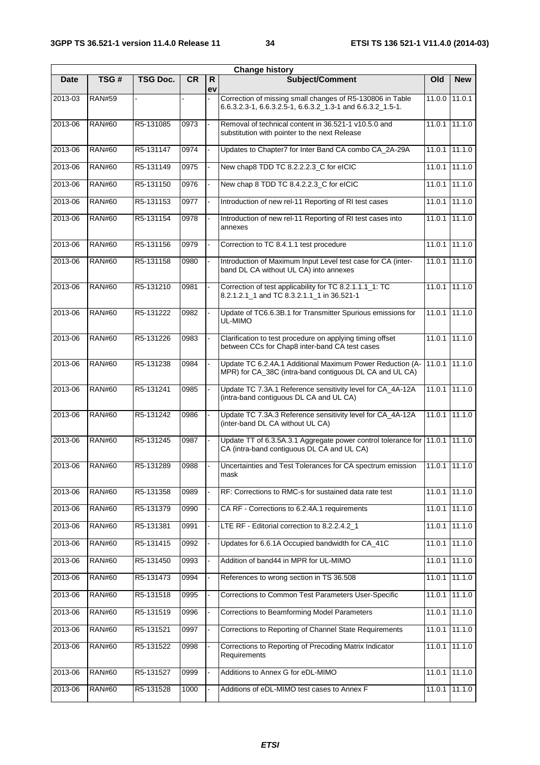| Change history | | | | | | | |
|---|---|---|---|---|---|---|---|
| Date | TSG # | TSG Doc. | CR | Rev | Subject/Comment | Old | New |
| 2013-03 | RAN#59 | - | - | - | Correction of missing small changes of R5-130806 in Table 6.6.3.2.3-1, 6.6.3.2.5-1, 6.6.3.2_1.3-1 and 6.6.3.2_1.5-1. | 11.0.0 | 11.0.1 |
| 2013-06 | RAN#60 | R5-131085 | 0973 | - | Removal of technical content in 36.521-1 v10.5.0 and substitution with pointer to the next Release | 11.0.1 | 11.1.0 |
| 2013-06 | RAN#60 | R5-131147 | 0974 | - | Updates to Chapter7 for Inter Band CA combo CA_2A-29A | 11.0.1 | 11.1.0 |
| 2013-06 | RAN#60 | R5-131149 | 0975 | - | New chap8 TDD TC 8.2.2.2.3_C for eICIC | 11.0.1 | 11.1.0 |
| 2013-06 | RAN#60 | R5-131150 | 0976 | - | New chap 8 TDD TC 8.4.2.2.3_C for eICIC | 11.0.1 | 11.1.0 |
| 2013-06 | RAN#60 | R5-131153 | 0977 | - | Introduction of new rel-11 Reporting of RI test cases | 11.0.1 | 11.1.0 |
| 2013-06 | RAN#60 | R5-131154 | 0978 | - | Introduction of new rel-11 Reporting of RI test cases into annexes | 11.0.1 | 11.1.0 |
| 2013-06 | RAN#60 | R5-131156 | 0979 | - | Correction to TC 8.4.1.1 test procedure | 11.0.1 | 11.1.0 |
| 2013-06 | RAN#60 | R5-131158 | 0980 | - | Introduction of Maximum Input Level test case for CA (inter-band DL CA without UL CA) into annexes | 11.0.1 | 11.1.0 |
| 2013-06 | RAN#60 | R5-131210 | 0981 | - | Correction of test applicability for TC 8.2.1.1.1_1: TC 8.2.1.2.1_1 and TC 8.3.2.1.1_1 in 36.521-1 | 11.0.1 | 11.1.0 |
| 2013-06 | RAN#60 | R5-131222 | 0982 | - | Update of TC6.6.3B.1 for Transmitter Spurious emissions for UL-MIMO | 11.0.1 | 11.1.0 |
| 2013-06 | RAN#60 | R5-131226 | 0983 | - | Clarification to test procedure on applying timing offset between CCs for Chap8 inter-band CA test cases | 11.0.1 | 11.1.0 |
| 2013-06 | RAN#60 | R5-131238 | 0984 | - | Update TC 6.2.4A.1 Additional Maximum Power Reduction (A-MPR) for CA_38C (intra-band contiguous DL CA and UL CA) | 11.0.1 | 11.1.0 |
| 2013-06 | RAN#60 | R5-131241 | 0985 | - | Update TC 7.3A.1 Reference sensitivity level for CA_4A-12A (intra-band contiguous DL CA and UL CA) | 11.0.1 | 11.1.0 |
| 2013-06 | RAN#60 | R5-131242 | 0986 | - | Update TC 7.3A.3 Reference sensitivity level for CA_4A-12A (inter-band DL CA without UL CA) | 11.0.1 | 11.1.0 |
| 2013-06 | RAN#60 | R5-131245 | 0987 | - | Update TT of 6.3.5A.3.1 Aggregate power control tolerance for CA (intra-band contiguous DL CA and UL CA) | 11.0.1 | 11.1.0 |
| 2013-06 | RAN#60 | R5-131289 | 0988 | - | Uncertainties and Test Tolerances for CA spectrum emission mask | 11.0.1 | 11.1.0 |
| 2013-06 | RAN#60 | R5-131358 | 0989 | - | RF: Corrections to RMC-s for sustained data rate test | 11.0.1 | 11.1.0 |
| 2013-06 | RAN#60 | R5-131379 | 0990 | - | CA RF - Corrections to 6.2.4A.1 requirements | 11.0.1 | 11.1.0 |
| 2013-06 | RAN#60 | R5-131381 | 0991 | - | LTE RF - Editorial correction to 8.2.2.4.2_1 | 11.0.1 | 11.1.0 |
| 2013-06 | RAN#60 | R5-131415 | 0992 | - | Updates for 6.6.1A Occupied bandwidth for CA_41C | 11.0.1 | 11.1.0 |
| 2013-06 | RAN#60 | R5-131450 | 0993 | - | Addition of band44 in MPR for UL-MIMO | 11.0.1 | 11.1.0 |
| 2013-06 | RAN#60 | R5-131473 | 0994 | - | References to wrong section in TS 36.508 | 11.0.1 | 11.1.0 |
| 2013-06 | RAN#60 | R5-131518 | 0995 | - | Corrections to Common Test Parameters User-Specific | 11.0.1 | 11.1.0 |
| 2013-06 | RAN#60 | R5-131519 | 0996 | - | Corrections to Beamforming Model Parameters | 11.0.1 | 11.1.0 |
| 2013-06 | RAN#60 | R5-131521 | 0997 | - | Corrections to Reporting of Channel State Requirements | 11.0.1 | 11.1.0 |
| 2013-06 | RAN#60 | R5-131522 | 0998 | - | Corrections to Reporting of Precoding Matrix Indicator Requirements | 11.0.1 | 11.1.0 |
| 2013-06 | RAN#60 | R5-131527 | 0999 | - | Additions to Annex G for eDL-MIMO | 11.0.1 | 11.1.0 |
| 2013-06 | RAN#60 | R5-131528 | 1000 | - | Additions of eDL-MIMO test cases to Annex F | 11.0.1 | 11.1.0 |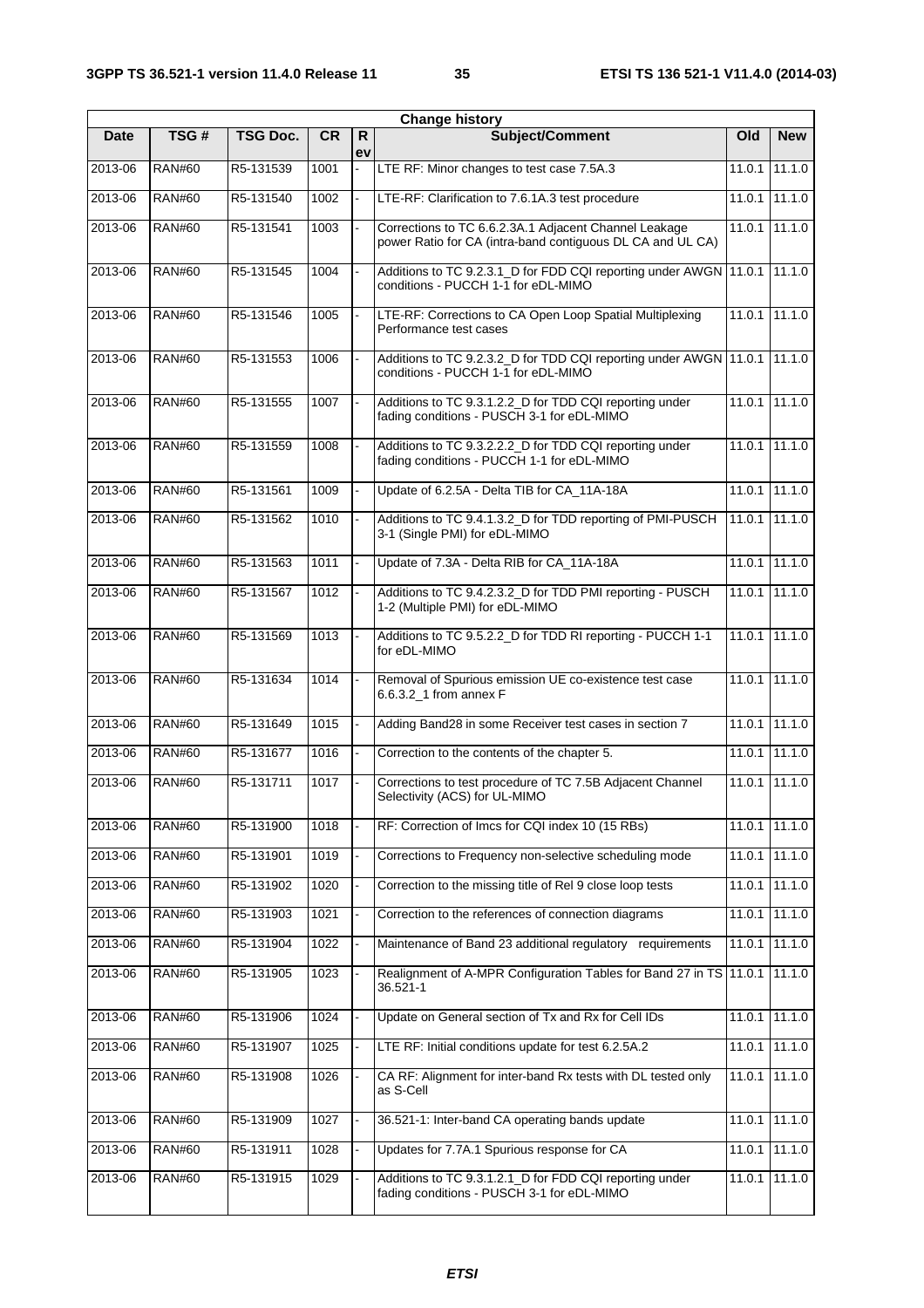| Change history | | | | | | | |
|---|---|---|---|---|---|---|---|
| Date | TSG # | TSG Doc. | CR | Rev | Subject/Comment | Old | New |
| 2013-06 | RAN#60 | R5-131539 | 1001 | - | LTE RF: Minor changes to test case 7.5A.3 | 11.0.1 | 11.1.0 |
| 2013-06 | RAN#60 | R5-131540 | 1002 | - | LTE-RF: Clarification to 7.6.1A.3 test procedure | 11.0.1 | 11.1.0 |
| 2013-06 | RAN#60 | R5-131541 | 1003 | - | Corrections to TC 6.6.2.3A.1 Adjacent Channel Leakage power Ratio for CA (intra-band contiguous DL CA and UL CA) | 11.0.1 | 11.1.0 |
| 2013-06 | RAN#60 | R5-131545 | 1004 | - | Additions to TC 9.2.3.1_D for FDD CQI reporting under AWGN conditions - PUCCH 1-1 for eDL-MIMO | 11.0.1 | 11.1.0 |
| 2013-06 | RAN#60 | R5-131546 | 1005 | - | LTE-RF: Corrections to CA Open Loop Spatial Multiplexing Performance test cases | 11.0.1 | 11.1.0 |
| 2013-06 | RAN#60 | R5-131553 | 1006 | - | Additions to TC 9.2.3.2_D for TDD CQI reporting under AWGN conditions - PUCCH 1-1 for eDL-MIMO | 11.0.1 | 11.1.0 |
| 2013-06 | RAN#60 | R5-131555 | 1007 | - | Additions to TC 9.3.1.2.2_D for TDD CQI reporting under fading conditions - PUSCH 3-1 for eDL-MIMO | 11.0.1 | 11.1.0 |
| 2013-06 | RAN#60 | R5-131559 | 1008 | - | Additions to TC 9.3.2.2.2_D for TDD CQI reporting under fading conditions - PUCCH 1-1 for eDL-MIMO | 11.0.1 | 11.1.0 |
| 2013-06 | RAN#60 | R5-131561 | 1009 | - | Update of 6.2.5A - Delta TIB for CA_11A-18A | 11.0.1 | 11.1.0 |
| 2013-06 | RAN#60 | R5-131562 | 1010 | - | Additions to TC 9.4.1.3.2_D for TDD reporting of PMI-PUSCH 3-1 (Single PMI) for eDL-MIMO | 11.0.1 | 11.1.0 |
| 2013-06 | RAN#60 | R5-131563 | 1011 | - | Update of 7.3A - Delta RIB for CA_11A-18A | 11.0.1 | 11.1.0 |
| 2013-06 | RAN#60 | R5-131567 | 1012 | - | Additions to TC 9.4.2.3.2_D for TDD PMI reporting - PUSCH 1-2 (Multiple PMI) for eDL-MIMO | 11.0.1 | 11.1.0 |
| 2013-06 | RAN#60 | R5-131569 | 1013 | - | Additions to TC 9.5.2.2_D for TDD RI reporting - PUCCH 1-1 for eDL-MIMO | 11.0.1 | 11.1.0 |
| 2013-06 | RAN#60 | R5-131634 | 1014 | - | Removal of Spurious emission UE co-existence test case 6.6.3.2_1 from annex F | 11.0.1 | 11.1.0 |
| 2013-06 | RAN#60 | R5-131649 | 1015 | - | Adding Band28 in some Receiver test cases in section 7 | 11.0.1 | 11.1.0 |
| 2013-06 | RAN#60 | R5-131677 | 1016 | - | Correction to the contents of the chapter 5. | 11.0.1 | 11.1.0 |
| 2013-06 | RAN#60 | R5-131711 | 1017 | - | Corrections to test procedure of TC 7.5B Adjacent Channel Selectivity (ACS) for UL-MIMO | 11.0.1 | 11.1.0 |
| 2013-06 | RAN#60 | R5-131900 | 1018 | - | RF: Correction of Imcs for CQI index 10 (15 RBs) | 11.0.1 | 11.1.0 |
| 2013-06 | RAN#60 | R5-131901 | 1019 | - | Corrections to Frequency non-selective scheduling mode | 11.0.1 | 11.1.0 |
| 2013-06 | RAN#60 | R5-131902 | 1020 | - | Correction to the missing title of Rel 9 close loop tests | 11.0.1 | 11.1.0 |
| 2013-06 | RAN#60 | R5-131903 | 1021 | - | Correction to the references of connection diagrams | 11.0.1 | 11.1.0 |
| 2013-06 | RAN#60 | R5-131904 | 1022 | - | Maintenance of Band 23 additional regulatory requirements | 11.0.1 | 11.1.0 |
| 2013-06 | RAN#60 | R5-131905 | 1023 | - | Realignment of A-MPR Configuration Tables for Band 27 in TS 36.521-1 | 11.0.1 | 11.1.0 |
| 2013-06 | RAN#60 | R5-131906 | 1024 | - | Update on General section of Tx and Rx for Cell IDs | 11.0.1 | 11.1.0 |
| 2013-06 | RAN#60 | R5-131907 | 1025 | - | LTE RF: Initial conditions update for test 6.2.5A.2 | 11.0.1 | 11.1.0 |
| 2013-06 | RAN#60 | R5-131908 | 1026 | - | CA RF: Alignment for inter-band Rx tests with DL tested only as S-Cell | 11.0.1 | 11.1.0 |
| 2013-06 | RAN#60 | R5-131909 | 1027 | - | 36.521-1: Inter-band CA operating bands update | 11.0.1 | 11.1.0 |
| 2013-06 | RAN#60 | R5-131911 | 1028 | - | Updates for 7.7A.1 Spurious response for CA | 11.0.1 | 11.1.0 |
| 2013-06 | RAN#60 | R5-131915 | 1029 | - | Additions to TC 9.3.1.2.1_D for FDD CQI reporting under fading conditions - PUSCH 3-1 for eDL-MIMO | 11.0.1 | 11.1.0 |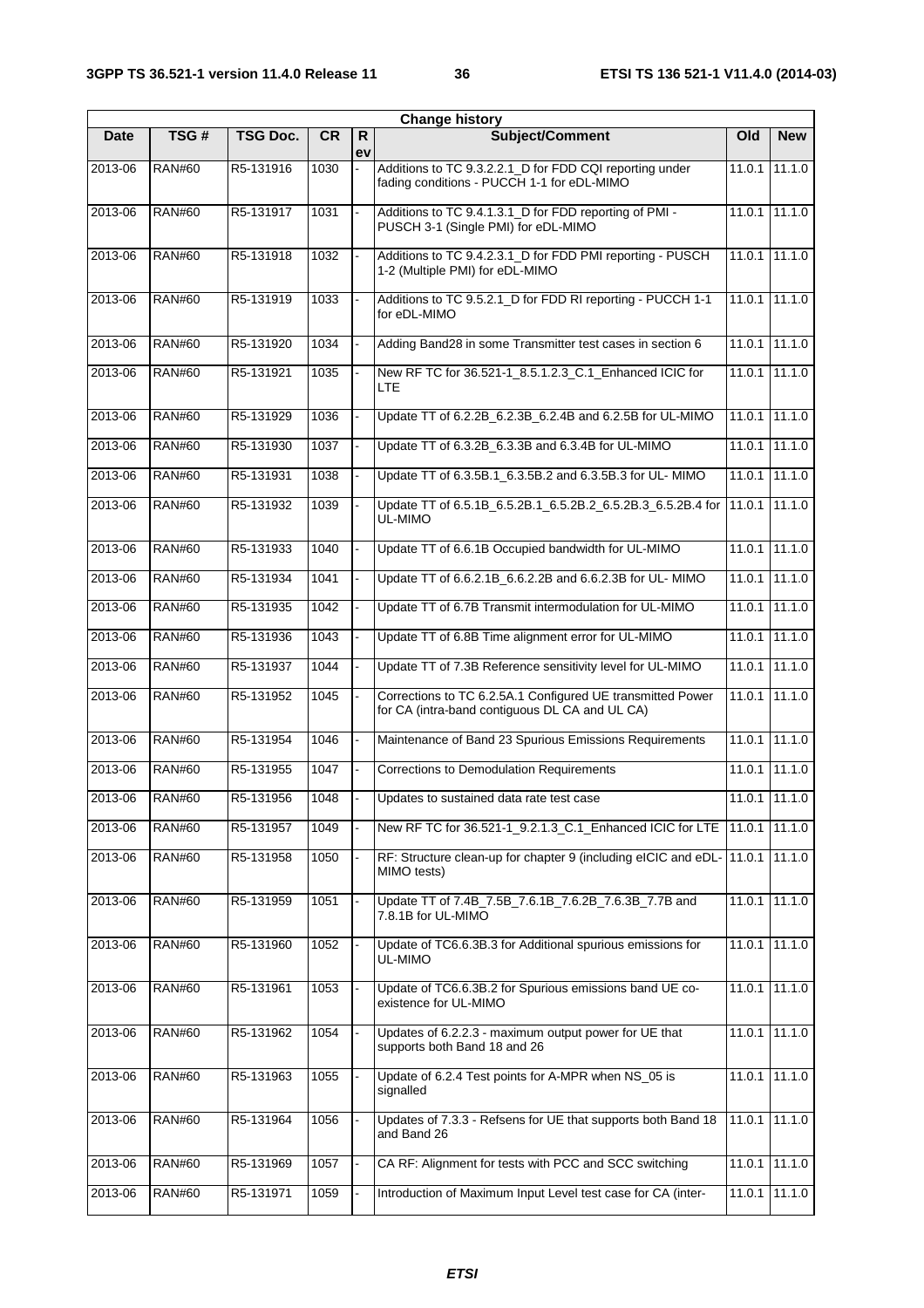| Change history | | | | | | | |
|---|---|---|---|---|---|---|---|
| Date | TSG # | TSG Doc. | CR | Rev | Subject/Comment | Old | New |
| 2013-06 | RAN#60 | R5-131916 | 1030 | - | Additions to TC 9.3.2.2.1_D for FDD CQI reporting under fading conditions - PUCCH 1-1 for eDL-MIMO | 11.0.1 | 11.1.0 |
| 2013-06 | RAN#60 | R5-131917 | 1031 | - | Additions to TC 9.4.1.3.1_D for FDD reporting of PMI - PUSCH 3-1 (Single PMI) for eDL-MIMO | 11.0.1 | 11.1.0 |
| 2013-06 | RAN#60 | R5-131918 | 1032 | - | Additions to TC 9.4.2.3.1_D for FDD PMI reporting - PUSCH 1-2 (Multiple PMI) for eDL-MIMO | 11.0.1 | 11.1.0 |
| 2013-06 | RAN#60 | R5-131919 | 1033 | - | Additions to TC 9.5.2.1_D for FDD RI reporting - PUCCH 1-1 for eDL-MIMO | 11.0.1 | 11.1.0 |
| 2013-06 | RAN#60 | R5-131920 | 1034 | - | Adding Band28 in some Transmitter test cases in section 6 | 11.0.1 | 11.1.0 |
| 2013-06 | RAN#60 | R5-131921 | 1035 | - | New RF TC for 36.521-1_8.5.1.2.3_C.1_Enhanced ICIC for LTE | 11.0.1 | 11.1.0 |
| 2013-06 | RAN#60 | R5-131929 | 1036 | - | Update TT of 6.2.2B_6.2.3B_6.2.4B and 6.2.5B for UL-MIMO | 11.0.1 | 11.1.0 |
| 2013-06 | RAN#60 | R5-131930 | 1037 | - | Update TT of 6.3.2B_6.3.3B and 6.3.4B for UL-MIMO | 11.0.1 | 11.1.0 |
| 2013-06 | RAN#60 | R5-131931 | 1038 | - | Update TT of 6.3.5B.1_6.3.5B.2 and 6.3.5B.3 for UL- MIMO | 11.0.1 | 11.1.0 |
| 2013-06 | RAN#60 | R5-131932 | 1039 | - | Update TT of 6.5.1B_6.5.2B.1_6.5.2B.2_6.5.2B.3_6.5.2B.4 for UL-MIMO | 11.0.1 | 11.1.0 |
| 2013-06 | RAN#60 | R5-131933 | 1040 | - | Update TT of 6.6.1B Occupied bandwidth for UL-MIMO | 11.0.1 | 11.1.0 |
| 2013-06 | RAN#60 | R5-131934 | 1041 | - | Update TT of 6.6.2.1B_6.6.2.2B and 6.6.2.3B for UL- MIMO | 11.0.1 | 11.1.0 |
| 2013-06 | RAN#60 | R5-131935 | 1042 | - | Update TT of 6.7B Transmit intermodulation for UL-MIMO | 11.0.1 | 11.1.0 |
| 2013-06 | RAN#60 | R5-131936 | 1043 | - | Update TT of 6.8B Time alignment error for UL-MIMO | 11.0.1 | 11.1.0 |
| 2013-06 | RAN#60 | R5-131937 | 1044 | - | Update TT of 7.3B Reference sensitivity level for UL-MIMO | 11.0.1 | 11.1.0 |
| 2013-06 | RAN#60 | R5-131952 | 1045 | - | Corrections to TC 6.2.5A.1 Configured UE transmitted Power for CA (intra-band contiguous DL CA and UL CA) | 11.0.1 | 11.1.0 |
| 2013-06 | RAN#60 | R5-131954 | 1046 | - | Maintenance of Band 23 Spurious Emissions Requirements | 11.0.1 | 11.1.0 |
| 2013-06 | RAN#60 | R5-131955 | 1047 | - | Corrections to Demodulation Requirements | 11.0.1 | 11.1.0 |
| 2013-06 | RAN#60 | R5-131956 | 1048 | - | Updates to sustained data rate test case | 11.0.1 | 11.1.0 |
| 2013-06 | RAN#60 | R5-131957 | 1049 | - | New RF TC for 36.521-1_9.2.1.3_C.1_Enhanced ICIC for LTE | 11.0.1 | 11.1.0 |
| 2013-06 | RAN#60 | R5-131958 | 1050 | - | RF: Structure clean-up for chapter 9 (including eICIC and eDL-MIMO tests) | 11.0.1 | 11.1.0 |
| 2013-06 | RAN#60 | R5-131959 | 1051 | - | Update TT of 7.4B_7.5B_7.6.1B_7.6.2B_7.6.3B_7.7B and 7.8.1B for UL-MIMO | 11.0.1 | 11.1.0 |
| 2013-06 | RAN#60 | R5-131960 | 1052 | - | Update of TC6.6.3B.3 for Additional spurious emissions for UL-MIMO | 11.0.1 | 11.1.0 |
| 2013-06 | RAN#60 | R5-131961 | 1053 | - | Update of TC6.6.3B.2 for Spurious emissions band UE co-existence for UL-MIMO | 11.0.1 | 11.1.0 |
| 2013-06 | RAN#60 | R5-131962 | 1054 | - | Updates of 6.2.2.3 - maximum output power for UE that supports both Band 18 and 26 | 11.0.1 | 11.1.0 |
| 2013-06 | RAN#60 | R5-131963 | 1055 | - | Update of 6.2.4 Test points for A-MPR when NS_05 is signalled | 11.0.1 | 11.1.0 |
| 2013-06 | RAN#60 | R5-131964 | 1056 | - | Updates of 7.3.3 - Refsens for UE that supports both Band 18 and Band 26 | 11.0.1 | 11.1.0 |
| 2013-06 | RAN#60 | R5-131969 | 1057 | - | CA RF: Alignment for tests with PCC and SCC switching | 11.0.1 | 11.1.0 |
| 2013-06 | RAN#60 | R5-131971 | 1059 | - | Introduction of Maximum Input Level test case for CA (inter- | 11.0.1 | 11.1.0 |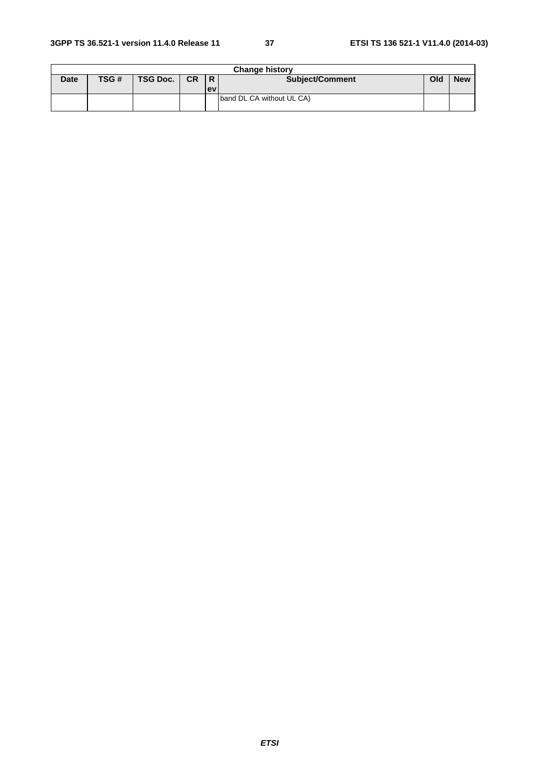| Change history | | | | | | | |
|---|---|---|---|---|---|---|---|
| Date | TSG # | TSG Doc. | CR | Rev | Subject/Comment | Old | New |
| | | | | | band DL CA without UL CA) | | |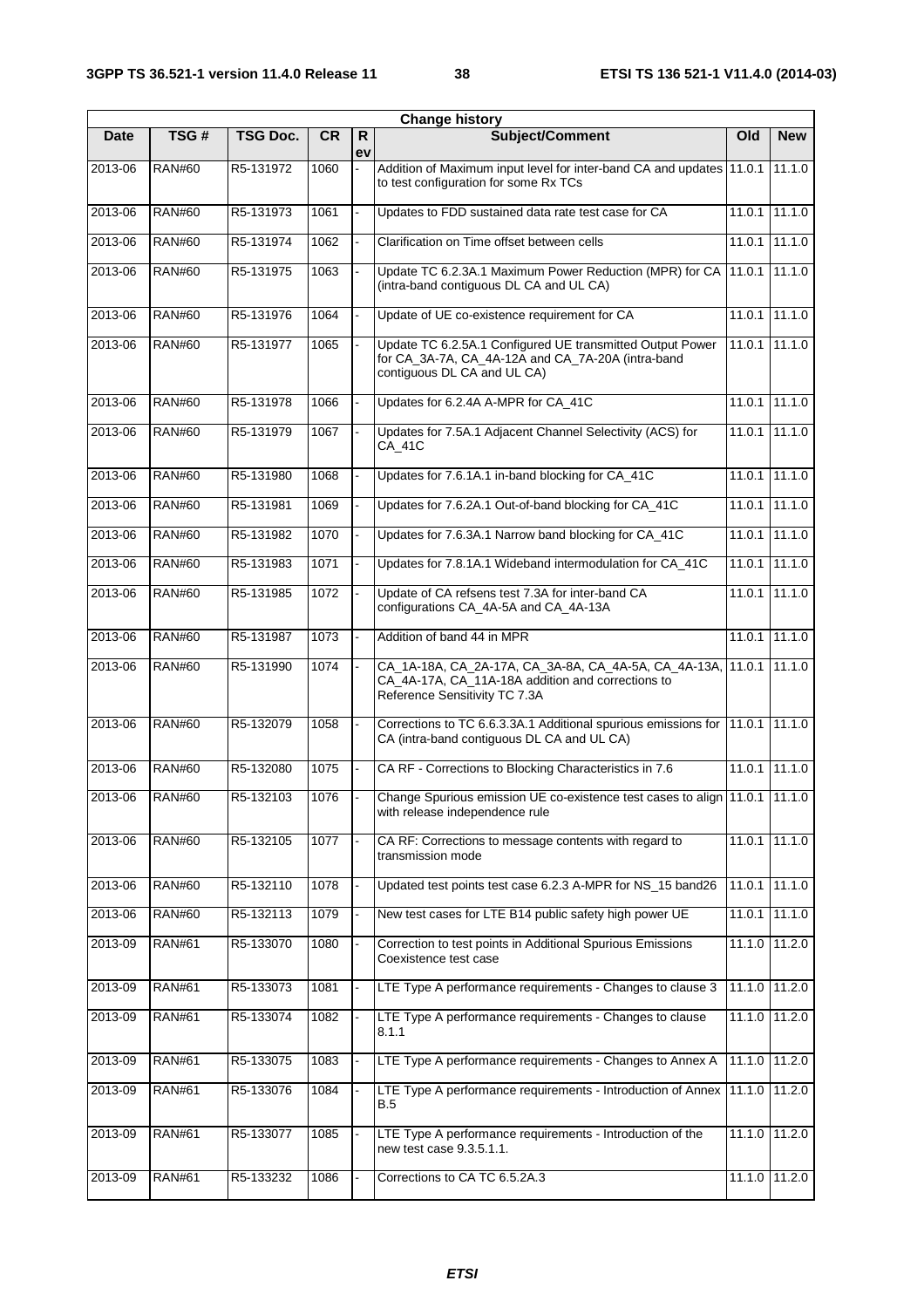| Change history | | | | | | | |
|---|---|---|---|---|---|---|---|
| Date | TSG # | TSG Doc. | CR | Rev | Subject/Comment | Old | New |
| 2013-06 | RAN#60 | R5-131972 | 1060 | - | Addition of Maximum input level for inter-band CA and updates to test configuration for some Rx TCs | 11.0.1 | 11.1.0 |
| 2013-06 | RAN#60 | R5-131973 | 1061 | - | Updates to FDD sustained data rate test case for CA | 11.0.1 | 11.1.0 |
| 2013-06 | RAN#60 | R5-131974 | 1062 | - | Clarification on Time offset between cells | 11.0.1 | 11.1.0 |
| 2013-06 | RAN#60 | R5-131975 | 1063 | - | Update TC 6.2.3A.1 Maximum Power Reduction (MPR) for CA (intra-band contiguous DL CA and UL CA) | 11.0.1 | 11.1.0 |
| 2013-06 | RAN#60 | R5-131976 | 1064 | - | Update of UE co-existence requirement for CA | 11.0.1 | 11.1.0 |
| 2013-06 | RAN#60 | R5-131977 | 1065 | - | Update TC 6.2.5A.1 Configured UE transmitted Output Power for CA_3A-7A, CA_4A-12A and CA_7A-20A (intra-band contiguous DL CA and UL CA) | 11.0.1 | 11.1.0 |
| 2013-06 | RAN#60 | R5-131978 | 1066 | - | Updates for 6.2.4A A-MPR for CA_41C | 11.0.1 | 11.1.0 |
| 2013-06 | RAN#60 | R5-131979 | 1067 | - | Updates for 7.5A.1 Adjacent Channel Selectivity (ACS) for CA_41C | 11.0.1 | 11.1.0 |
| 2013-06 | RAN#60 | R5-131980 | 1068 | - | Updates for 7.6.1A.1 in-band blocking for CA_41C | 11.0.1 | 11.1.0 |
| 2013-06 | RAN#60 | R5-131981 | 1069 | - | Updates for 7.6.2A.1 Out-of-band blocking for CA_41C | 11.0.1 | 11.1.0 |
| 2013-06 | RAN#60 | R5-131982 | 1070 | - | Updates for 7.6.3A.1 Narrow band blocking for CA_41C | 11.0.1 | 11.1.0 |
| 2013-06 | RAN#60 | R5-131983 | 1071 | - | Updates for 7.8.1A.1 Wideband intermodulation for CA_41C | 11.0.1 | 11.1.0 |
| 2013-06 | RAN#60 | R5-131985 | 1072 | - | Update of CA refsens test 7.3A for inter-band CA configurations CA_4A-5A and CA_4A-13A | 11.0.1 | 11.1.0 |
| 2013-06 | RAN#60 | R5-131987 | 1073 | - | Addition of band 44 in MPR | 11.0.1 | 11.1.0 |
| 2013-06 | RAN#60 | R5-131990 | 1074 | - | CA_1A-18A, CA_2A-17A, CA_3A-8A, CA_4A-5A, CA_4A-13A, CA_4A-17A, CA_11A-18A addition and corrections to Reference Sensitivity TC 7.3A | 11.0.1 | 11.1.0 |
| 2013-06 | RAN#60 | R5-132079 | 1058 | - | Corrections to TC 6.6.3.3A.1 Additional spurious emissions for CA (intra-band contiguous DL CA and UL CA) | 11.0.1 | 11.1.0 |
| 2013-06 | RAN#60 | R5-132080 | 1075 | - | CA RF - Corrections to Blocking Characteristics in 7.6 | 11.0.1 | 11.1.0 |
| 2013-06 | RAN#60 | R5-132103 | 1076 | - | Change Spurious emission UE co-existence test cases to align with release independence rule | 11.0.1 | 11.1.0 |
| 2013-06 | RAN#60 | R5-132105 | 1077 | - | CA RF: Corrections to message contents with regard to transmission mode | 11.0.1 | 11.1.0 |
| 2013-06 | RAN#60 | R5-132110 | 1078 | - | Updated test points test case 6.2.3 A-MPR for NS_15 band26 | 11.0.1 | 11.1.0 |
| 2013-06 | RAN#60 | R5-132113 | 1079 | - | New test cases for LTE B14 public safety high power UE | 11.0.1 | 11.1.0 |
| 2013-09 | RAN#61 | R5-133070 | 1080 | - | Correction to test points in Additional Spurious Emissions Coexistence test case | 11.1.0 | 11.2.0 |
| 2013-09 | RAN#61 | R5-133073 | 1081 | - | LTE Type A performance requirements - Changes to clause 3 | 11.1.0 | 11.2.0 |
| 2013-09 | RAN#61 | R5-133074 | 1082 | - | LTE Type A performance requirements - Changes to clause 8.1.1 | 11.1.0 | 11.2.0 |
| 2013-09 | RAN#61 | R5-133075 | 1083 | - | LTE Type A performance requirements - Changes to Annex A | 11.1.0 | 11.2.0 |
| 2013-09 | RAN#61 | R5-133076 | 1084 | - | LTE Type A performance requirements - Introduction of Annex B.5 | 11.1.0 | 11.2.0 |
| 2013-09 | RAN#61 | R5-133077 | 1085 | - | LTE Type A performance requirements - Introduction of the new test case 9.3.5.1.1. | 11.1.0 | 11.2.0 |
| 2013-09 | RAN#61 | R5-133232 | 1086 | - | Corrections to CA TC 6.5.2A.3 | 11.1.0 | 11.2.0 |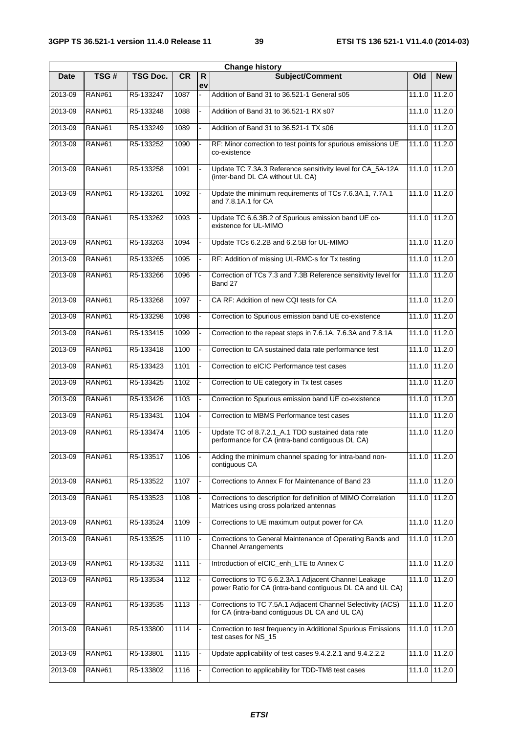| Change history | | | | | | | |
|---|---|---|---|---|---|---|---|
| Date | TSG # | TSG Doc. | CR | Rev | Subject/Comment | Old | New |
| 2013-09 | RAN#61 | R5-133247 | 1087 | - | Addition of Band 31 to 36.521-1 General s05 | 11.1.0 | 11.2.0 |
| 2013-09 | RAN#61 | R5-133248 | 1088 | - | Addition of Band 31 to 36.521-1 RX s07 | 11.1.0 | 11.2.0 |
| 2013-09 | RAN#61 | R5-133249 | 1089 | - | Addition of Band 31 to 36.521-1 TX s06 | 11.1.0 | 11.2.0 |
| 2013-09 | RAN#61 | R5-133252 | 1090 | - | RF: Minor correction to test points for spurious emissions UE co-existence | 11.1.0 | 11.2.0 |
| 2013-09 | RAN#61 | R5-133258 | 1091 | - | Update TC 7.3A.3 Reference sensitivity level for CA_5A-12A (inter-band DL CA without UL CA) | 11.1.0 | 11.2.0 |
| 2013-09 | RAN#61 | R5-133261 | 1092 | - | Update the minimum requirements of TCs 7.6.3A.1, 7.7A.1 and 7.8.1A.1 for CA | 11.1.0 | 11.2.0 |
| 2013-09 | RAN#61 | R5-133262 | 1093 | - | Update TC 6.6.3B.2 of Spurious emission band UE co-existence for UL-MIMO | 11.1.0 | 11.2.0 |
| 2013-09 | RAN#61 | R5-133263 | 1094 | - | Update TCs 6.2.2B and 6.2.5B for UL-MIMO | 11.1.0 | 11.2.0 |
| 2013-09 | RAN#61 | R5-133265 | 1095 | - | RF: Addition of missing UL-RMC-s for Tx testing | 11.1.0 | 11.2.0 |
| 2013-09 | RAN#61 | R5-133266 | 1096 | - | Correction of TCs 7.3 and 7.3B Reference sensitivity level for Band 27 | 11.1.0 | 11.2.0 |
| 2013-09 | RAN#61 | R5-133268 | 1097 | - | CA RF: Addition of new CQI tests for CA | 11.1.0 | 11.2.0 |
| 2013-09 | RAN#61 | R5-133298 | 1098 | - | Correction to Spurious emission band UE co-existence | 11.1.0 | 11.2.0 |
| 2013-09 | RAN#61 | R5-133415 | 1099 | - | Correction to the repeat steps in 7.6.1A, 7.6.3A and 7.8.1A | 11.1.0 | 11.2.0 |
| 2013-09 | RAN#61 | R5-133418 | 1100 | - | Correction to CA sustained data rate performance test | 11.1.0 | 11.2.0 |
| 2013-09 | RAN#61 | R5-133423 | 1101 | - | Correction to eICIC Performance test cases | 11.1.0 | 11.2.0 |
| 2013-09 | RAN#61 | R5-133425 | 1102 | - | Correction to UE category in Tx test cases | 11.1.0 | 11.2.0 |
| 2013-09 | RAN#61 | R5-133426 | 1103 | - | Correction to Spurious emission band UE co-existence | 11.1.0 | 11.2.0 |
| 2013-09 | RAN#61 | R5-133431 | 1104 | - | Correction to MBMS Performance test cases | 11.1.0 | 11.2.0 |
| 2013-09 | RAN#61 | R5-133474 | 1105 | - | Update TC of 8.7.2.1_A.1 TDD sustained data rate performance for CA (intra-band contiguous DL CA) | 11.1.0 | 11.2.0 |
| 2013-09 | RAN#61 | R5-133517 | 1106 | - | Adding the minimum channel spacing for intra-band non-contiguous CA | 11.1.0 | 11.2.0 |
| 2013-09 | RAN#61 | R5-133522 | 1107 | - | Corrections to Annex F for Maintenance of Band 23 | 11.1.0 | 11.2.0 |
| 2013-09 | RAN#61 | R5-133523 | 1108 | - | Corrections to description for definition of MIMO Correlation Matrices using cross polarized antennas | 11.1.0 | 11.2.0 |
| 2013-09 | RAN#61 | R5-133524 | 1109 | - | Corrections to UE maximum output power for CA | 11.1.0 | 11.2.0 |
| 2013-09 | RAN#61 | R5-133525 | 1110 | - | Corrections to General Maintenance of Operating Bands and Channel Arrangements | 11.1.0 | 11.2.0 |
| 2013-09 | RAN#61 | R5-133532 | 1111 | - | Introduction of eICIC_enh_LTE to Annex C | 11.1.0 | 11.2.0 |
| 2013-09 | RAN#61 | R5-133534 | 1112 | - | Corrections to TC 6.6.2.3A.1 Adjacent Channel Leakage power Ratio for CA (intra-band contiguous DL CA and UL CA) | 11.1.0 | 11.2.0 |
| 2013-09 | RAN#61 | R5-133535 | 1113 | - | Corrections to TC 7.5A.1 Adjacent Channel Selectivity (ACS) for CA (intra-band contiguous DL CA and UL CA) | 11.1.0 | 11.2.0 |
| 2013-09 | RAN#61 | R5-133800 | 1114 | - | Correction to test frequency in Additional Spurious Emissions test cases for NS_15 | 11.1.0 | 11.2.0 |
| 2013-09 | RAN#61 | R5-133801 | 1115 | - | Update applicability of test cases 9.4.2.2.1 and 9.4.2.2.2 | 11.1.0 | 11.2.0 |
| 2013-09 | RAN#61 | R5-133802 | 1116 | - | Correction to applicability for TDD-TM8 test cases | 11.1.0 | 11.2.0 |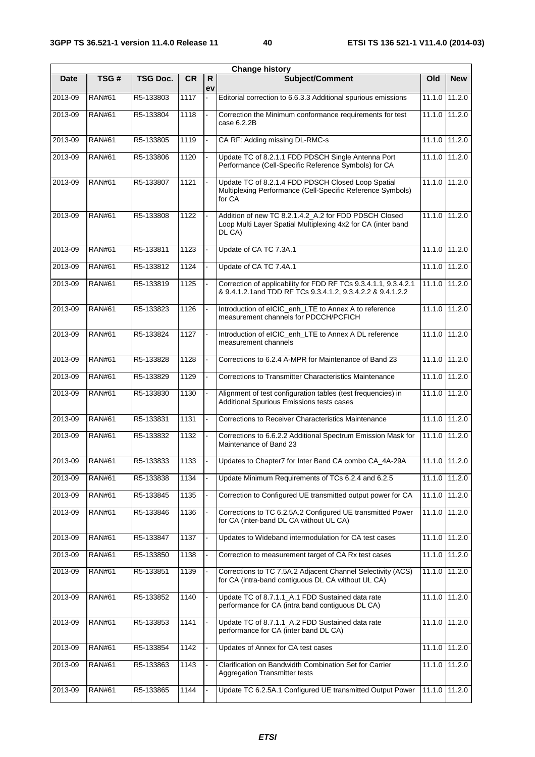| Change history | | | | | | | |
|---|---|---|---|---|---|---|---|
| **Date** | **TSG #** | **TSG Doc.** | **CR** | **Rev** | **Subject/Comment** | **Old** | **New** |
| 2013-09 | RAN#61 | R5-133803 | 1117 | - | Editorial correction to 6.6.3.3 Additional spurious emissions | 11.1.0 | 11.2.0 |
| 2013-09 | RAN#61 | R5-133804 | 1118 | - | Correction the Minimum conformance requirements for test case 6.2.2B | 11.1.0 | 11.2.0 |
| 2013-09 | RAN#61 | R5-133805 | 1119 | - | CA RF: Adding missing DL-RMC-s | 11.1.0 | 11.2.0 |
| 2013-09 | RAN#61 | R5-133806 | 1120 | - | Update TC of 8.2.1.1 FDD PDSCH Single Antenna Port Performance (Cell-Specific Reference Symbols) for CA | 11.1.0 | 11.2.0 |
| 2013-09 | RAN#61 | R5-133807 | 1121 | - | Update TC of 8.2.1.4 FDD PDSCH Closed Loop Spatial Multiplexing Performance (Cell-Specific Reference Symbols) for CA | 11.1.0 | 11.2.0 |
| 2013-09 | RAN#61 | R5-133808 | 1122 | - | Addition of new TC 8.2.1.4.2_A.2 for FDD PDSCH Closed Loop Multi Layer Spatial Multiplexing 4x2 for CA (inter band DL CA) | 11.1.0 | 11.2.0 |
| 2013-09 | RAN#61 | R5-133811 | 1123 | - | Update of CA TC 7.3A.1 | 11.1.0 | 11.2.0 |
| 2013-09 | RAN#61 | R5-133812 | 1124 | - | Update of CA TC 7.4A.1 | 11.1.0 | 11.2.0 |
| 2013-09 | RAN#61 | R5-133819 | 1125 | - | Correction of applicability for FDD RF TCs 9.3.4.1.1, 9.3.4.2.1 & 9.4.1.2.1and TDD RF TCs 9.3.4.1.2, 9.3.4.2.2 & 9.4.1.2.2 | 11.1.0 | 11.2.0 |
| 2013-09 | RAN#61 | R5-133823 | 1126 | - | Introduction of eICIC_enh_LTE to Annex A to reference measurement channels for PDCCH/PCFICH | 11.1.0 | 11.2.0 |
| 2013-09 | RAN#61 | R5-133824 | 1127 | - | Introduction of eICIC_enh_LTE to Annex A DL reference measurement channels | 11.1.0 | 11.2.0 |
| 2013-09 | RAN#61 | R5-133828 | 1128 | - | Corrections to 6.2.4 A-MPR for Maintenance of Band 23 | 11.1.0 | 11.2.0 |
| 2013-09 | RAN#61 | R5-133829 | 1129 | - | Corrections to Transmitter Characteristics Maintenance | 11.1.0 | 11.2.0 |
| 2013-09 | RAN#61 | R5-133830 | 1130 | - | Alignment of test configuration tables (test frequencies) in Additional Spurious Emissions tests cases | 11.1.0 | 11.2.0 |
| 2013-09 | RAN#61 | R5-133831 | 1131 | - | Corrections to Receiver Characteristics Maintenance | 11.1.0 | 11.2.0 |
| 2013-09 | RAN#61 | R5-133832 | 1132 | - | Corrections to 6.6.2.2 Additional Spectrum Emission Mask for Maintenance of Band 23 | 11.1.0 | 11.2.0 |
| 2013-09 | RAN#61 | R5-133833 | 1133 | - | Updates to Chapter7 for Inter Band CA combo CA_4A-29A | 11.1.0 | 11.2.0 |
| 2013-09 | RAN#61 | R5-133838 | 1134 | - | Update Minimum Requirements of TCs 6.2.4 and 6.2.5 | 11.1.0 | 11.2.0 |
| 2013-09 | RAN#61 | R5-133845 | 1135 | - | Correction to Configured UE transmitted output power for CA | 11.1.0 | 11.2.0 |
| 2013-09 | RAN#61 | R5-133846 | 1136 | - | Corrections to TC 6.2.5A.2 Configured UE transmitted Power for CA (inter-band DL CA without UL CA) | 11.1.0 | 11.2.0 |
| 2013-09 | RAN#61 | R5-133847 | 1137 | - | Updates to Wideband intermodulation for CA test cases | 11.1.0 | 11.2.0 |
| 2013-09 | RAN#61 | R5-133850 | 1138 | - | Correction to measurement target of CA Rx test cases | 11.1.0 | 11.2.0 |
| 2013-09 | RAN#61 | R5-133851 | 1139 | - | Corrections to TC 7.5A.2 Adjacent Channel Selectivity (ACS) for CA (intra-band contiguous DL CA without UL CA) | 11.1.0 | 11.2.0 |
| 2013-09 | RAN#61 | R5-133852 | 1140 | - | Update TC of 8.7.1.1_A.1 FDD Sustained data rate performance for CA (intra band contiguous DL CA) | 11.1.0 | 11.2.0 |
| 2013-09 | RAN#61 | R5-133853 | 1141 | - | Update TC of 8.7.1.1_A.2 FDD Sustained data rate performance for CA (inter band DL CA) | 11.1.0 | 11.2.0 |
| 2013-09 | RAN#61 | R5-133854 | 1142 | - | Updates of Annex for CA test cases | 11.1.0 | 11.2.0 |
| 2013-09 | RAN#61 | R5-133863 | 1143 | - | Clarification on Bandwidth Combination Set for Carrier Aggregation Transmitter tests | 11.1.0 | 11.2.0 |
| 2013-09 | RAN#61 | R5-133865 | 1144 | - | Update TC 6.2.5A.1 Configured UE transmitted Output Power | 11.1.0 | 11.2.0 |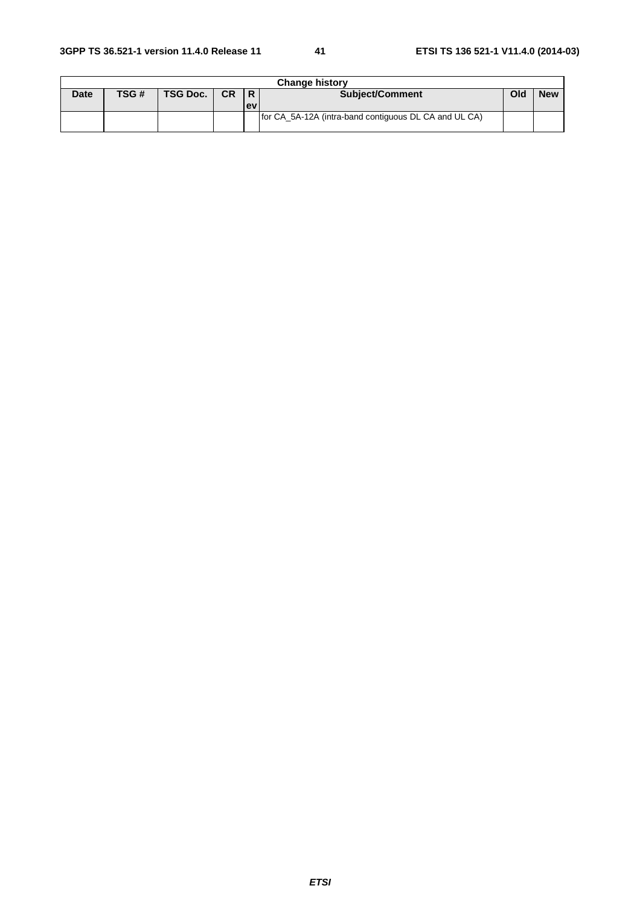| Change history | | | | | | | |
|---|---|---|---|---|---|---|---|
| Date | TSG # | TSG Doc. | CR | Rev | Subject/Comment | Old | New |
| | | | | | for CA_5A-12A (intra-band contiguous DL CA and UL CA) | | |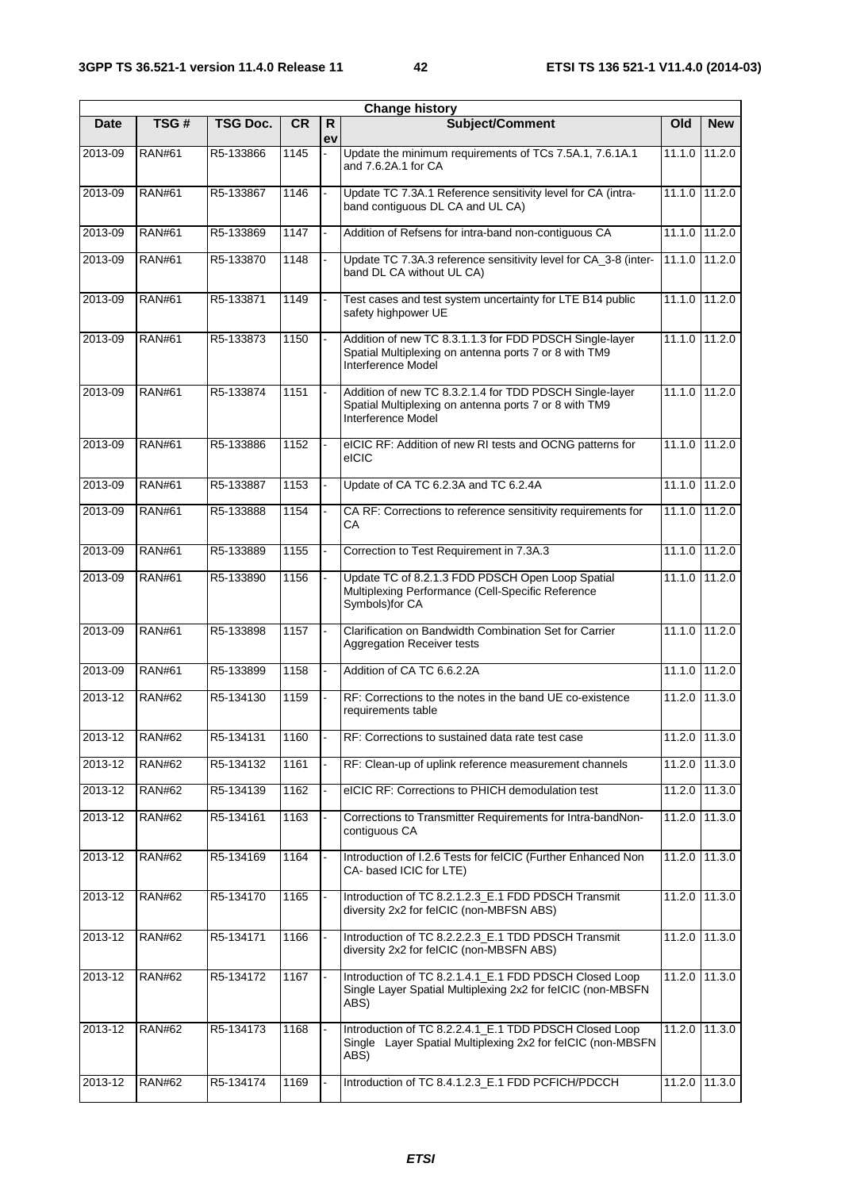| Change history | | | | | | | |
|---|---|---|---|---|---|---|---|
| **Date** | **TSG #** | **TSG Doc.** | **CR** | **Rev** | **Subject/Comment** | **Old** | **New** |
| 2013-09 | RAN#61 | R5-133866 | 1145 | - | Update the minimum requirements of TCs 7.5A.1, 7.6.1A.1 and 7.6.2A.1 for CA | 11.1.0 | 11.2.0 |
| 2013-09 | RAN#61 | R5-133867 | 1146 | - | Update TC 7.3A.1 Reference sensitivity level for CA (intra-band contiguous DL CA and UL CA) | 11.1.0 | 11.2.0 |
| 2013-09 | RAN#61 | R5-133869 | 1147 | - | Addition of Refsens for intra-band non-contiguous CA | 11.1.0 | 11.2.0 |
| 2013-09 | RAN#61 | R5-133870 | 1148 | - | Update TC 7.3A.3 reference sensitivity level for CA_3-8 (inter-band DL CA without UL CA) | 11.1.0 | 11.2.0 |
| 2013-09 | RAN#61 | R5-133871 | 1149 | - | Test cases and test system uncertainty for LTE B14 public safety highpower UE | 11.1.0 | 11.2.0 |
| 2013-09 | RAN#61 | R5-133873 | 1150 | - | Addition of new TC 8.3.1.1.3 for FDD PDSCH Single-layer Spatial Multiplexing on antenna ports 7 or 8 with TM9 Interference Model | 11.1.0 | 11.2.0 |
| 2013-09 | RAN#61 | R5-133874 | 1151 | - | Addition of new TC 8.3.2.1.4 for TDD PDSCH Single-layer Spatial Multiplexing on antenna ports 7 or 8 with TM9 Interference Model | 11.1.0 | 11.2.0 |
| 2013-09 | RAN#61 | R5-133886 | 1152 | - | eICIC RF: Addition of new RI tests and OCNG patterns for eICIC | 11.1.0 | 11.2.0 |
| 2013-09 | RAN#61 | R5-133887 | 1153 | - | Update of CA TC 6.2.3A and TC 6.2.4A | 11.1.0 | 11.2.0 |
| 2013-09 | RAN#61 | R5-133888 | 1154 | - | CA RF: Corrections to reference sensitivity requirements for CA | 11.1.0 | 11.2.0 |
| 2013-09 | RAN#61 | R5-133889 | 1155 | - | Correction to Test Requirement in 7.3A.3 | 11.1.0 | 11.2.0 |
| 2013-09 | RAN#61 | R5-133890 | 1156 | - | Update TC of 8.2.1.3 FDD PDSCH Open Loop Spatial Multiplexing Performance (Cell-Specific Reference Symbols)for CA | 11.1.0 | 11.2.0 |
| 2013-09 | RAN#61 | R5-133898 | 1157 | - | Clarification on Bandwidth Combination Set for Carrier Aggregation Receiver tests | 11.1.0 | 11.2.0 |
| 2013-09 | RAN#61 | R5-133899 | 1158 | - | Addition of CA TC 6.6.2.2A | 11.1.0 | 11.2.0 |
| 2013-12 | RAN#62 | R5-134130 | 1159 | - | RF: Corrections to the notes in the band UE co-existence requirements table | 11.2.0 | 11.3.0 |
| 2013-12 | RAN#62 | R5-134131 | 1160 | - | RF: Corrections to sustained data rate test case | 11.2.0 | 11.3.0 |
| 2013-12 | RAN#62 | R5-134132 | 1161 | - | RF: Clean-up of uplink reference measurement channels | 11.2.0 | 11.3.0 |
| 2013-12 | RAN#62 | R5-134139 | 1162 | - | eICIC RF: Corrections to PHICH demodulation test | 11.2.0 | 11.3.0 |
| 2013-12 | RAN#62 | R5-134161 | 1163 | - | Corrections to Transmitter Requirements for Intra-bandNon-contiguous CA | 11.2.0 | 11.3.0 |
| 2013-12 | RAN#62 | R5-134169 | 1164 | - | Introduction of I.2.6 Tests for feICIC (Further Enhanced Non CA- based ICIC for LTE) | 11.2.0 | 11.3.0 |
| 2013-12 | RAN#62 | R5-134170 | 1165 | - | Introduction of TC 8.2.1.2.3_E.1 FDD PDSCH Transmit diversity 2x2 for feICIC (non-MBFSN ABS) | 11.2.0 | 11.3.0 |
| 2013-12 | RAN#62 | R5-134171 | 1166 | - | Introduction of TC 8.2.2.2.3_E.1 TDD PDSCH Transmit diversity 2x2 for feICIC (non-MBSFN ABS) | 11.2.0 | 11.3.0 |
| 2013-12 | RAN#62 | R5-134172 | 1167 | - | Introduction of TC 8.2.1.4.1_E.1 FDD PDSCH Closed Loop Single Layer Spatial Multiplexing 2x2 for feICIC (non-MBSFN ABS) | 11.2.0 | 11.3.0 |
| 2013-12 | RAN#62 | R5-134173 | 1168 | - | Introduction of TC 8.2.2.4.1_E.1 TDD PDSCH Closed Loop Single Layer Spatial Multiplexing 2x2 for feICIC (non-MBSFN ABS) | 11.2.0 | 11.3.0 |
| 2013-12 | RAN#62 | R5-134174 | 1169 | - | Introduction of TC 8.4.1.2.3_E.1 FDD PCFICH/PDCCH | 11.2.0 | 11.3.0 |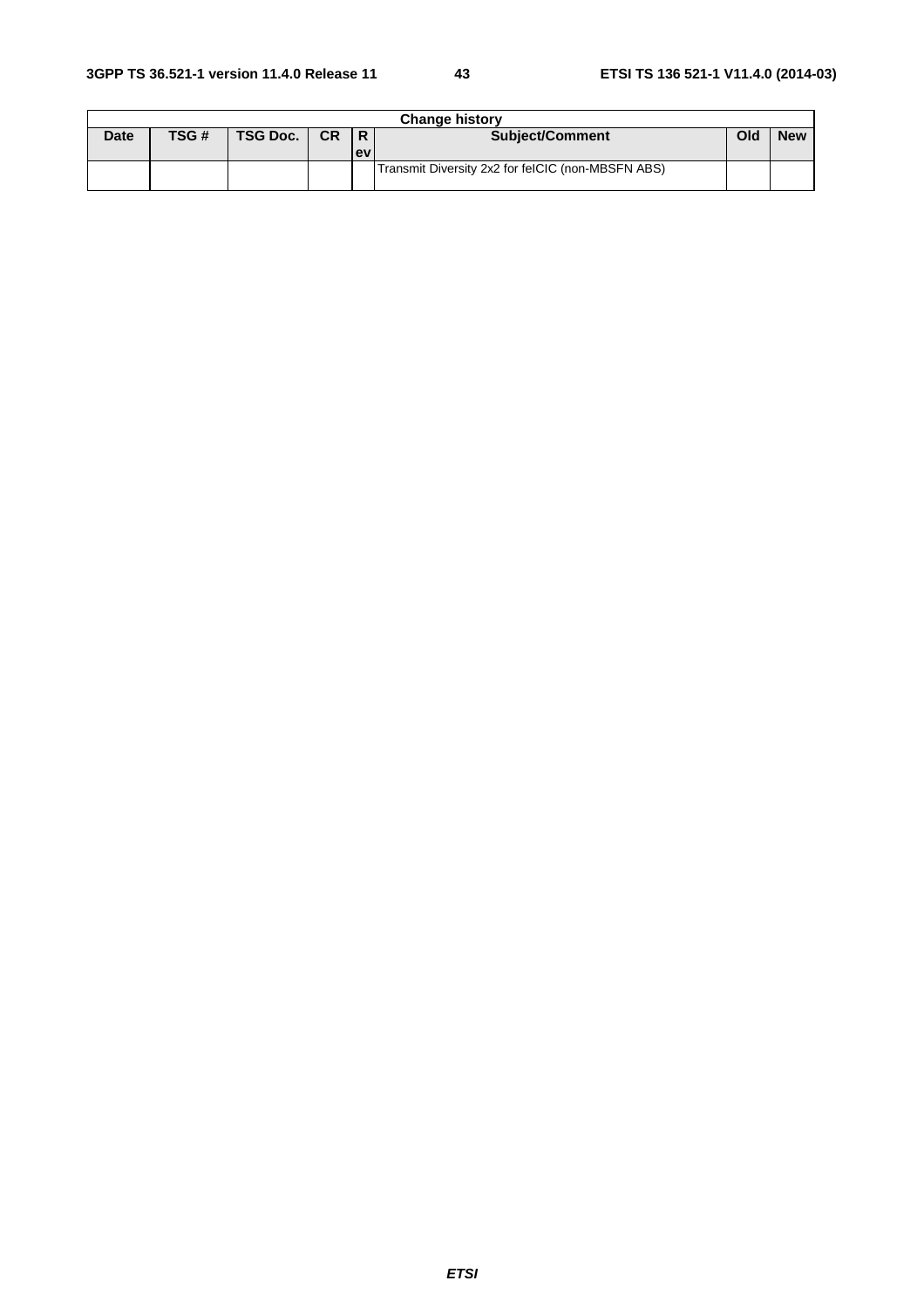| Change history | | | | | | | |
|---|---|---|---|---|---|---|---|
| Date | TSG # | TSG Doc. | CR | Rev | Subject/Comment | Old | New |
| | | | | | Transmit Diversity 2x2 for feICIC (non-MBSFN ABS) | | |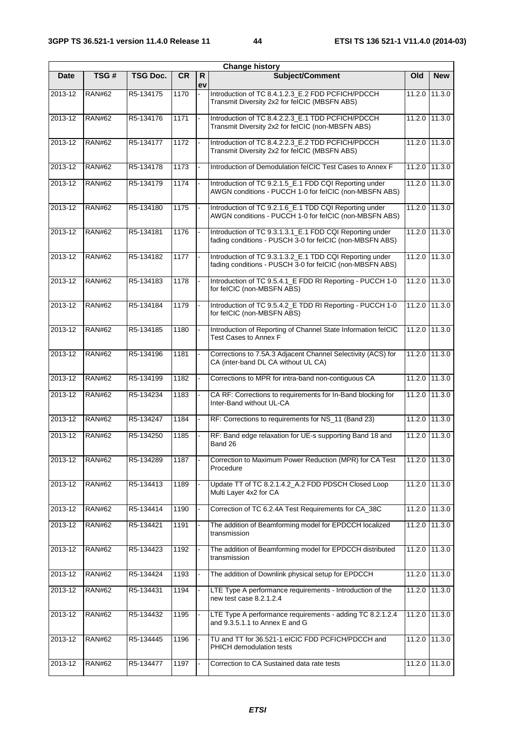| Change history | | | | | | | |
|---|---|---|---|---|---|---|---|
| Date | TSG # | TSG Doc. | CR | Rev | Subject/Comment | Old | New |
| 2013-12 | RAN#62 | R5-134175 | 1170 | - | Introduction of TC 8.4.1.2.3_E.2 FDD PCFICH/PDCCH Transmit Diversity 2x2 for feICIC (MBSFN ABS) | 11.2.0 | 11.3.0 |
| 2013-12 | RAN#62 | R5-134176 | 1171 | - | Introduction of TC 8.4.2.2.3_E.1 TDD PCFICH/PDCCH Transmit Diversity 2x2 for feICIC (non-MBSFN ABS) | 11.2.0 | 11.3.0 |
| 2013-12 | RAN#62 | R5-134177 | 1172 | - | Introduction of TC 8.4.2.2.3_E.2 TDD PCFICH/PDCCH Transmit Diversity 2x2 for feICIC (MBSFN ABS) | 11.2.0 | 11.3.0 |
| 2013-12 | RAN#62 | R5-134178 | 1173 | - | Introduction of Demodulation feICIC Test Cases to Annex F | 11.2.0 | 11.3.0 |
| 2013-12 | RAN#62 | R5-134179 | 1174 | - | Introduction of TC 9.2.1.5_E.1 FDD CQI Reporting under AWGN conditions - PUCCH 1-0 for feICIC (non-MBSFN ABS) | 11.2.0 | 11.3.0 |
| 2013-12 | RAN#62 | R5-134180 | 1175 | - | Introduction of TC 9.2.1.6_E.1 TDD CQI Reporting under AWGN conditions - PUCCH 1-0 for feICIC (non-MBSFN ABS) | 11.2.0 | 11.3.0 |
| 2013-12 | RAN#62 | R5-134181 | 1176 | - | Introduction of TC 9.3.1.3.1_E.1 FDD CQI Reporting under fading conditions - PUSCH 3-0 for feICIC (non-MBSFN ABS) | 11.2.0 | 11.3.0 |
| 2013-12 | RAN#62 | R5-134182 | 1177 | - | Introduction of TC 9.3.1.3.2_E.1 TDD CQI Reporting under fading conditions - PUSCH 3-0 for feICIC (non-MBSFN ABS) | 11.2.0 | 11.3.0 |
| 2013-12 | RAN#62 | R5-134183 | 1178 | - | Introduction of TC 9.5.4.1_E FDD RI Reporting - PUCCH 1-0 for feICIC (non-MBSFN ABS) | 11.2.0 | 11.3.0 |
| 2013-12 | RAN#62 | R5-134184 | 1179 | - | Introduction of TC 9.5.4.2_E TDD RI Reporting - PUCCH 1-0 for feICIC (non-MBSFN ABS) | 11.2.0 | 11.3.0 |
| 2013-12 | RAN#62 | R5-134185 | 1180 | - | Introduction of Reporting of Channel State Information feICIC Test Cases to Annex F | 11.2.0 | 11.3.0 |
| 2013-12 | RAN#62 | R5-134196 | 1181 | - | Corrections to 7.5A.3 Adjacent Channel Selectivity (ACS) for CA (inter-band DL CA without UL CA) | 11.2.0 | 11.3.0 |
| 2013-12 | RAN#62 | R5-134199 | 1182 | - | Corrections to MPR for intra-band non-contiguous CA | 11.2.0 | 11.3.0 |
| 2013-12 | RAN#62 | R5-134234 | 1183 | - | CA RF: Corrections to requirements for In-Band blocking for Inter-Band without UL-CA | 11.2.0 | 11.3.0 |
| 2013-12 | RAN#62 | R5-134247 | 1184 | - | RF: Corrections to requirements for NS_11 (Band 23) | 11.2.0 | 11.3.0 |
| 2013-12 | RAN#62 | R5-134250 | 1185 | - | RF: Band edge relaxation for UE-s supporting Band 18 and Band 26 | 11.2.0 | 11.3.0 |
| 2013-12 | RAN#62 | R5-134289 | 1187 | - | Correction to Maximum Power Reduction (MPR) for CA Test Procedure | 11.2.0 | 11.3.0 |
| 2013-12 | RAN#62 | R5-134413 | 1189 | - | Update TT of TC 8.2.1.4.2_A.2 FDD PDSCH Closed Loop Multi Layer 4x2 for CA | 11.2.0 | 11.3.0 |
| 2013-12 | RAN#62 | R5-134414 | 1190 | - | Correction of TC 6.2.4A Test Requirements for CA_38C | 11.2.0 | 11.3.0 |
| 2013-12 | RAN#62 | R5-134421 | 1191 | - | The addition of Beamforming model for EPDCCH localized transmission | 11.2.0 | 11.3.0 |
| 2013-12 | RAN#62 | R5-134423 | 1192 | - | The addition of Beamforming model for EPDCCH distributed transmission | 11.2.0 | 11.3.0 |
| 2013-12 | RAN#62 | R5-134424 | 1193 | - | The addition of Downlink physical setup for EPDCCH | 11.2.0 | 11.3.0 |
| 2013-12 | RAN#62 | R5-134431 | 1194 | - | LTE Type A performance requirements - Introduction of the new test case 8.2.1.2.4 | 11.2.0 | 11.3.0 |
| 2013-12 | RAN#62 | R5-134432 | 1195 | - | LTE Type A performance requirements - adding TC 8.2.1.2.4 and 9.3.5.1.1 to Annex E and G | 11.2.0 | 11.3.0 |
| 2013-12 | RAN#62 | R5-134445 | 1196 | - | TU and TT for 36.521-1 eICIC FDD PCFICH/PDCCH and PHICH demodulation tests | 11.2.0 | 11.3.0 |
| 2013-12 | RAN#62 | R5-134477 | 1197 | - | Correction to CA Sustained data rate tests | 11.2.0 | 11.3.0 |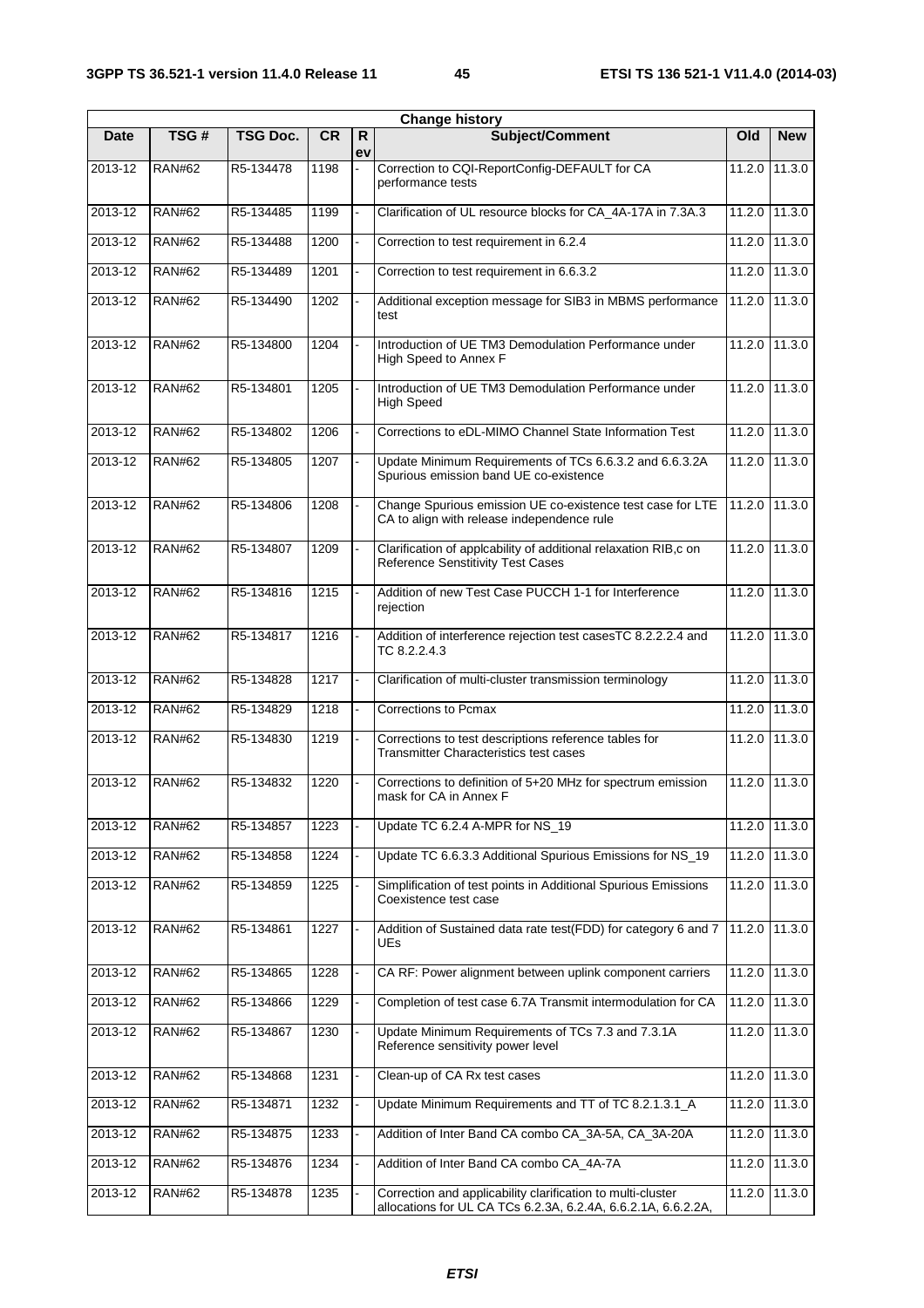| Change history | | | | | | | |
|---|---|---|---|---|---|---|---|
| Date | TSG # | TSG Doc. | CR | Rev | Subject/Comment | Old | New |
| 2013-12 | RAN#62 | R5-134478 | 1198 | - | Correction to CQI-ReportConfig-DEFAULT for CA performance tests | 11.2.0 | 11.3.0 |
| 2013-12 | RAN#62 | R5-134485 | 1199 | - | Clarification of UL resource blocks for CA_4A-17A in 7.3A.3 | 11.2.0 | 11.3.0 |
| 2013-12 | RAN#62 | R5-134488 | 1200 | - | Correction to test requirement in 6.2.4 | 11.2.0 | 11.3.0 |
| 2013-12 | RAN#62 | R5-134489 | 1201 | - | Correction to test requirement in 6.6.3.2 | 11.2.0 | 11.3.0 |
| 2013-12 | RAN#62 | R5-134490 | 1202 | - | Additional exception message for SIB3 in MBMS performance test | 11.2.0 | 11.3.0 |
| 2013-12 | RAN#62 | R5-134800 | 1204 | - | Introduction of UE TM3 Demodulation Performance under High Speed to Annex F | 11.2.0 | 11.3.0 |
| 2013-12 | RAN#62 | R5-134801 | 1205 | - | Introduction of UE TM3 Demodulation Performance under High Speed | 11.2.0 | 11.3.0 |
| 2013-12 | RAN#62 | R5-134802 | 1206 | - | Corrections to eDL-MIMO Channel State Information Test | 11.2.0 | 11.3.0 |
| 2013-12 | RAN#62 | R5-134805 | 1207 | - | Update Minimum Requirements of TCs 6.6.3.2 and 6.6.3.2A Spurious emission band UE co-existence | 11.2.0 | 11.3.0 |
| 2013-12 | RAN#62 | R5-134806 | 1208 | - | Change Spurious emission UE co-existence test case for LTE CA to align with release independence rule | 11.2.0 | 11.3.0 |
| 2013-12 | RAN#62 | R5-134807 | 1209 | - | Clarification of applcability of additional relaxation RIB,c on Reference Senstitivity Test Cases | 11.2.0 | 11.3.0 |
| 2013-12 | RAN#62 | R5-134816 | 1215 | - | Addition of new Test Case PUCCH 1-1 for Interference rejection | 11.2.0 | 11.3.0 |
| 2013-12 | RAN#62 | R5-134817 | 1216 | - | Addition of interference rejection test casesTC 8.2.2.2.4 and TC 8.2.2.4.3 | 11.2.0 | 11.3.0 |
| 2013-12 | RAN#62 | R5-134828 | 1217 | - | Clarification of multi-cluster transmission terminology | 11.2.0 | 11.3.0 |
| 2013-12 | RAN#62 | R5-134829 | 1218 | - | Corrections to Pcmax | 11.2.0 | 11.3.0 |
| 2013-12 | RAN#62 | R5-134830 | 1219 | - | Corrections to test descriptions reference tables for Transmitter Characteristics test cases | 11.2.0 | 11.3.0 |
| 2013-12 | RAN#62 | R5-134832 | 1220 | - | Corrections to definition of 5+20 MHz for spectrum emission mask for CA in Annex F | 11.2.0 | 11.3.0 |
| 2013-12 | RAN#62 | R5-134857 | 1223 | - | Update TC 6.2.4 A-MPR for NS_19 | 11.2.0 | 11.3.0 |
| 2013-12 | RAN#62 | R5-134858 | 1224 | - | Update TC 6.6.3.3 Additional Spurious Emissions for NS_19 | 11.2.0 | 11.3.0 |
| 2013-12 | RAN#62 | R5-134859 | 1225 | - | Simplification of test points in Additional Spurious Emissions Coexistence test case | 11.2.0 | 11.3.0 |
| 2013-12 | RAN#62 | R5-134861 | 1227 | - | Addition of Sustained data rate test(FDD) for category 6 and 7 UEs | 11.2.0 | 11.3.0 |
| 2013-12 | RAN#62 | R5-134865 | 1228 | - | CA RF: Power alignment between uplink component carriers | 11.2.0 | 11.3.0 |
| 2013-12 | RAN#62 | R5-134866 | 1229 | - | Completion of test case 6.7A Transmit intermodulation for CA | 11.2.0 | 11.3.0 |
| 2013-12 | RAN#62 | R5-134867 | 1230 | - | Update Minimum Requirements of TCs 7.3 and 7.3.1A Reference sensitivity power level | 11.2.0 | 11.3.0 |
| 2013-12 | RAN#62 | R5-134868 | 1231 | - | Clean-up of CA Rx test cases | 11.2.0 | 11.3.0 |
| 2013-12 | RAN#62 | R5-134871 | 1232 | - | Update Minimum Requirements and TT of TC 8.2.1.3.1_A | 11.2.0 | 11.3.0 |
| 2013-12 | RAN#62 | R5-134875 | 1233 | - | Addition of Inter Band CA combo CA_3A-5A, CA_3A-20A | 11.2.0 | 11.3.0 |
| 2013-12 | RAN#62 | R5-134876 | 1234 | - | Addition of Inter Band CA combo CA_4A-7A | 11.2.0 | 11.3.0 |
| 2013-12 | RAN#62 | R5-134878 | 1235 | - | Correction and applicability clarification to multi-cluster allocations for UL CA TCs 6.2.3A, 6.2.4A, 6.6.2.1A, 6.6.2.2A, | 11.2.0 | 11.3.0 |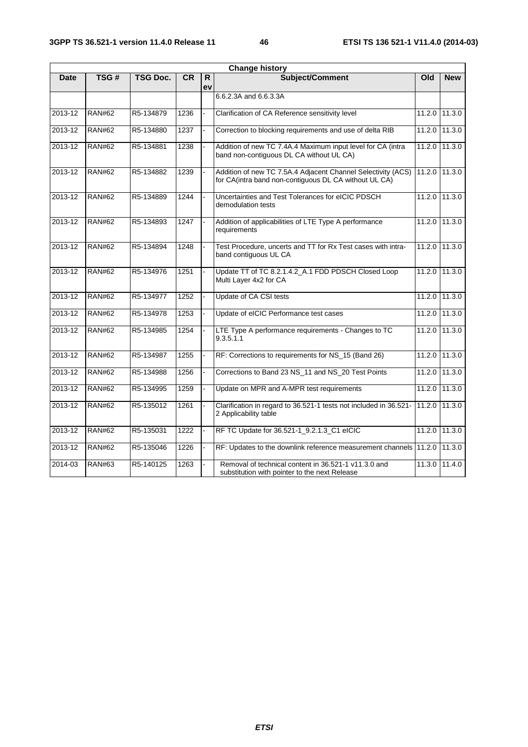| Change history | | | | | | | |
|---|---|---|---|---|---|---|---|
| **Date** | **TSG #** | **TSG Doc.** | **CR** | **Rev** | **Subject/Comment** | **Old** | **New** |
| | | | | | 6.6.2.3A and 6.6.3.3A | | |
| 2013-12 | RAN#62 | R5-134879 | 1236 | - | Clarification of CA Reference sensitivity level | 11.2.0 | 11.3.0 |
| 2013-12 | RAN#62 | R5-134880 | 1237 | - | Correction to blocking requirements and use of delta RIB | 11.2.0 | 11.3.0 |
| 2013-12 | RAN#62 | R5-134881 | 1238 | - | Addition of new TC 7.4A.4 Maximum input level for CA (intra band non-contiguous DL CA without UL CA) | 11.2.0 | 11.3.0 |
| 2013-12 | RAN#62 | R5-134882 | 1239 | - | Addition of new TC 7.5A.4 Adjacent Channel Selectivity (ACS) for CA(intra band non-contiguous DL CA without UL CA) | 11.2.0 | 11.3.0 |
| 2013-12 | RAN#62 | R5-134889 | 1244 | - | Uncertainties and Test Tolerances for eICIC PDSCH demodulation tests | 11.2.0 | 11.3.0 |
| 2013-12 | RAN#62 | R5-134893 | 1247 | - | Addition of applicabilities of LTE Type A performance requirements | 11.2.0 | 11.3.0 |
| 2013-12 | RAN#62 | R5-134894 | 1248 | - | Test Procedure, uncerts and TT for Rx Test cases with intra-band contiguous UL CA | 11.2.0 | 11.3.0 |
| 2013-12 | RAN#62 | R5-134976 | 1251 | - | Update TT of TC 8.2.1.4.2_A.1 FDD PDSCH Closed Loop Multi Layer 4x2 for CA | 11.2.0 | 11.3.0 |
| 2013-12 | RAN#62 | R5-134977 | 1252 | - | Update of CA CSI tests | 11.2.0 | 11.3.0 |
| 2013-12 | RAN#62 | R5-134978 | 1253 | - | Update of eICIC Performance test cases | 11.2.0 | 11.3.0 |
| 2013-12 | RAN#62 | R5-134985 | 1254 | - | LTE Type A performance requirements - Changes to TC 9.3.5.1.1 | 11.2.0 | 11.3.0 |
| 2013-12 | RAN#62 | R5-134987 | 1255 | - | RF: Corrections to requirements for NS_15 (Band 26) | 11.2.0 | 11.3.0 |
| 2013-12 | RAN#62 | R5-134988 | 1256 | - | Corrections to Band 23 NS_11 and NS_20 Test Points | 11.2.0 | 11.3.0 |
| 2013-12 | RAN#62 | R5-134995 | 1259 | - | Update on MPR and A-MPR test requirements | 11.2.0 | 11.3.0 |
| 2013-12 | RAN#62 | R5-135012 | 1261 | - | Clarification in regard to 36.521-1 tests not included in 36.521-2 Applicability table | 11.2.0 | 11.3.0 |
| 2013-12 | RAN#62 | R5-135031 | 1222 | - | RF TC Update for 36.521-1_9.2.1.3_C1 eICIC | 11.2.0 | 11.3.0 |
| 2013-12 | RAN#62 | R5-135046 | 1226 | - | RF: Updates to the downlink reference measurement channels | 11.2.0 | 11.3.0 |
| 2014-03 | RAN#63 | R5-140125 | 1263 | - | Removal of technical content in 36.521-1 v11.3.0 and substitution with pointer to the next Release | 11.3.0 | 11.4.0 |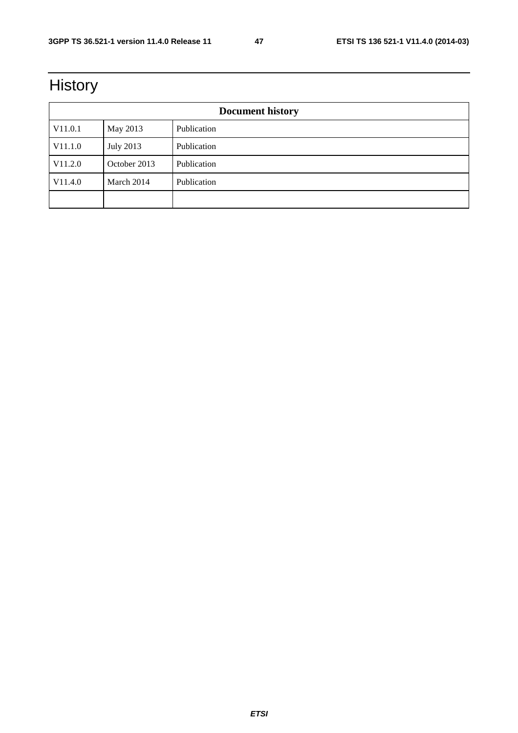# History

| Document history | | |
|---|---|---|
| V11.0.1 | May 2013 | Publication |
| V11.1.0 | July 2013 | Publication |
| V11.2.0 | October 2013 | Publication |
| V11.4.0 | March 2014 | Publication |
| | | |